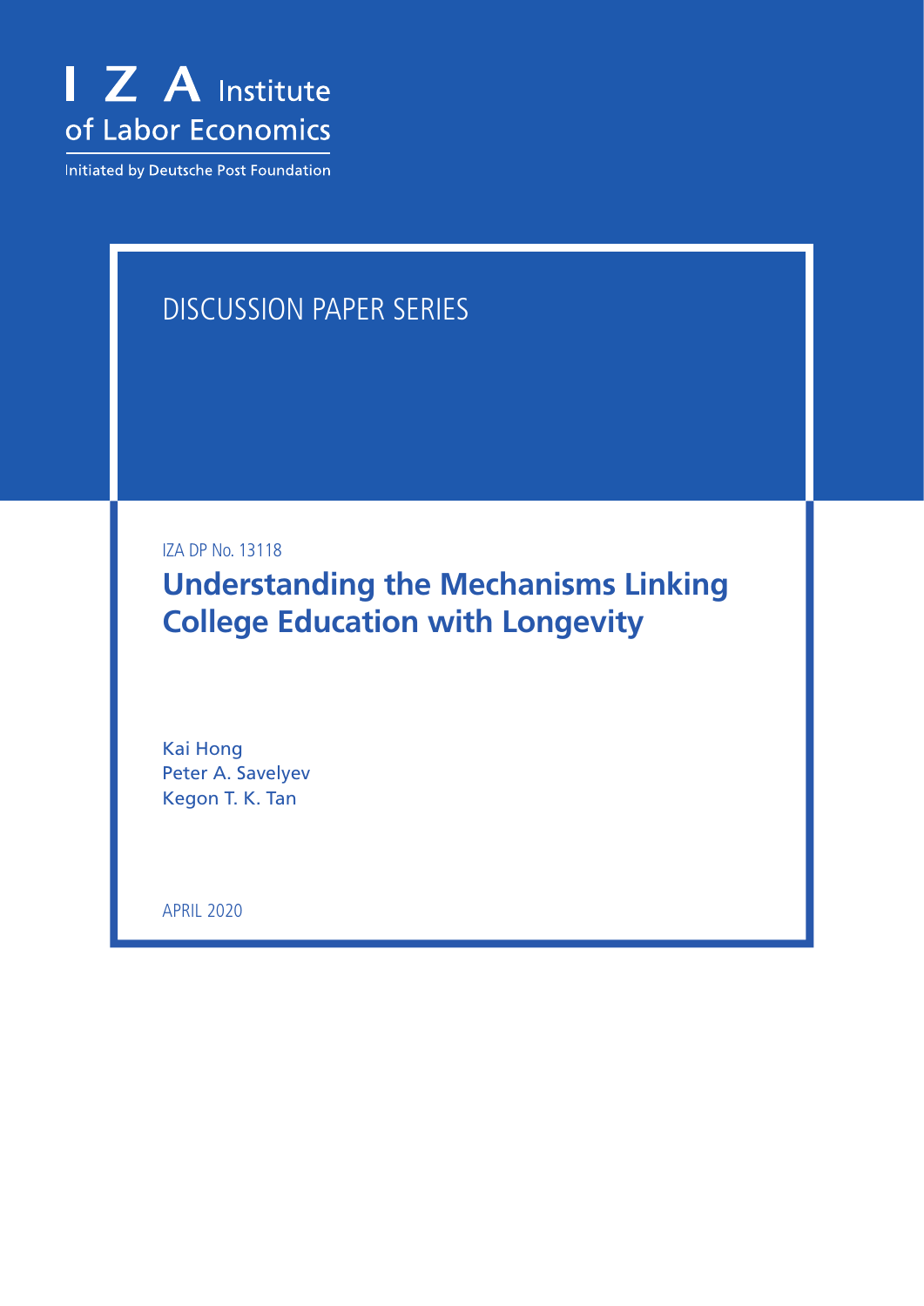I Z A Institute of Labor Economics

Initiated by Deutsche Post Foundation

DISCUSSION PAPER SERIES

IZA DP No. 13118

# Understanding the Mechanisms Linking College Education with Longevity

Kai Hong
Peter A. Savelyev
Kegon T. K. Tan

APRIL 2020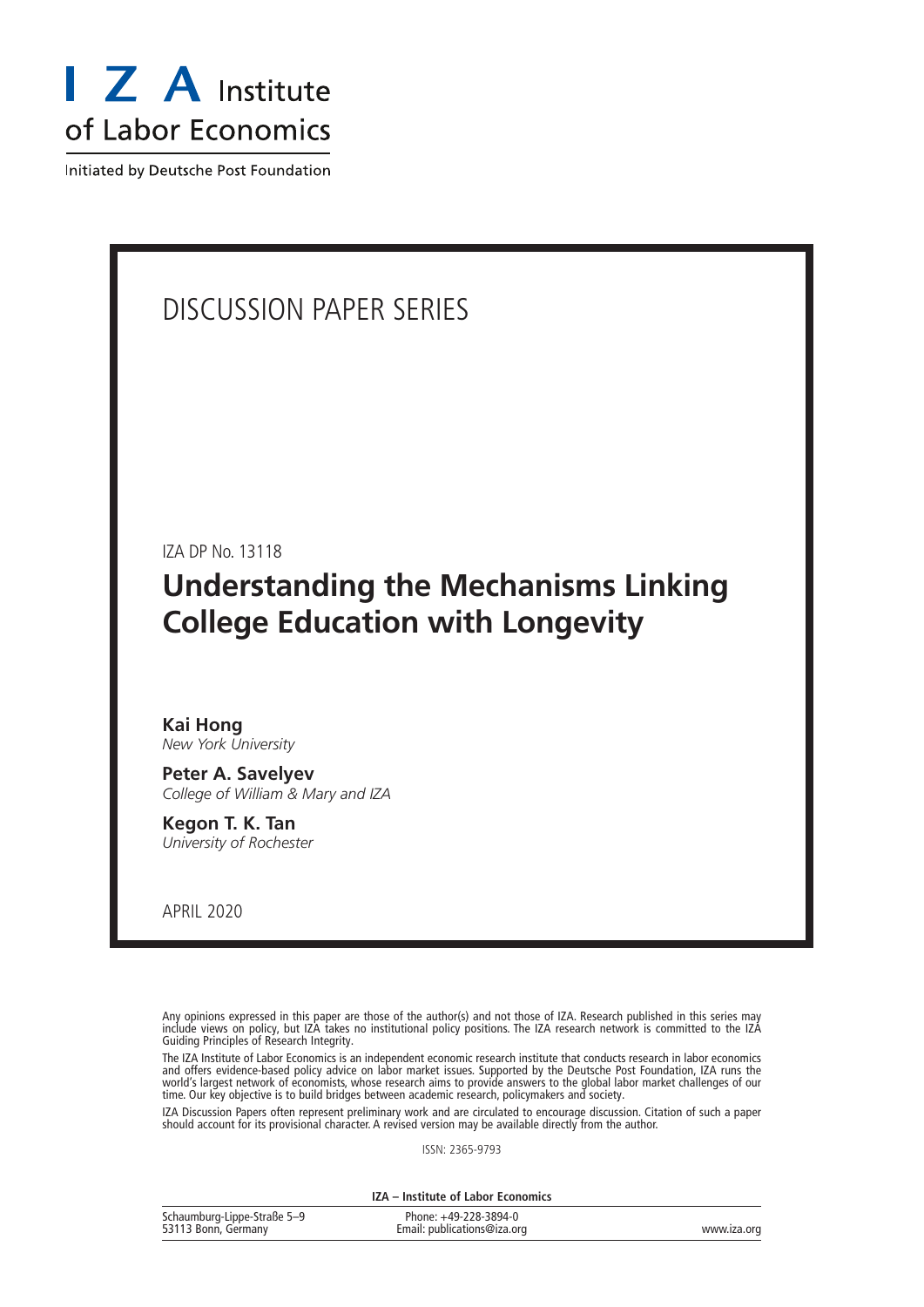I Z A Institute of Labor Economics

Initiated by Deutsche Post Foundation

DISCUSSION PAPER SERIES

IZA DP No. 13118

# Understanding the Mechanisms Linking College Education with Longevity

**Kai Hong**
*New York University*

**Peter A. Savelyev**
*College of William & Mary and IZA*

**Kegon T. K. Tan**
*University of Rochester*

APRIL 2020

Any opinions expressed in this paper are those of the author(s) and not those of IZA. Research published in this series may include views on policy, but IZA takes no institutional policy positions. The IZA research network is committed to the IZA Guiding Principles of Research Integrity.

The IZA Institute of Labor Economics is an independent economic research institute that conducts research in labor economics and offers evidence-based policy advice on labor market issues. Supported by the Deutsche Post Foundation, IZA runs the world's largest network of economists, whose research aims to provide answers to the global labor market challenges of our time. Our key objective is to build bridges between academic research, policymakers and society.

IZA Discussion Papers often represent preliminary work and are circulated to encourage discussion. Citation of such a paper should account for its provisional character. A revised version may be available directly from the author.

ISSN: 2365-9793

**IZA – Institute of Labor Economics**

| Schaumburg-Lippe-Straße 5–9 53113 Bonn, Germany | Phone: +49-228-3894-0 Email: publications@iza.org | www.iza.org |
|---|---|---|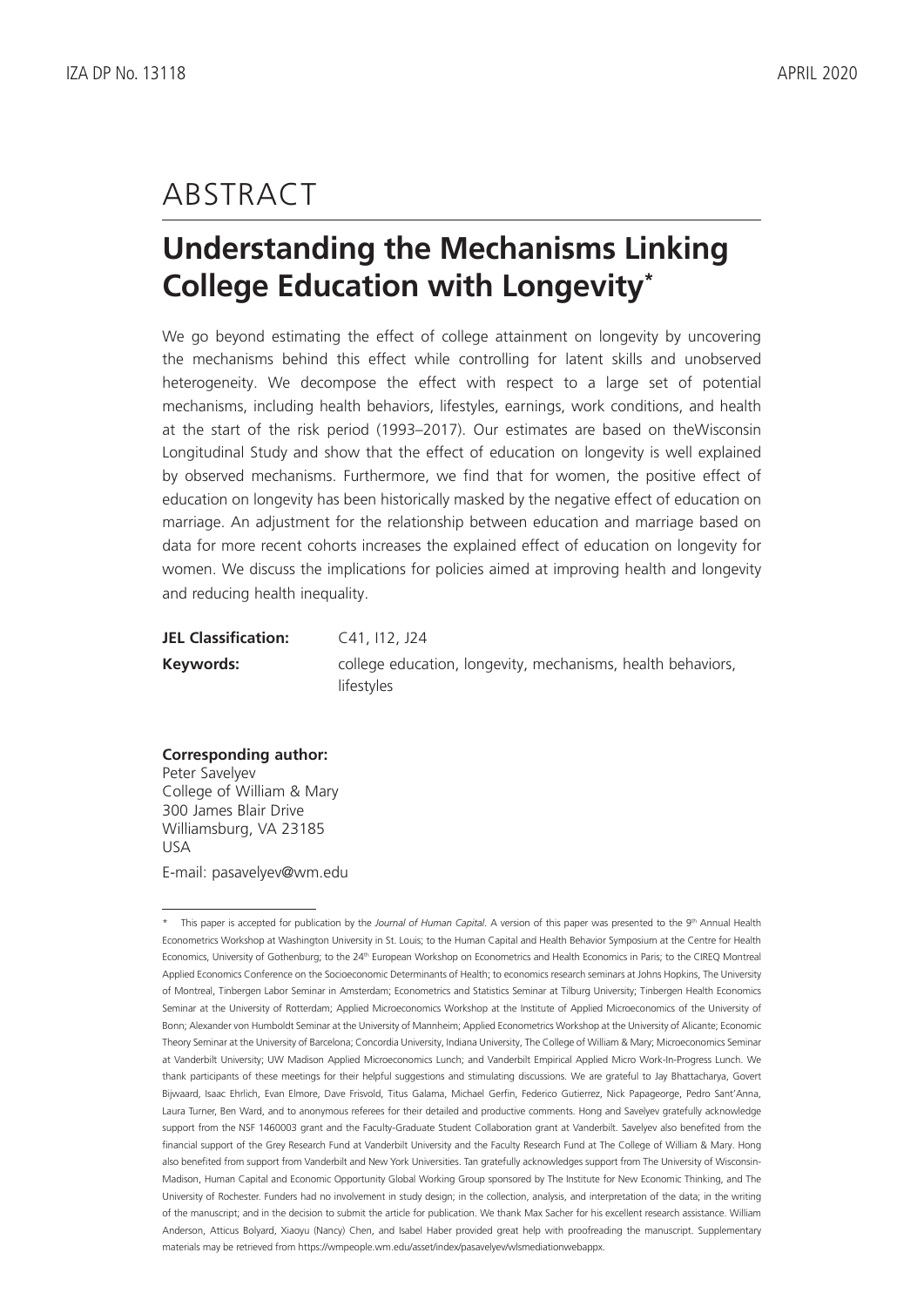# ABSTRACT

## Understanding the Mechanisms Linking College Education with Longevity*

We go beyond estimating the effect of college attainment on longevity by uncovering the mechanisms behind this effect while controlling for latent skills and unobserved heterogeneity. We decompose the effect with respect to a large set of potential mechanisms, including health behaviors, lifestyles, earnings, work conditions, and health at the start of the risk period (1993–2017). Our estimates are based on theWisconsin Longitudinal Study and show that the effect of education on longevity is well explained by observed mechanisms. Furthermore, we find that for women, the positive effect of education on longevity has been historically masked by the negative effect of education on marriage. An adjustment for the relationship between education and marriage based on data for more recent cohorts increases the explained effect of education on longevity for women. We discuss the implications for policies aimed at improving health and longevity and reducing health inequality.

**JEL Classification:** C41, I12, J24

**Keywords:** college education, longevity, mechanisms, health behaviors, lifestyles

**Corresponding author:**
Peter Savelyev
College of William & Mary
300 James Blair Drive
Williamsburg, VA 23185
USA

E-mail: pasavelyev@wm.edu

---

\* This paper is accepted for publication by the *Journal of Human Capital*. A version of this paper was presented to the 9th Annual Health Econometrics Workshop at Washington University in St. Louis; to the Human Capital and Health Behavior Symposium at the Centre for Health Economics, University of Gothenburg; to the 24th European Workshop on Econometrics and Health Economics in Paris; to the CIREQ Montreal Applied Economics Conference on the Socioeconomic Determinants of Health; to economics research seminars at Johns Hopkins, The University of Montreal, Tinbergen Labor Seminar in Amsterdam; Econometrics and Statistics Seminar at Tilburg University; Tinbergen Health Economics Seminar at the University of Rotterdam; Applied Microeconomics Workshop at the Institute of Applied Microeconomics of the University of Bonn; Alexander von Humboldt Seminar at the University of Mannheim; Applied Econometrics Workshop at the University of Alicante; Economic Theory Seminar at the University of Barcelona; Concordia University, Indiana University, The College of William & Mary; Microeconomics Seminar at Vanderbilt University; UW Madison Applied Microeconomics Lunch; and Vanderbilt Empirical Applied Micro Work-In-Progress Lunch. We thank participants of these meetings for their helpful suggestions and stimulating discussions. We are grateful to Jay Bhattacharya, Govert Bijwaard, Isaac Ehrlich, Evan Elmore, Dave Frisvold, Titus Galama, Michael Gerfin, Federico Gutierrez, Nick Papageorge, Pedro Sant'Anna, Laura Turner, Ben Ward, and to anonymous referees for their detailed and productive comments. Hong and Savelyev gratefully acknowledge support from the NSF 1460003 grant and the Faculty-Graduate Student Collaboration grant at Vanderbilt. Savelyev also benefited from the financial support of the Grey Research Fund at Vanderbilt University and the Faculty Research Fund at The College of William & Mary. Hong also benefited from support from Vanderbilt and New York Universities. Tan gratefully acknowledges support from The University of Wisconsin-Madison, Human Capital and Economic Opportunity Global Working Group sponsored by The Institute for New Economic Thinking, and The University of Rochester. Funders had no involvement in study design; in the collection, analysis, and interpretation of the data; in the writing of the manuscript; and in the decision to submit the article for publication. We thank Max Sacher for his excellent research assistance. William Anderson, Atticus Bolyard, Xiaoyu (Nancy) Chen, and Isabel Haber provided great help with proofreading the manuscript. Supplementary materials may be retrieved from https://wmpeople.wm.edu/asset/index/pasavelyev/wlsmediationwebappx.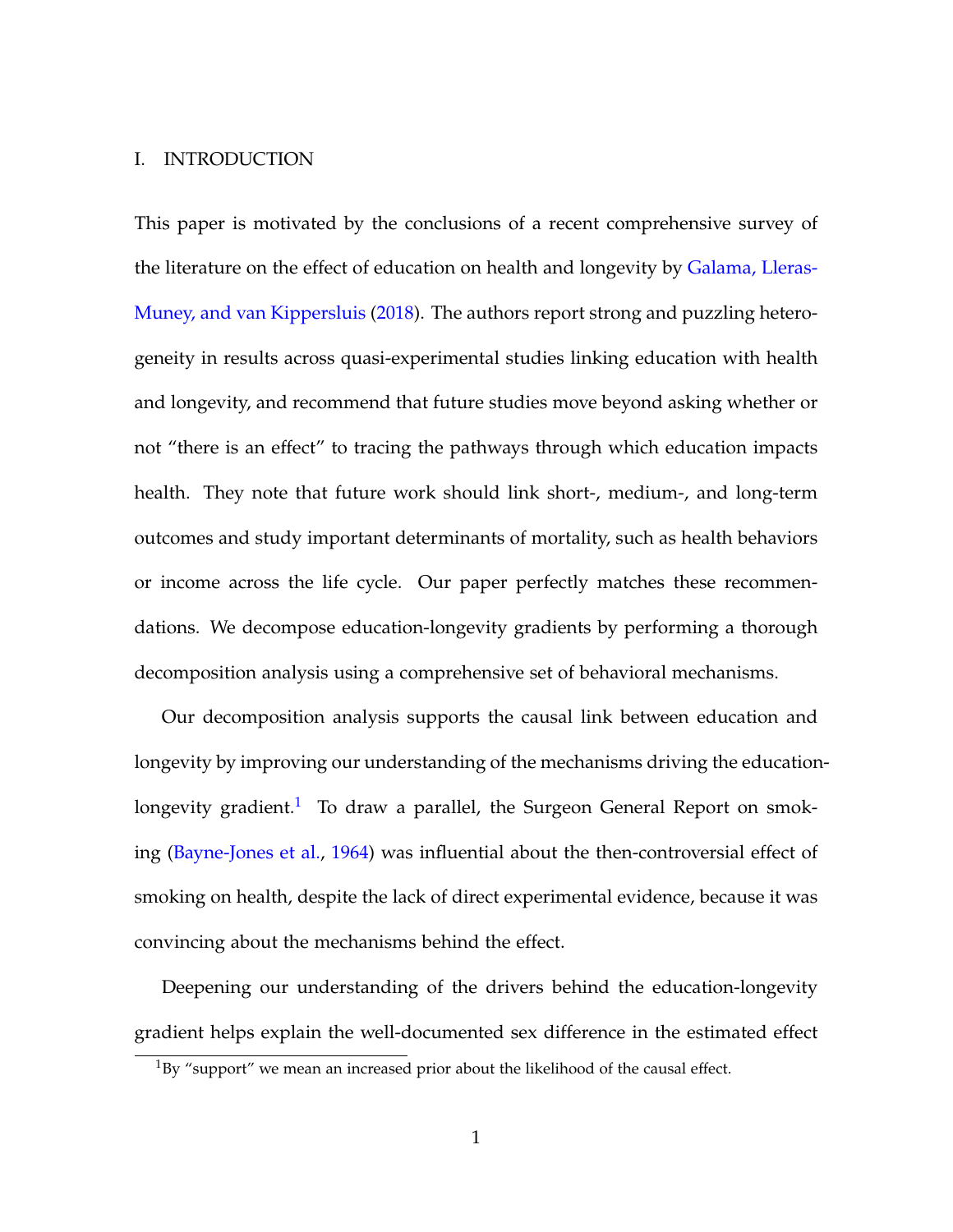# I. INTRODUCTION

This paper is motivated by the conclusions of a recent comprehensive survey of the literature on the effect of education on health and longevity by Galama, Lleras-Muney, and van Kippersluis (2018). The authors report strong and puzzling heterogeneity in results across quasi-experimental studies linking education with health and longevity, and recommend that future studies move beyond asking whether or not "there is an effect" to tracing the pathways through which education impacts health. They note that future work should link short-, medium-, and long-term outcomes and study important determinants of mortality, such as health behaviors or income across the life cycle. Our paper perfectly matches these recommendations. We decompose education-longevity gradients by performing a thorough decomposition analysis using a comprehensive set of behavioral mechanisms.

Our decomposition analysis supports the causal link between education and longevity by improving our understanding of the mechanisms driving the education-longevity gradient.[1] To draw a parallel, the Surgeon General Report on smoking (Bayne-Jones et al., 1964) was influential about the then-controversial effect of smoking on health, despite the lack of direct experimental evidence, because it was convincing about the mechanisms behind the effect.

Deepening our understanding of the drivers behind the education-longevity gradient helps explain the well-documented sex difference in the estimated effect

[1] By "support" we mean an increased prior about the likelihood of the causal effect.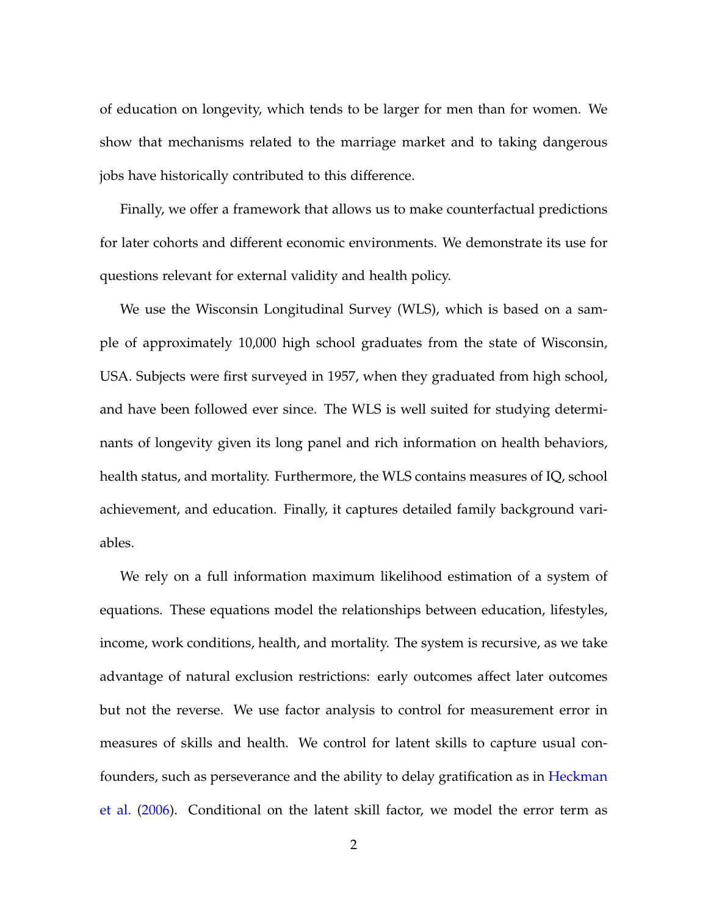of education on longevity, which tends to be larger for men than for women. We show that mechanisms related to the marriage market and to taking dangerous jobs have historically contributed to this difference.

Finally, we offer a framework that allows us to make counterfactual predictions for later cohorts and different economic environments. We demonstrate its use for questions relevant for external validity and health policy.

We use the Wisconsin Longitudinal Survey (WLS), which is based on a sample of approximately 10,000 high school graduates from the state of Wisconsin, USA. Subjects were first surveyed in 1957, when they graduated from high school, and have been followed ever since. The WLS is well suited for studying determinants of longevity given its long panel and rich information on health behaviors, health status, and mortality. Furthermore, the WLS contains measures of IQ, school achievement, and education. Finally, it captures detailed family background variables.

We rely on a full information maximum likelihood estimation of a system of equations. These equations model the relationships between education, lifestyles, income, work conditions, health, and mortality. The system is recursive, as we take advantage of natural exclusion restrictions: early outcomes affect later outcomes but not the reverse. We use factor analysis to control for measurement error in measures of skills and health. We control for latent skills to capture usual confounders, such as perseverance and the ability to delay gratification as in Heckman et al. (2006). Conditional on the latent skill factor, we model the error term as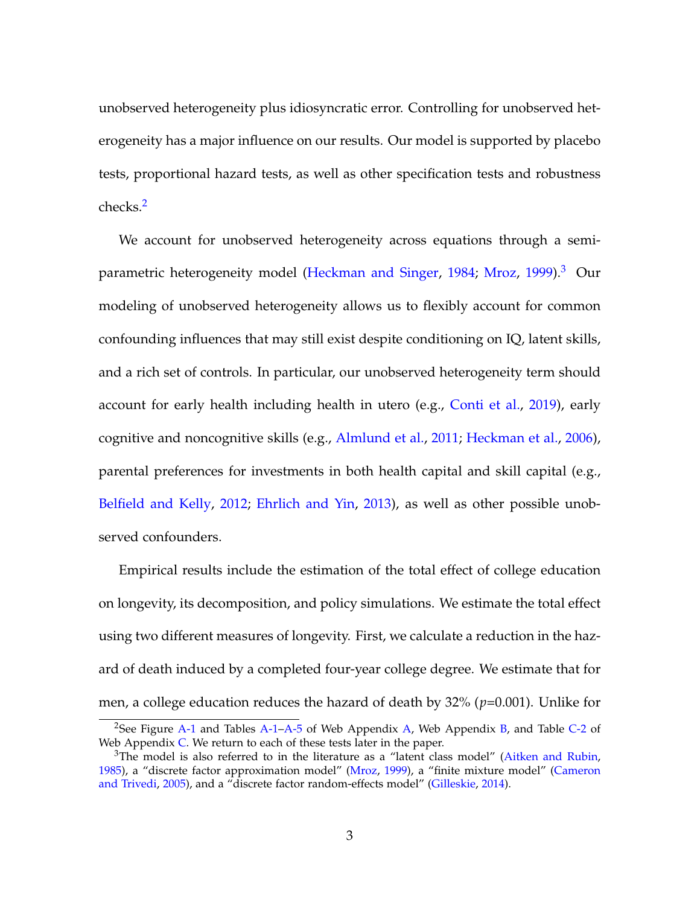unobserved heterogeneity plus idiosyncratic error. Controlling for unobserved heterogeneity has a major influence on our results. Our model is supported by placebo tests, proportional hazard tests, as well as other specification tests and robustness checks.[2]

We account for unobserved heterogeneity across equations through a semi-parametric heterogeneity model (Heckman and Singer, 1984; Mroz, 1999).[3] Our modeling of unobserved heterogeneity allows us to flexibly account for common confounding influences that may still exist despite conditioning on IQ, latent skills, and a rich set of controls. In particular, our unobserved heterogeneity term should account for early health including health in utero (e.g., Conti et al., 2019), early cognitive and noncognitive skills (e.g., Almlund et al., 2011; Heckman et al., 2006), parental preferences for investments in both health capital and skill capital (e.g., Belfield and Kelly, 2012; Ehrlich and Yin, 2013), as well as other possible unobserved confounders.

Empirical results include the estimation of the total effect of college education on longevity, its decomposition, and policy simulations. We estimate the total effect using two different measures of longevity. First, we calculate a reduction in the hazard of death induced by a completed four-year college degree. We estimate that for men, a college education reduces the hazard of death by 32% ($p$=0.001). Unlike for

[2] See Figure A-1 and Tables A-1–A-5 of Web Appendix A, Web Appendix B, and Table C-2 of Web Appendix C. We return to each of these tests later in the paper.

[3] The model is also referred to in the literature as a "latent class model" (Aitken and Rubin, 1985), a "discrete factor approximation model" (Mroz, 1999), a "finite mixture model" (Cameron and Trivedi, 2005), and a "discrete factor random-effects model" (Gilleskie, 2014).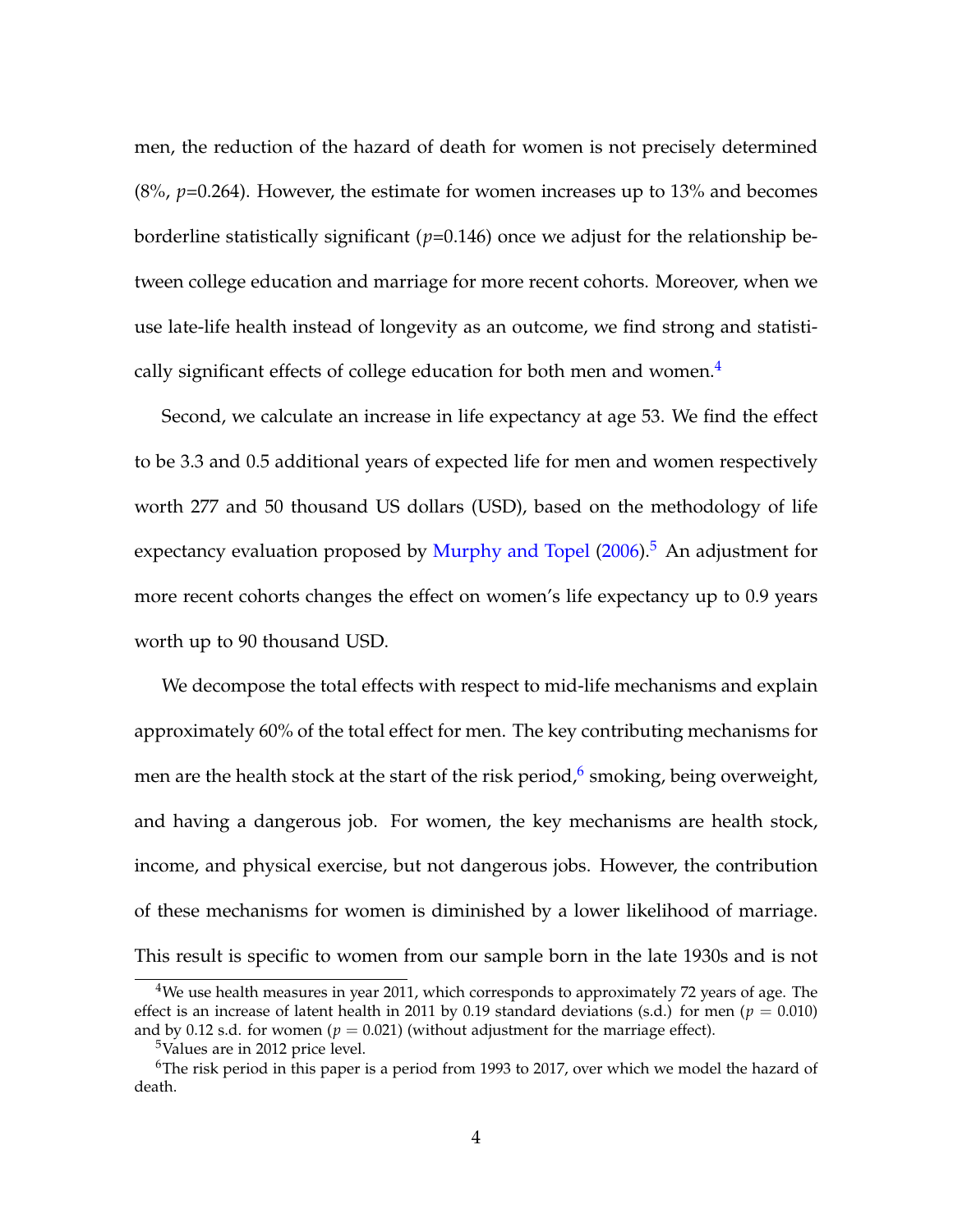men, the reduction of the hazard of death for women is not precisely determined (8%, $p$=0.264). However, the estimate for women increases up to 13% and becomes borderline statistically significant ($p$=0.146) once we adjust for the relationship between college education and marriage for more recent cohorts. Moreover, when we use late-life health instead of longevity as an outcome, we find strong and statistically significant effects of college education for both men and women.[4]

Second, we calculate an increase in life expectancy at age 53. We find the effect to be 3.3 and 0.5 additional years of expected life for men and women respectively worth 277 and 50 thousand US dollars (USD), based on the methodology of life expectancy evaluation proposed by Murphy and Topel (2006).[5] An adjustment for more recent cohorts changes the effect on women's life expectancy up to 0.9 years worth up to 90 thousand USD.

We decompose the total effects with respect to mid-life mechanisms and explain approximately 60% of the total effect for men. The key contributing mechanisms for men are the health stock at the start of the risk period,[6] smoking, being overweight, and having a dangerous job. For women, the key mechanisms are health stock, income, and physical exercise, but not dangerous jobs. However, the contribution of these mechanisms for women is diminished by a lower likelihood of marriage. This result is specific to women from our sample born in the late 1930s and is not

[4] We use health measures in year 2011, which corresponds to approximately 72 years of age. The effect is an increase of latent health in 2011 by 0.19 standard deviations (s.d.) for men ($p = 0.010$) and by 0.12 s.d. for women ($p = 0.021$) (without adjustment for the marriage effect).

[5] Values are in 2012 price level.

[6] The risk period in this paper is a period from 1993 to 2017, over which we model the hazard of death.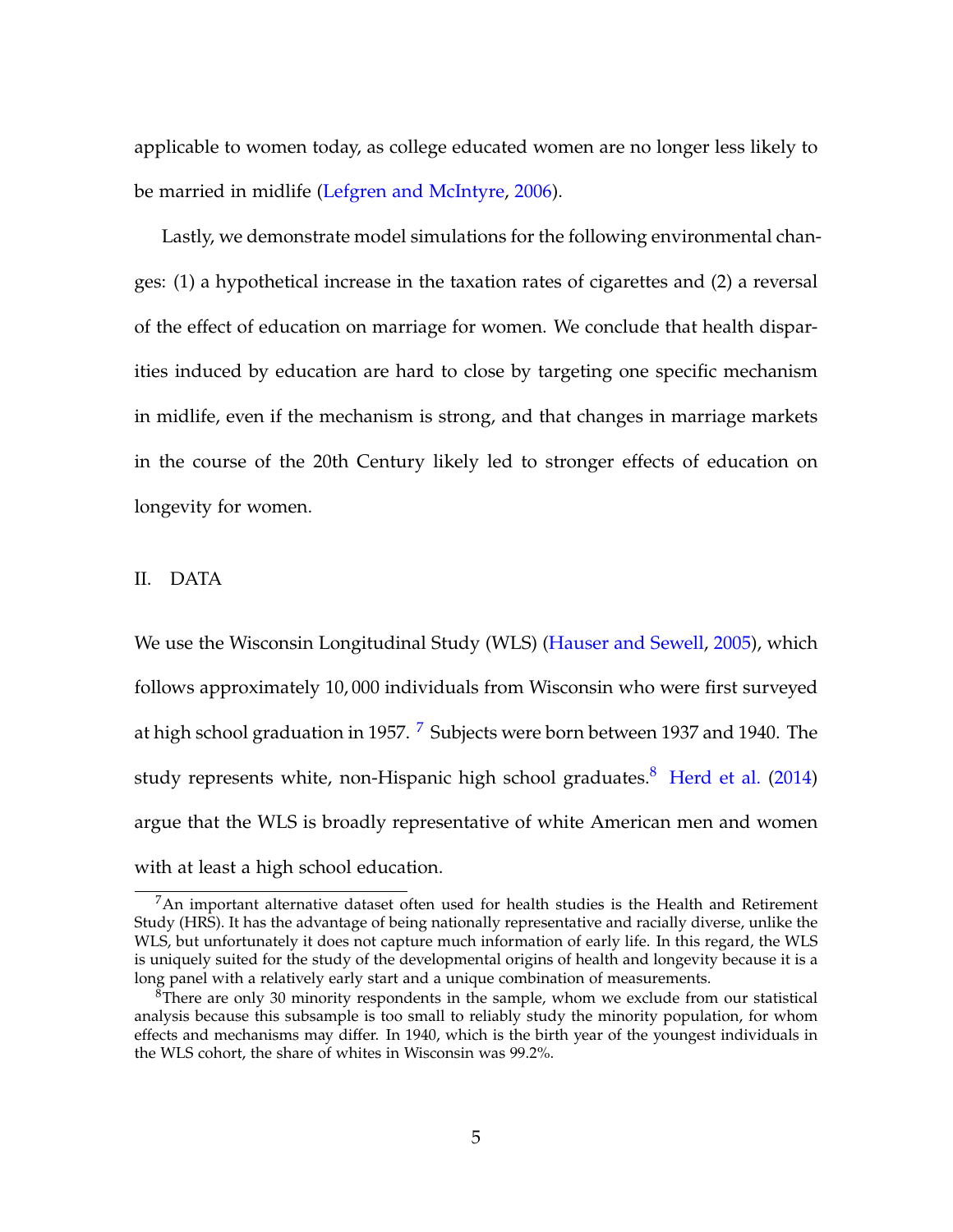applicable to women today, as college educated women are no longer less likely to be married in midlife (Lefgren and McIntyre, 2006).

Lastly, we demonstrate model simulations for the following environmental changes: (1) a hypothetical increase in the taxation rates of cigarettes and (2) a reversal of the effect of education on marriage for women. We conclude that health disparities induced by education are hard to close by targeting one specific mechanism in midlife, even if the mechanism is strong, and that changes in marriage markets in the course of the 20th Century likely led to stronger effects of education on longevity for women.

## II. DATA

We use the Wisconsin Longitudinal Study (WLS) (Hauser and Sewell, 2005), which follows approximately 10,000 individuals from Wisconsin who were first surveyed at high school graduation in 1957. [7] Subjects were born between 1937 and 1940. The study represents white, non-Hispanic high school graduates.[8] Herd et al. (2014) argue that the WLS is broadly representative of white American men and women with at least a high school education.

[7] An important alternative dataset often used for health studies is the Health and Retirement Study (HRS). It has the advantage of being nationally representative and racially diverse, unlike the WLS, but unfortunately it does not capture much information of early life. In this regard, the WLS is uniquely suited for the study of the developmental origins of health and longevity because it is a long panel with a relatively early start and a unique combination of measurements.

[8] There are only 30 minority respondents in the sample, whom we exclude from our statistical analysis because this subsample is too small to reliably study the minority population, for whom effects and mechanisms may differ. In 1940, which is the birth year of the youngest individuals in the WLS cohort, the share of whites in Wisconsin was 99.2%.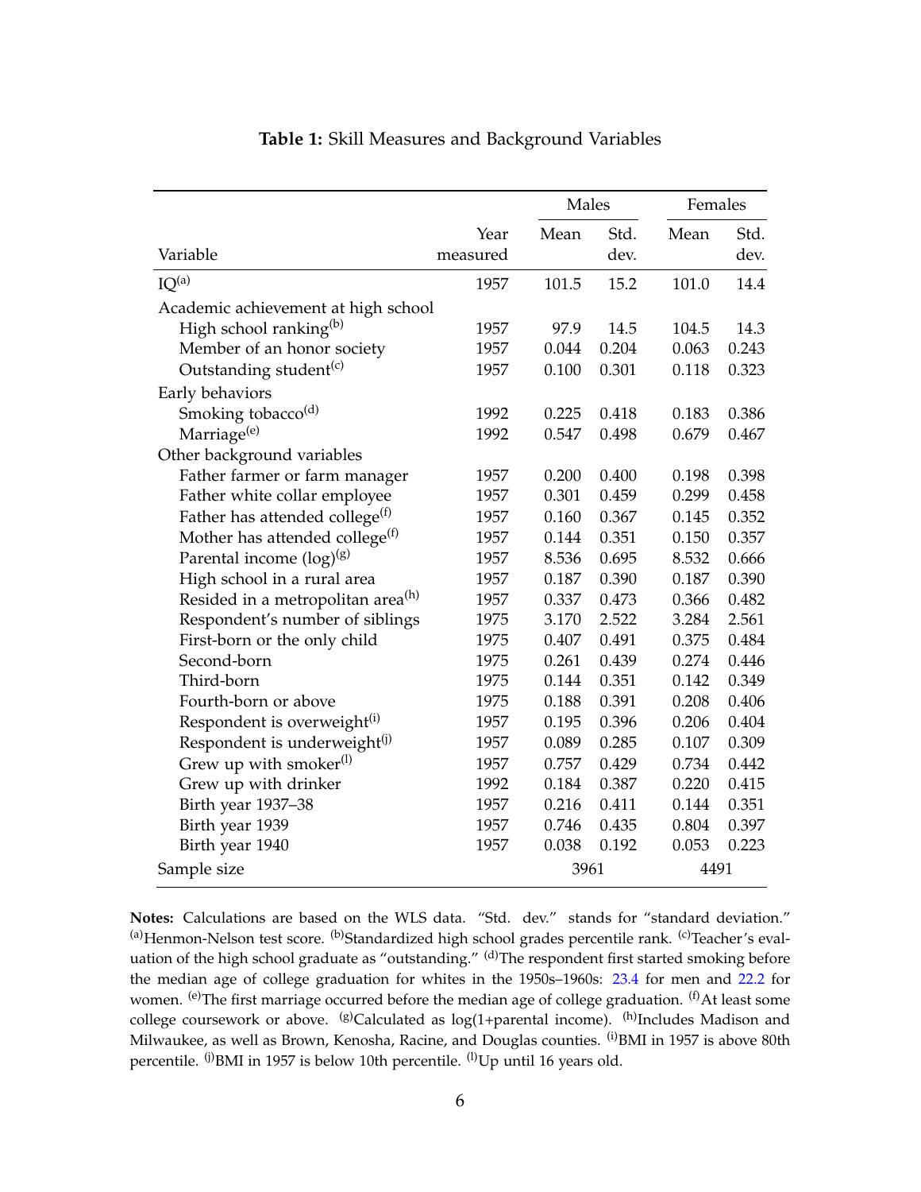**Table 1:** Skill Measures and Background Variables

| Variable | Year measured | Males | | Females | |
|---|---|---|---|---|---|
| | | Mean | Std. dev. | Mean | Std. dev. |
| IQ[(a)] | 1957 | 101.5 | 15.2 | 101.0 | 14.4 |
| Academic achievement at high school | | | | | |
| High school ranking[(b)] | 1957 | 97.9 | 14.5 | 104.5 | 14.3 |
| Member of an honor society | 1957 | 0.044 | 0.204 | 0.063 | 0.243 |
| Outstanding student[(c)] | 1957 | 0.100 | 0.301 | 0.118 | 0.323 |
| Early behaviors | | | | | |
| Smoking tobacco[(d)] | 1992 | 0.225 | 0.418 | 0.183 | 0.386 |
| Marriage[(e)] | 1992 | 0.547 | 0.498 | 0.679 | 0.467 |
| Other background variables | | | | | |
| Father farmer or farm manager | 1957 | 0.200 | 0.400 | 0.198 | 0.398 |
| Father white collar employee | 1957 | 0.301 | 0.459 | 0.299 | 0.458 |
| Father has attended college[(f)] | 1957 | 0.160 | 0.367 | 0.145 | 0.352 |
| Mother has attended college[(f)] | 1957 | 0.144 | 0.351 | 0.150 | 0.357 |
| Parental income (log)[(g)] | 1957 | 8.536 | 0.695 | 8.532 | 0.666 |
| High school in a rural area | 1957 | 0.187 | 0.390 | 0.187 | 0.390 |
| Resided in a metropolitan area[(h)] | 1957 | 0.337 | 0.473 | 0.366 | 0.482 |
| Respondent's number of siblings | 1975 | 3.170 | 2.522 | 3.284 | 2.561 |
| First-born or the only child | 1975 | 0.407 | 0.491 | 0.375 | 0.484 |
| Second-born | 1975 | 0.261 | 0.439 | 0.274 | 0.446 |
| Third-born | 1975 | 0.144 | 0.351 | 0.142 | 0.349 |
| Fourth-born or above | 1975 | 0.188 | 0.391 | 0.208 | 0.406 |
| Respondent is overweight[(i)] | 1957 | 0.195 | 0.396 | 0.206 | 0.404 |
| Respondent is underweight[(j)] | 1957 | 0.089 | 0.285 | 0.107 | 0.309 |
| Grew up with smoker[(l)] | 1957 | 0.757 | 0.429 | 0.734 | 0.442 |
| Grew up with drinker | 1992 | 0.184 | 0.387 | 0.220 | 0.415 |
| Birth year 1937–38 | 1957 | 0.216 | 0.411 | 0.144 | 0.351 |
| Birth year 1939 | 1957 | 0.746 | 0.435 | 0.804 | 0.397 |
| Birth year 1940 | 1957 | 0.038 | 0.192 | 0.053 | 0.223 |
| Sample size | | 3961 | | 4491 | |

**Notes:** Calculations are based on the WLS data. "Std. dev." stands for "standard deviation." [(a)]Henmon-Nelson test score. [(b)]Standardized high school grades percentile rank. [(c)]Teacher's evaluation of the high school graduate as "outstanding." [(d)]The respondent first started smoking before the median age of college graduation for whites in the 1950s–1960s: 23.4 for men and 22.2 for women. [(e)]The first marriage occurred before the median age of college graduation. [(f)]At least some college coursework or above. [(g)]Calculated as log(1+parental income). [(h)]Includes Madison and Milwaukee, as well as Brown, Kenosha, Racine, and Douglas counties. [(i)]BMI in 1957 is above 80th percentile. [(j)]BMI in 1957 is below 10th percentile. [(l)]Up until 16 years old.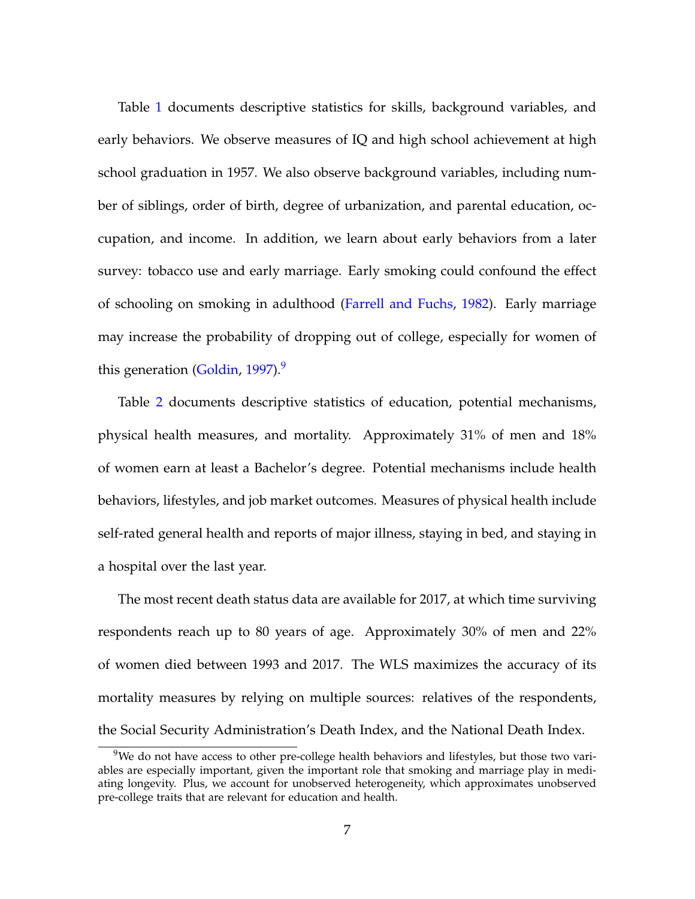Table 1 documents descriptive statistics for skills, background variables, and early behaviors. We observe measures of IQ and high school achievement at high school graduation in 1957. We also observe background variables, including number of siblings, order of birth, degree of urbanization, and parental education, occupation, and income. In addition, we learn about early behaviors from a later survey: tobacco use and early marriage. Early smoking could confound the effect of schooling on smoking in adulthood (Farrell and Fuchs, 1982). Early marriage may increase the probability of dropping out of college, especially for women of this generation (Goldin, 1997).[9]

Table 2 documents descriptive statistics of education, potential mechanisms, physical health measures, and mortality. Approximately 31% of men and 18% of women earn at least a Bachelor's degree. Potential mechanisms include health behaviors, lifestyles, and job market outcomes. Measures of physical health include self-rated general health and reports of major illness, staying in bed, and staying in a hospital over the last year.

The most recent death status data are available for 2017, at which time surviving respondents reach up to 80 years of age. Approximately 30% of men and 22% of women died between 1993 and 2017. The WLS maximizes the accuracy of its mortality measures by relying on multiple sources: relatives of the respondents, the Social Security Administration's Death Index, and the National Death Index.

[9]We do not have access to other pre-college health behaviors and lifestyles, but those two variables are especially important, given the important role that smoking and marriage play in mediating longevity. Plus, we account for unobserved heterogeneity, which approximates unobserved pre-college traits that are relevant for education and health.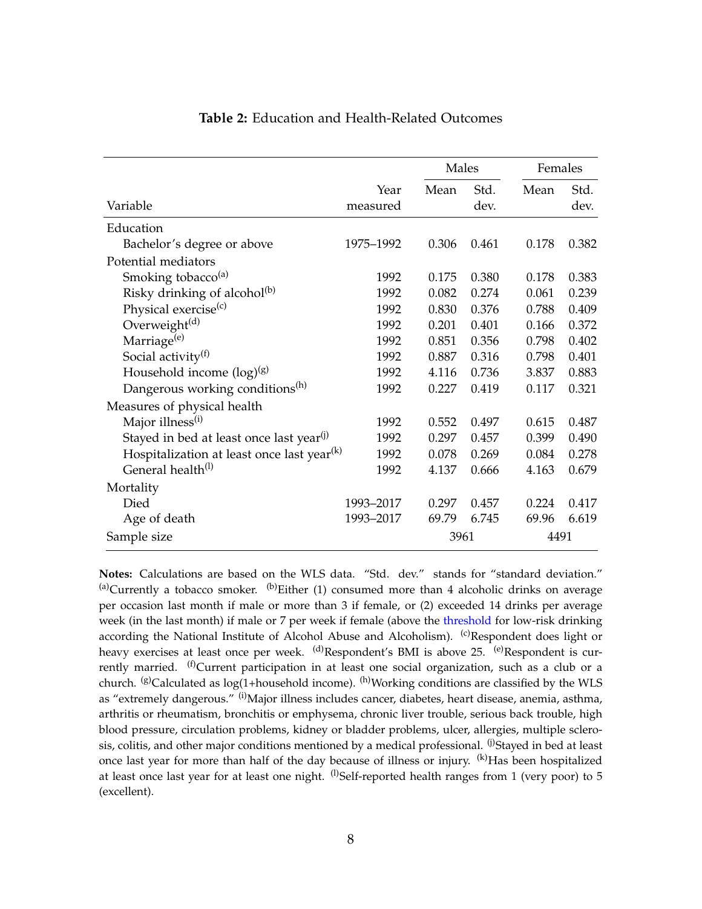**Table 2:** Education and Health-Related Outcomes

| Variable | Year measured | Males | | Females | |
|---|---|---|---|---|---|
| | | Mean | Std. dev. | Mean | Std. dev. |
| Education | | | | | |
| Bachelor's degree or above | 1975–1992 | 0.306 | 0.461 | 0.178 | 0.382 |
| Potential mediators | | | | | |
| Smoking tobacco[(a)] | 1992 | 0.175 | 0.380 | 0.178 | 0.383 |
| Risky drinking of alcohol[(b)] | 1992 | 0.082 | 0.274 | 0.061 | 0.239 |
| Physical exercise[(c)] | 1992 | 0.830 | 0.376 | 0.788 | 0.409 |
| Overweight[(d)] | 1992 | 0.201 | 0.401 | 0.166 | 0.372 |
| Marriage[(e)] | 1992 | 0.851 | 0.356 | 0.798 | 0.402 |
| Social activity[(f)] | 1992 | 0.887 | 0.316 | 0.798 | 0.401 |
| Household income (log)[(g)] | 1992 | 4.116 | 0.736 | 3.837 | 0.883 |
| Dangerous working conditions[(h)] | 1992 | 0.227 | 0.419 | 0.117 | 0.321 |
| Measures of physical health | | | | | |
| Major illness[(i)] | 1992 | 0.552 | 0.497 | 0.615 | 0.487 |
| Stayed in bed at least once last year[(j)] | 1992 | 0.297 | 0.457 | 0.399 | 0.490 |
| Hospitalization at least once last year[(k)] | 1992 | 0.078 | 0.269 | 0.084 | 0.278 |
| General health[(l)] | 1992 | 4.137 | 0.666 | 4.163 | 0.679 |
| Mortality | | | | | |
| Died | 1993–2017 | 0.297 | 0.457 | 0.224 | 0.417 |
| Age of death | 1993–2017 | 69.79 | 6.745 | 69.96 | 6.619 |
| Sample size | | 3961 | | 4491 | |

**Notes:** Calculations are based on the WLS data. "Std. dev." stands for "standard deviation." [(a)]Currently a tobacco smoker. [(b)]Either (1) consumed more than 4 alcoholic drinks on average per occasion last month if male or more than 3 if female, or (2) exceeded 14 drinks per average week (in the last month) if male or 7 per week if female (above the threshold for low-risk drinking according the National Institute of Alcohol Abuse and Alcoholism). [(c)]Respondent does light or heavy exercises at least once per week. [(d)]Respondent's BMI is above 25. [(e)]Respondent is currently married. [(f)]Current participation in at least one social organization, such as a club or a church. [(g)]Calculated as log(1+household income). [(h)]Working conditions are classified by the WLS as "extremely dangerous." [(i)]Major illness includes cancer, diabetes, heart disease, anemia, asthma, arthritis or rheumatism, bronchitis or emphysema, chronic liver trouble, serious back trouble, high blood pressure, circulation problems, kidney or bladder problems, ulcer, allergies, multiple sclerosis, colitis, and other major conditions mentioned by a medical professional. [(j)]Stayed in bed at least once last year for more than half of the day because of illness or injury. [(k)]Has been hospitalized at least once last year for at least one night. [(l)]Self-reported health ranges from 1 (very poor) to 5 (excellent).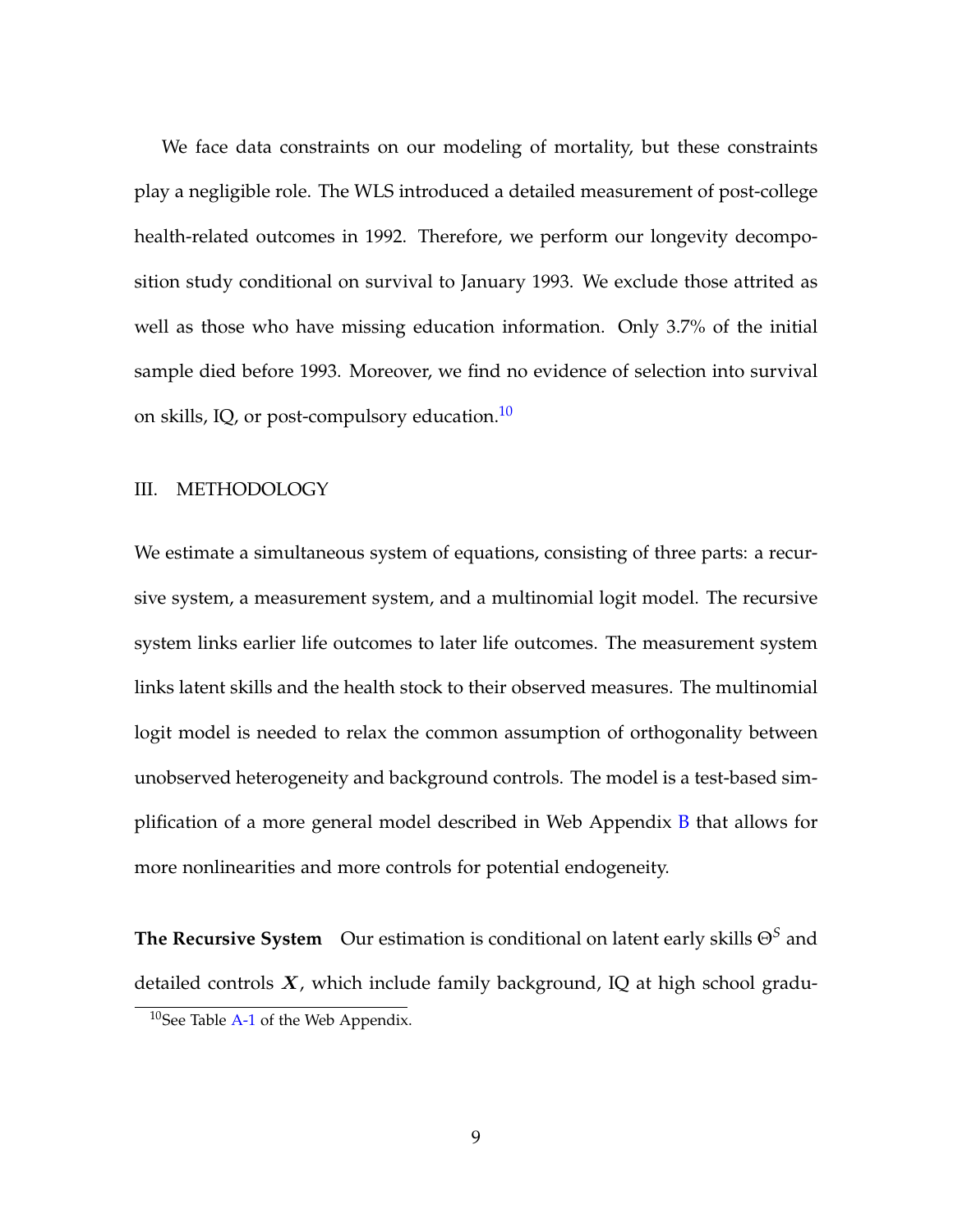We face data constraints on our modeling of mortality, but these constraints play a negligible role. The WLS introduced a detailed measurement of post-college health-related outcomes in 1992. Therefore, we perform our longevity decomposition study conditional on survival to January 1993. We exclude those attrited as well as those who have missing education information. Only 3.7% of the initial sample died before 1993. Moreover, we find no evidence of selection into survival on skills, IQ, or post-compulsory education.[10]

## III. METHODOLOGY

We estimate a simultaneous system of equations, consisting of three parts: a recursive system, a measurement system, and a multinomial logit model. The recursive system links earlier life outcomes to later life outcomes. The measurement system links latent skills and the health stock to their observed measures. The multinomial logit model is needed to relax the common assumption of orthogonality between unobserved heterogeneity and background controls. The model is a test-based simplification of a more general model described in Web Appendix B that allows for more nonlinearities and more controls for potential endogeneity.

**The Recursive System** Our estimation is conditional on latent early skills $\Theta^S$ and detailed controls $\boldsymbol{X}$, which include family background, IQ at high school gradu-

[10] See Table A-1 of the Web Appendix.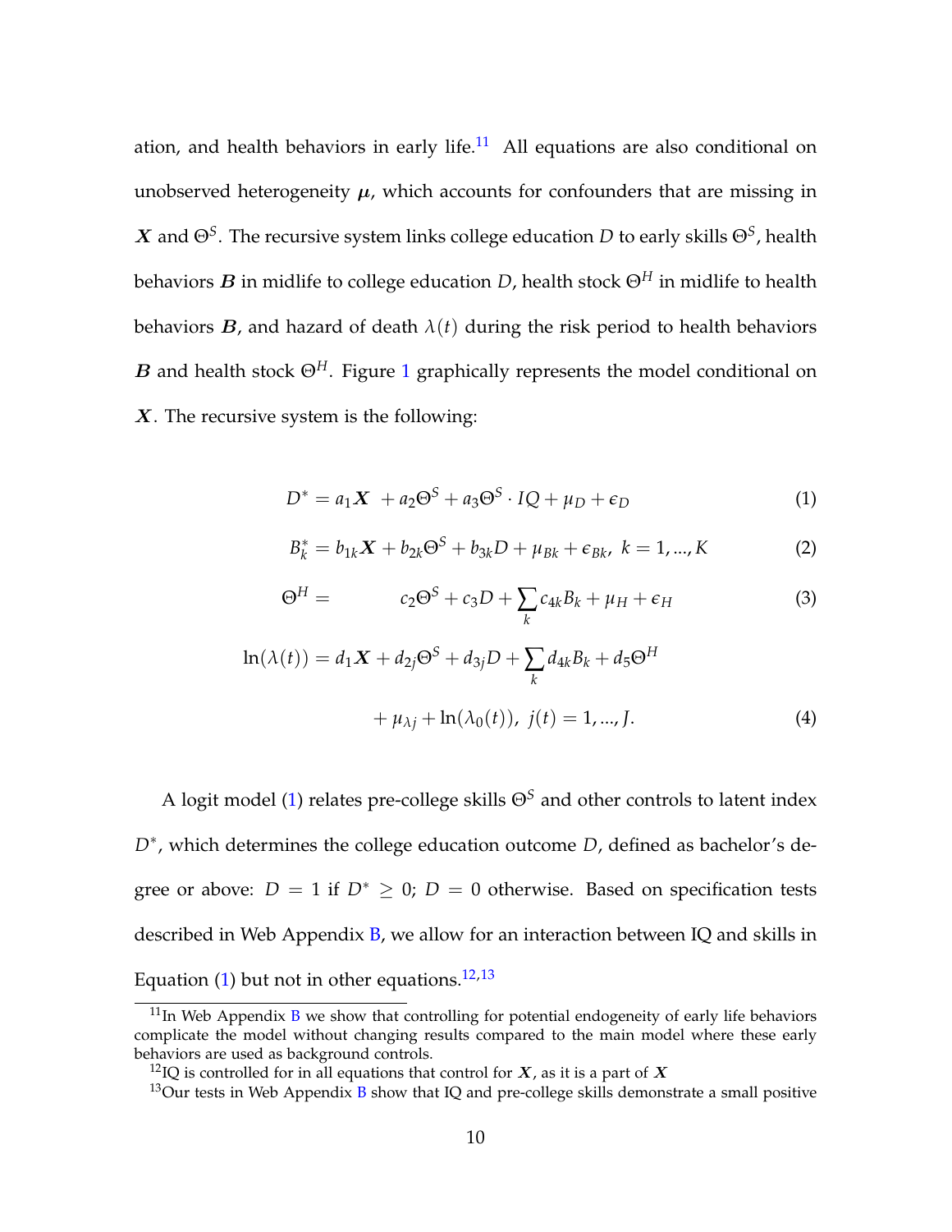ation, and health behaviors in early life.[11] All equations are also conditional on unobserved heterogeneity $\boldsymbol{\mu}$, which accounts for confounders that are missing in $\boldsymbol{X}$ and $\Theta^S$. The recursive system links college education $D$ to early skills $\Theta^S$, health behaviors $\boldsymbol{B}$ in midlife to college education $D$, health stock $\Theta^H$ in midlife to health behaviors $\boldsymbol{B}$, and hazard of death $\lambda(t)$ during the risk period to health behaviors $\boldsymbol{B}$ and health stock $\Theta^H$. Figure 1 graphically represents the model conditional on $\boldsymbol{X}$. The recursive system is the following:

$$D^* = a_1\boldsymbol{X} \ + a_2\Theta^S + a_3\Theta^S \cdot IQ + \mu_D + \epsilon_D \tag{1}$$

$$B_k^* = b_{1k}\boldsymbol{X} + b_{2k}\Theta^S + b_{3k}D + \mu_{Bk} + \epsilon_{Bk}, \ k = 1, ..., K \tag{2}$$

$$\Theta^H = \qquad c_2\Theta^S + c_3 D + \sum_k c_{4k}B_k + \mu_H + \epsilon_H \tag{3}$$

$$\ln(\lambda(t)) = d_1\boldsymbol{X} + d_{2j}\Theta^S + d_{3j}D + \sum_k d_{4k}B_k + d_5\Theta^H + \mu_{\lambda j} + \ln(\lambda_0(t)), \ j(t) = 1, ..., J. \tag{4}$$

A logit model (1) relates pre-college skills $\Theta^S$ and other controls to latent index $D^*$, which determines the college education outcome $D$, defined as bachelor's degree or above: $D = 1$ if $D^* \geq 0$; $D = 0$ otherwise. Based on specification tests described in Web Appendix B, we allow for an interaction between IQ and skills in Equation (1) but not in other equations.[12,13]

[11] In Web Appendix B we show that controlling for potential endogeneity of early life behaviors complicate the model without changing results compared to the main model where these early behaviors are used as background controls.

[12] IQ is controlled for in all equations that control for $\boldsymbol{X}$, as it is a part of $\boldsymbol{X}$

[13] Our tests in Web Appendix B show that IQ and pre-college skills demonstrate a small positive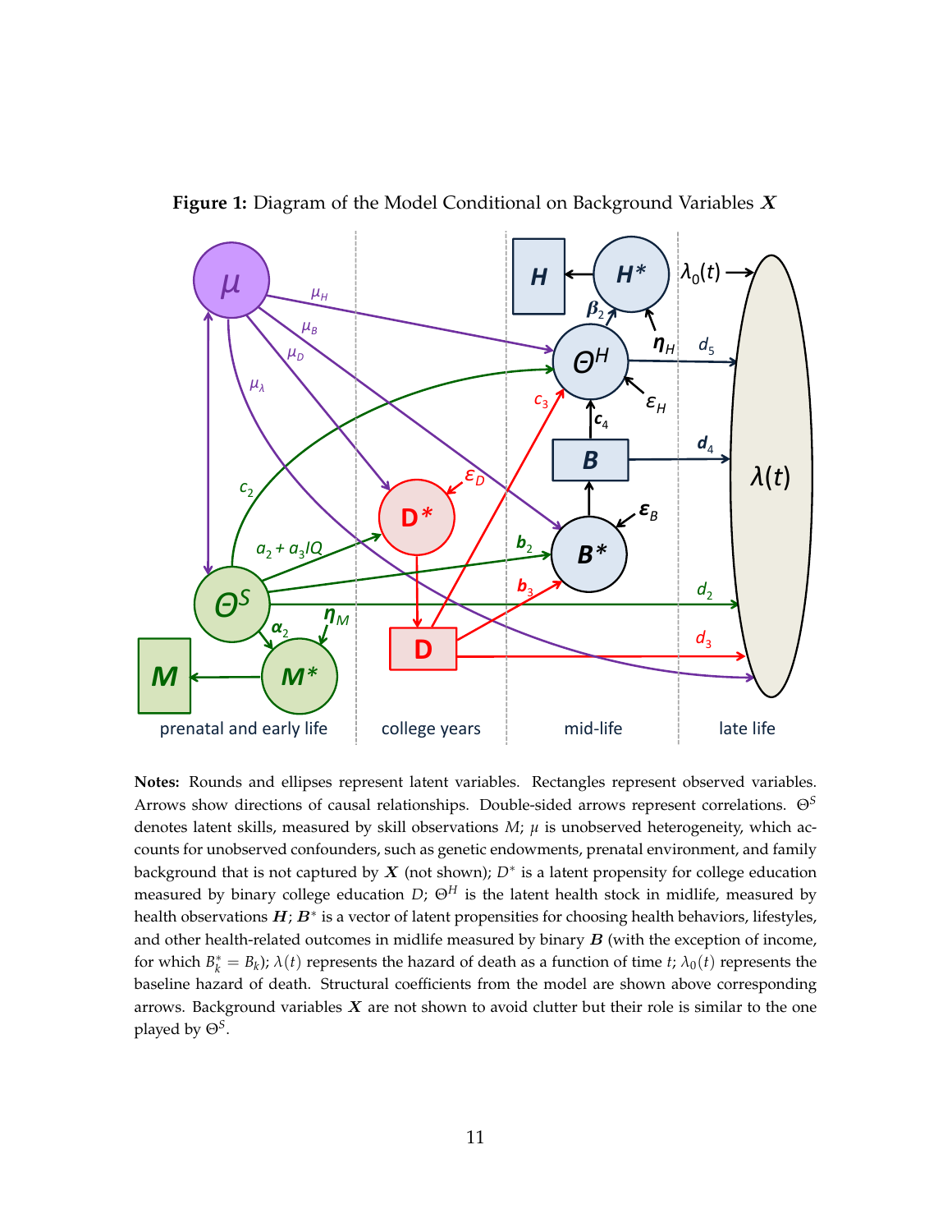**Figure 1:** Diagram of the Model Conditional on Background Variables $\boldsymbol{X}$

**Notes:** Rounds and ellipses represent latent variables. Rectangles represent observed variables. Arrows show directions of causal relationships. Double-sided arrows represent correlations. $\Theta^S$ denotes latent skills, measured by skill observations $M$; $\mu$ is unobserved heterogeneity, which accounts for unobserved confounders, such as genetic endowments, prenatal environment, and family background that is not captured by $\boldsymbol{X}$ (not shown); $D^*$ is a latent propensity for college education measured by binary college education $D$; $\Theta^H$ is the latent health stock in midlife, measured by health observations $\boldsymbol{H}$; $\boldsymbol{B}^*$ is a vector of latent propensities for choosing health behaviors, lifestyles, and other health-related outcomes in midlife measured by binary $\boldsymbol{B}$ (with the exception of income, for which $B_k^* = B_k$); $\lambda(t)$ represents the hazard of death as a function of time $t$; $\lambda_0(t)$ represents the baseline hazard of death. Structural coefficients from the model are shown above corresponding arrows. Background variables $\boldsymbol{X}$ are not shown to avoid clutter but their role is similar to the one played by $\Theta^S$.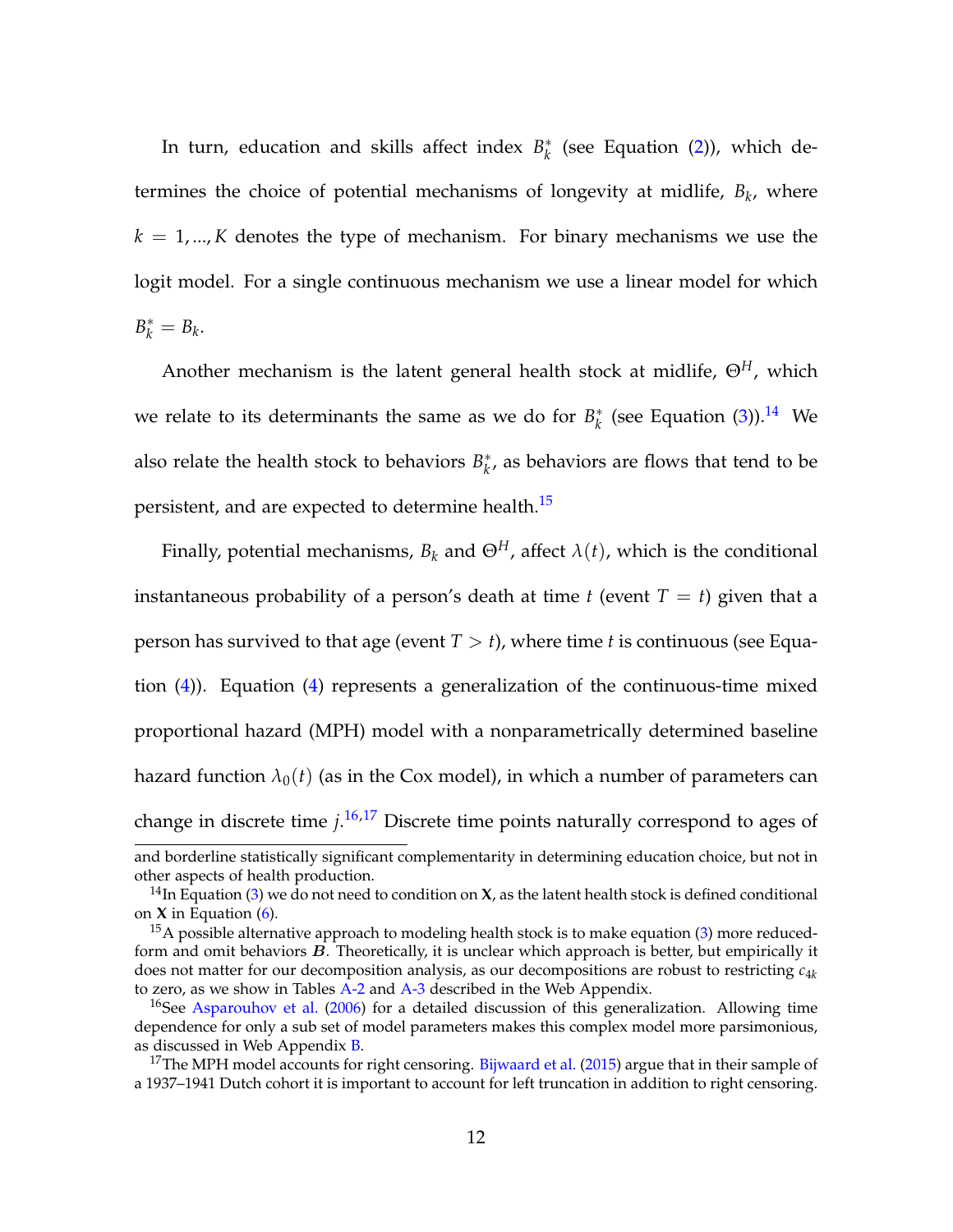In turn, education and skills affect index $B_k^*$ (see Equation (2)), which determines the choice of potential mechanisms of longevity at midlife, $B_k$, where $k = 1, ..., K$ denotes the type of mechanism. For binary mechanisms we use the logit model. For a single continuous mechanism we use a linear model for which $B_k^* = B_k$.

Another mechanism is the latent general health stock at midlife, $\Theta^H$, which we relate to its determinants the same as we do for $B_k^*$ (see Equation (3)).[14] We also relate the health stock to behaviors $B_k^*$, as behaviors are flows that tend to be persistent, and are expected to determine health.[15]

Finally, potential mechanisms, $B_k$ and $\Theta^H$, affect $\lambda(t)$, which is the conditional instantaneous probability of a person's death at time $t$ (event $T = t$) given that a person has survived to that age (event $T > t$), where time $t$ is continuous (see Equation (4)). Equation (4) represents a generalization of the continuous-time mixed proportional hazard (MPH) model with a nonparametrically determined baseline hazard function $\lambda_0(t)$ (as in the Cox model), in which a number of parameters can change in discrete time $j$.[16,17] Discrete time points naturally correspond to ages of

and borderline statistically significant complementarity in determining education choice, but not in other aspects of health production.

[14] In Equation (3) we do not need to condition on $\mathbf{X}$, as the latent health stock is defined conditional on $\mathbf{X}$ in Equation (6).

[15] A possible alternative approach to modeling health stock is to make equation (3) more reduced-form and omit behaviors $\boldsymbol{B}$. Theoretically, it is unclear which approach is better, but empirically it does not matter for our decomposition analysis, as our decompositions are robust to restricting $c_{4k}$ to zero, as we show in Tables A-2 and A-3 described in the Web Appendix.

[16] See Asparouhov et al. (2006) for a detailed discussion of this generalization. Allowing time dependence for only a sub set of model parameters makes this complex model more parsimonious, as discussed in Web Appendix B.

[17] The MPH model accounts for right censoring. Bijwaard et al. (2015) argue that in their sample of a 1937–1941 Dutch cohort it is important to account for left truncation in addition to right censoring.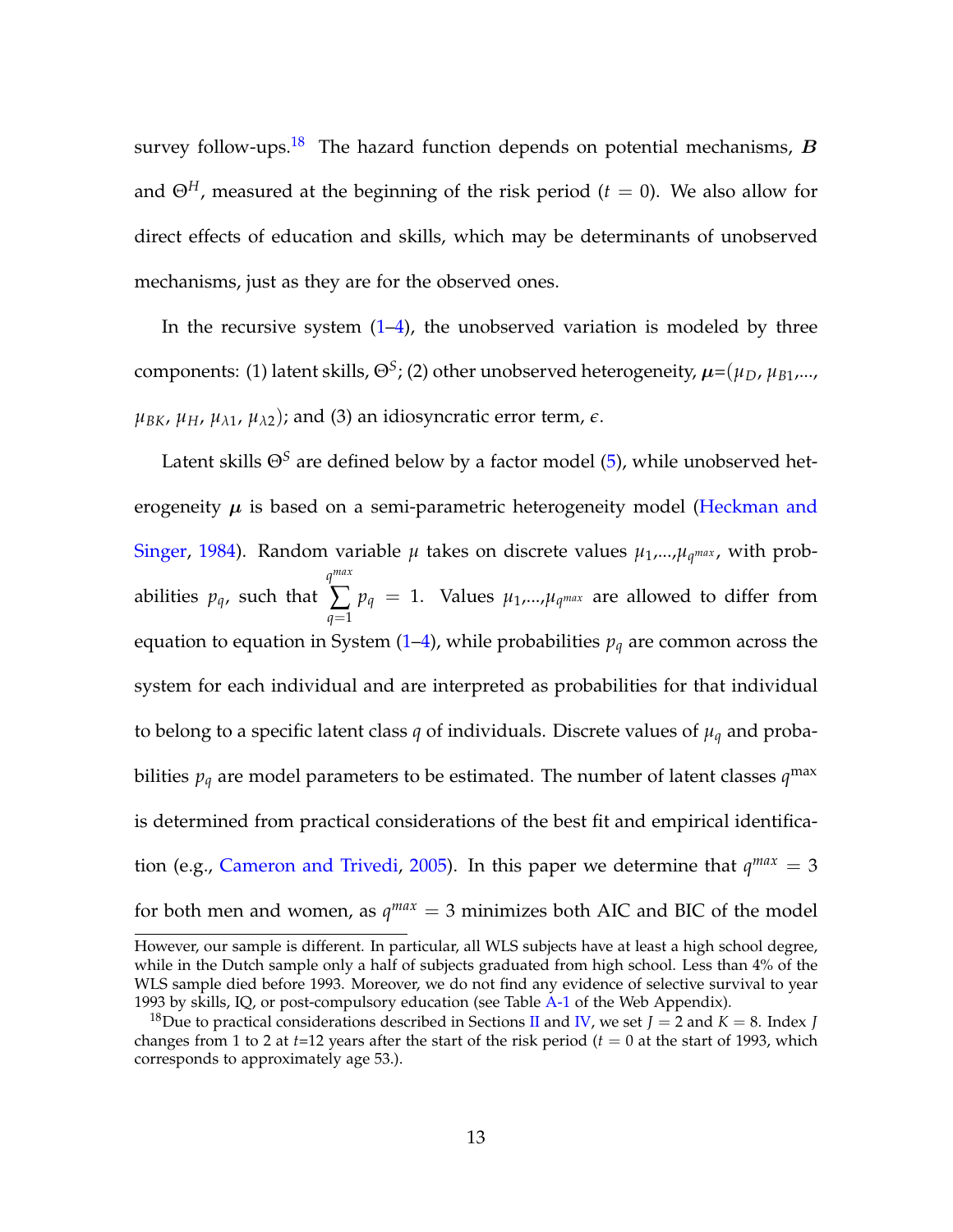survey follow-ups.[18] The hazard function depends on potential mechanisms, $\boldsymbol{B}$ and $\Theta^H$, measured at the beginning of the risk period ($t = 0$). We also allow for direct effects of education and skills, which may be determinants of unobserved mechanisms, just as they are for the observed ones.

In the recursive system (1–4), the unobserved variation is modeled by three components: (1) latent skills, $\Theta^S$; (2) other unobserved heterogeneity, $\boldsymbol{\mu}$=($\mu_D$, $\mu_{B1}$,..., $\mu_{BK}$, $\mu_H$, $\mu_{\lambda 1}$, $\mu_{\lambda 2}$); and (3) an idiosyncratic error term, $\epsilon$.

Latent skills $\Theta^S$ are defined below by a factor model (5), while unobserved heterogeneity $\boldsymbol{\mu}$ is based on a semi-parametric heterogeneity model (Heckman and Singer, 1984). Random variable $\mu$ takes on discrete values $\mu_1$,...,$\mu_{q^{max}}$, with probabilities $p_q$, such that $\sum_{q=1}^{q^{max}} p_q = 1$. Values $\mu_1$,...,$\mu_{q^{max}}$ are allowed to differ from equation to equation in System (1–4), while probabilities $p_q$ are common across the system for each individual and are interpreted as probabilities for that individual to belong to a specific latent class $q$ of individuals. Discrete values of $\mu_q$ and probabilities $p_q$ are model parameters to be estimated. The number of latent classes $q^{\max}$ is determined from practical considerations of the best fit and empirical identification (e.g., Cameron and Trivedi, 2005). In this paper we determine that $q^{max} = 3$ for both men and women, as $q^{max} = 3$ minimizes both AIC and BIC of the model

However, our sample is different. In particular, all WLS subjects have at least a high school degree, while in the Dutch sample only a half of subjects graduated from high school. Less than 4% of the WLS sample died before 1993. Moreover, we do not find any evidence of selective survival to year 1993 by skills, IQ, or post-compulsory education (see Table A-1 of the Web Appendix).

[18] Due to practical considerations described in Sections II and IV, we set $J = 2$ and $K = 8$. Index $J$ changes from 1 to 2 at $t$=12 years after the start of the risk period ($t = 0$ at the start of 1993, which corresponds to approximately age 53.).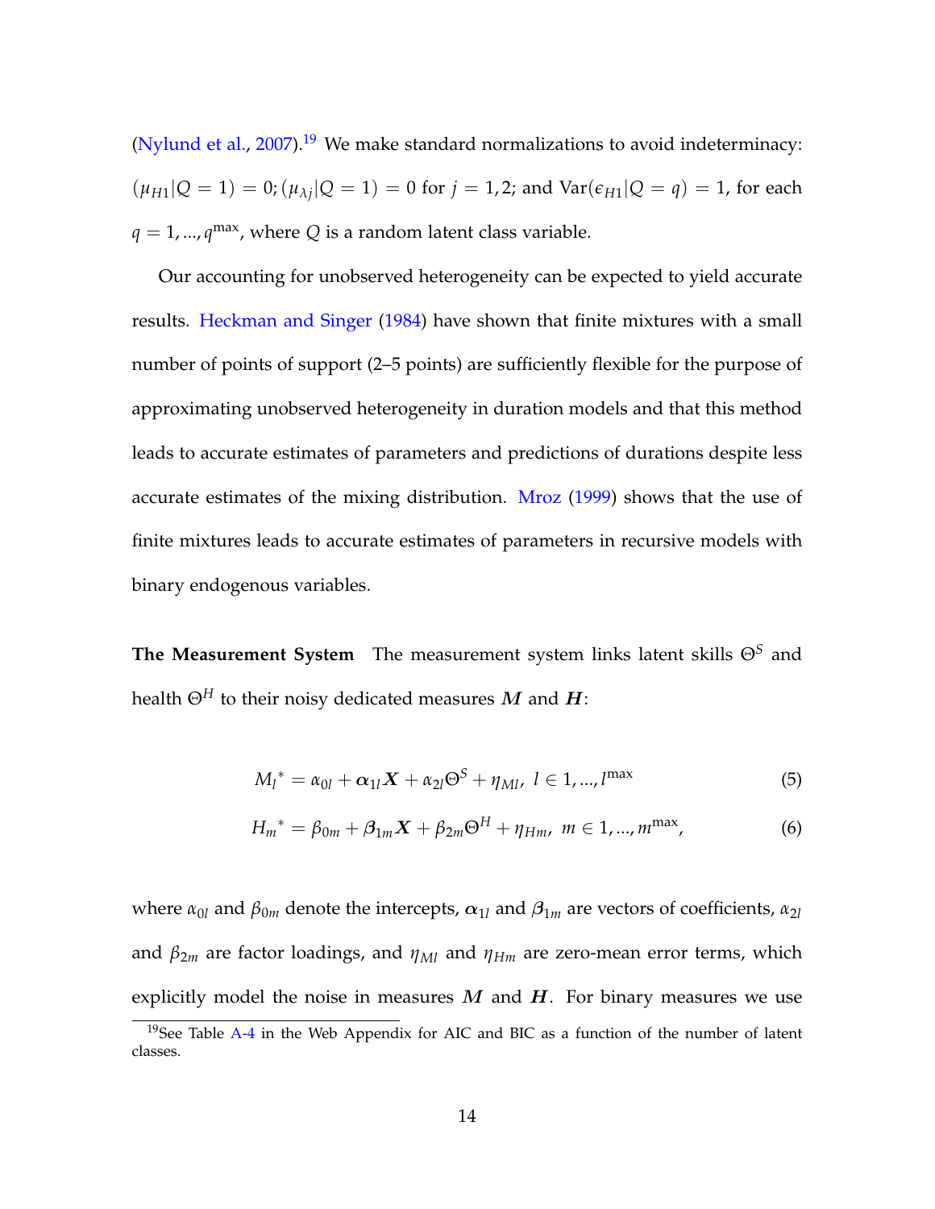(Nylund et al., 2007).[19] We make standard normalizations to avoid indeterminacy: $(\mu_{H1}|Q=1)=0; (\mu_{\lambda j}|Q=1)=0$ for $j=1,2$; and $\text{Var}(\epsilon_{H1}|Q=q)=1$, for each $q=1,...,q^{\max}$, where $Q$ is a random latent class variable.

Our accounting for unobserved heterogeneity can be expected to yield accurate results. Heckman and Singer (1984) have shown that finite mixtures with a small number of points of support (2–5 points) are sufficiently flexible for the purpose of approximating unobserved heterogeneity in duration models and that this method leads to accurate estimates of parameters and predictions of durations despite less accurate estimates of the mixing distribution. Mroz (1999) shows that the use of finite mixtures leads to accurate estimates of parameters in recursive models with binary endogenous variables.

**The Measurement System** The measurement system links latent skills $\Theta^S$ and health $\Theta^H$ to their noisy dedicated measures $\boldsymbol{M}$ and $\boldsymbol{H}$:

$$M_l{}^* = \alpha_{0l} + \boldsymbol{\alpha}_{1l}\boldsymbol{X} + \alpha_{2l}\Theta^S + \eta_{Ml},\ l \in 1,...,l^{\max} \tag{5}$$

$$H_m{}^* = \beta_{0m} + \boldsymbol{\beta}_{1m}\boldsymbol{X} + \beta_{2m}\Theta^H + \eta_{Hm},\ m \in 1,...,m^{\max}, \tag{6}$$

where $\alpha_{0l}$ and $\beta_{0m}$ denote the intercepts, $\boldsymbol{\alpha}_{1l}$ and $\boldsymbol{\beta}_{1m}$ are vectors of coefficients, $\alpha_{2l}$ and $\beta_{2m}$ are factor loadings, and $\eta_{Ml}$ and $\eta_{Hm}$ are zero-mean error terms, which explicitly model the noise in measures $\boldsymbol{M}$ and $\boldsymbol{H}$. For binary measures we use

[19] See Table A-4 in the Web Appendix for AIC and BIC as a function of the number of latent classes.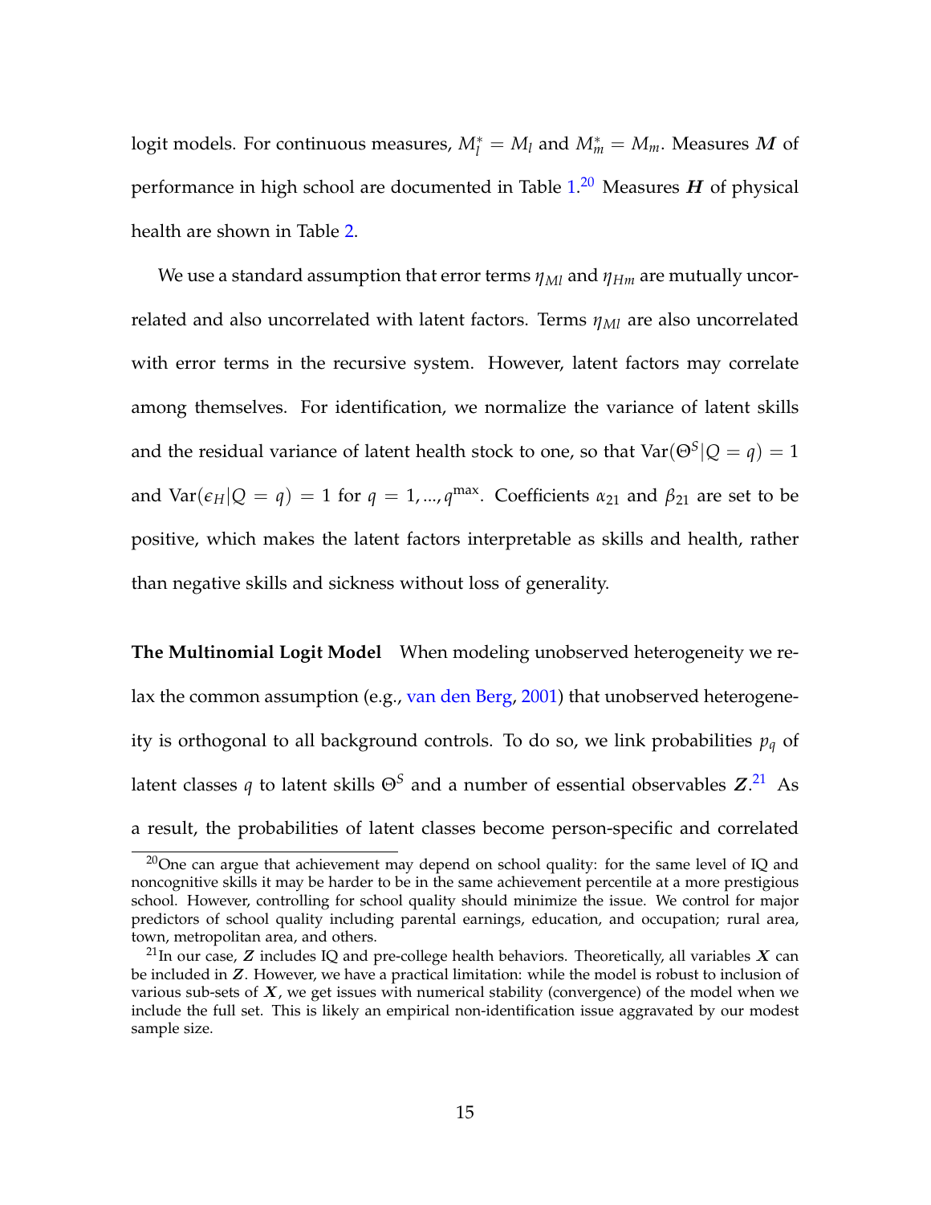logit models. For continuous measures, $M_l^* = M_l$ and $M_m^* = M_m$. Measures $\boldsymbol{M}$ of performance in high school are documented in Table 1.[20] Measures $\boldsymbol{H}$ of physical health are shown in Table 2.

We use a standard assumption that error terms $\eta_{Ml}$ and $\eta_{Hm}$ are mutually uncorrelated and also uncorrelated with latent factors. Terms $\eta_{Ml}$ are also uncorrelated with error terms in the recursive system. However, latent factors may correlate among themselves. For identification, we normalize the variance of latent skills and the residual variance of latent health stock to one, so that $\text{Var}(\Theta^S | Q = q) = 1$ and $\text{Var}(\epsilon_H | Q = q) = 1$ for $q = 1, ..., q^{\max}$. Coefficients $\alpha_{21}$ and $\beta_{21}$ are set to be positive, which makes the latent factors interpretable as skills and health, rather than negative skills and sickness without loss of generality.

**The Multinomial Logit Model** When modeling unobserved heterogeneity we relax the common assumption (e.g., van den Berg, 2001) that unobserved heterogeneity is orthogonal to all background controls. To do so, we link probabilities $p_q$ of latent classes $q$ to latent skills $\Theta^S$ and a number of essential observables $\boldsymbol{Z}$.[21] As a result, the probabilities of latent classes become person-specific and correlated

[20] One can argue that achievement may depend on school quality: for the same level of IQ and noncognitive skills it may be harder to be in the same achievement percentile at a more prestigious school. However, controlling for school quality should minimize the issue. We control for major predictors of school quality including parental earnings, education, and occupation; rural area, town, metropolitan area, and others.

[21] In our case, $\boldsymbol{Z}$ includes IQ and pre-college health behaviors. Theoretically, all variables $\boldsymbol{X}$ can be included in $\boldsymbol{Z}$. However, we have a practical limitation: while the model is robust to inclusion of various sub-sets of $\boldsymbol{X}$, we get issues with numerical stability (convergence) of the model when we include the full set. This is likely an empirical non-identification issue aggravated by our modest sample size.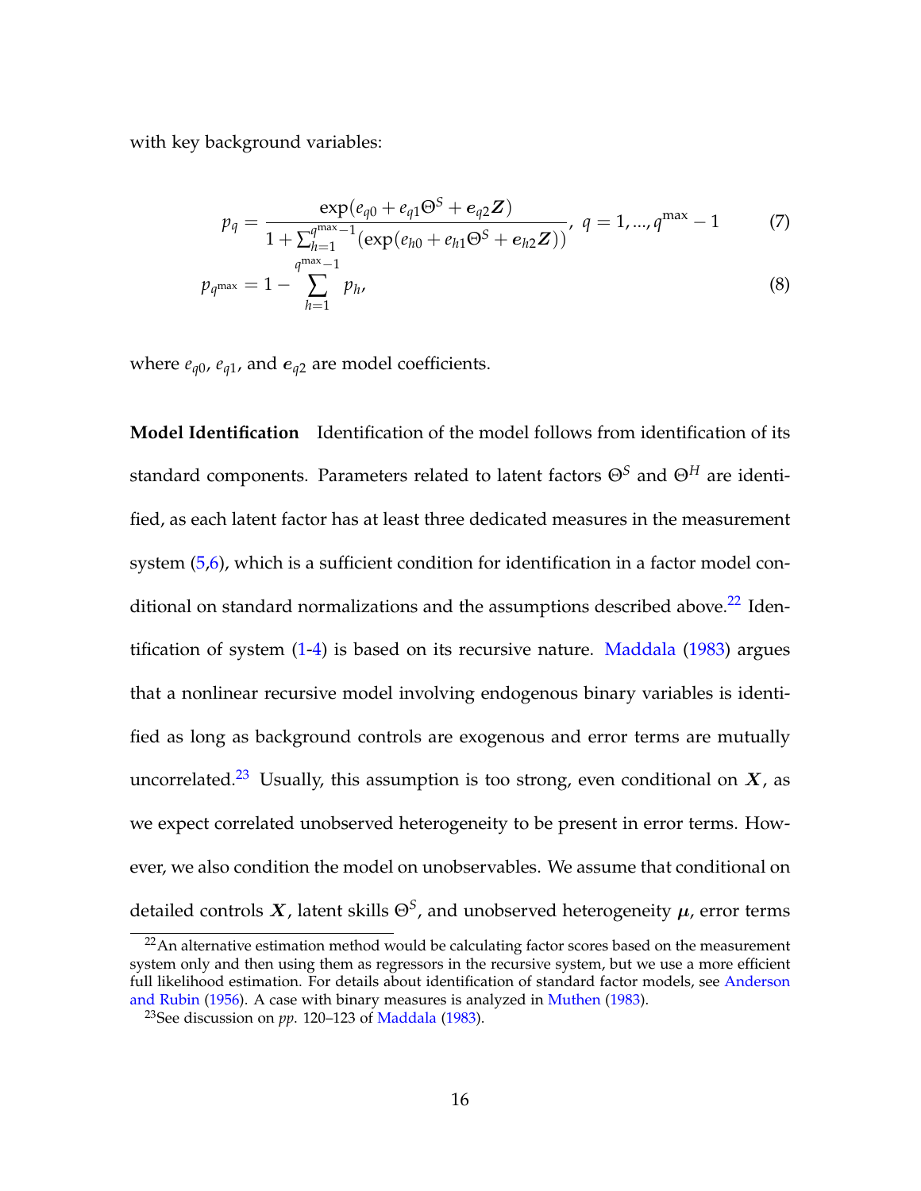with key background variables:

$$p_q = \frac{\exp(e_{q0} + e_{q1}\Theta^S + \boldsymbol{e}_{q2}\boldsymbol{Z})}{1 + \sum_{h=1}^{q^{\max}-1}(\exp(e_{h0} + e_{h1}\Theta^S + \boldsymbol{e}_{h2}\boldsymbol{Z}))},\ q = 1, ..., q^{\max} - 1 \tag{7}$$

$$p_{q^{\max}} = 1 - \sum_{h=1}^{q^{\max}-1} p_h, \tag{8}$$

where $e_{q0}$, $e_{q1}$, and $\boldsymbol{e}_{q2}$ are model coefficients.

**Model Identification** Identification of the model follows from identification of its standard components. Parameters related to latent factors $\Theta^S$ and $\Theta^H$ are identified, as each latent factor has at least three dedicated measures in the measurement system (5,6), which is a sufficient condition for identification in a factor model conditional on standard normalizations and the assumptions described above.[22] Identification of system (1-4) is based on its recursive nature. Maddala (1983) argues that a nonlinear recursive model involving endogenous binary variables is identified as long as background controls are exogenous and error terms are mutually uncorrelated.[23] Usually, this assumption is too strong, even conditional on $\boldsymbol{X}$, as we expect correlated unobserved heterogeneity to be present in error terms. However, we also condition the model on unobservables. We assume that conditional on detailed controls $\boldsymbol{X}$, latent skills $\Theta^S$, and unobserved heterogeneity $\boldsymbol{\mu}$, error terms

[22] An alternative estimation method would be calculating factor scores based on the measurement system only and then using them as regressors in the recursive system, but we use a more efficient full likelihood estimation. For details about identification of standard factor models, see Anderson and Rubin (1956). A case with binary measures is analyzed in Muthen (1983).

[23] See discussion on *pp.* 120–123 of Maddala (1983).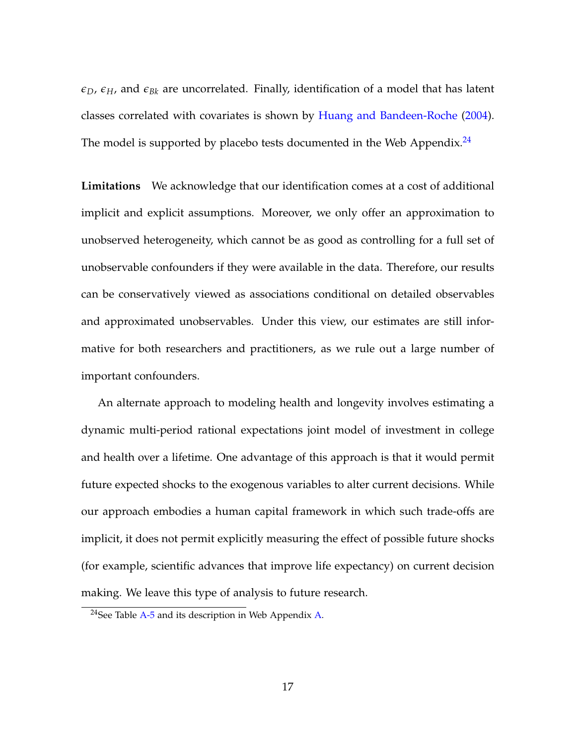$\epsilon_D$, $\epsilon_H$, and $\epsilon_{Bk}$ are uncorrelated. Finally, identification of a model that has latent classes correlated with covariates is shown by Huang and Bandeen-Roche (2004). The model is supported by placebo tests documented in the Web Appendix.[24]

**Limitations** We acknowledge that our identification comes at a cost of additional implicit and explicit assumptions. Moreover, we only offer an approximation to unobserved heterogeneity, which cannot be as good as controlling for a full set of unobservable confounders if they were available in the data. Therefore, our results can be conservatively viewed as associations conditional on detailed observables and approximated unobservables. Under this view, our estimates are still informative for both researchers and practitioners, as we rule out a large number of important confounders.

An alternate approach to modeling health and longevity involves estimating a dynamic multi-period rational expectations joint model of investment in college and health over a lifetime. One advantage of this approach is that it would permit future expected shocks to the exogenous variables to alter current decisions. While our approach embodies a human capital framework in which such trade-offs are implicit, it does not permit explicitly measuring the effect of possible future shocks (for example, scientific advances that improve life expectancy) on current decision making. We leave this type of analysis to future research.

[24] See Table A-5 and its description in Web Appendix A.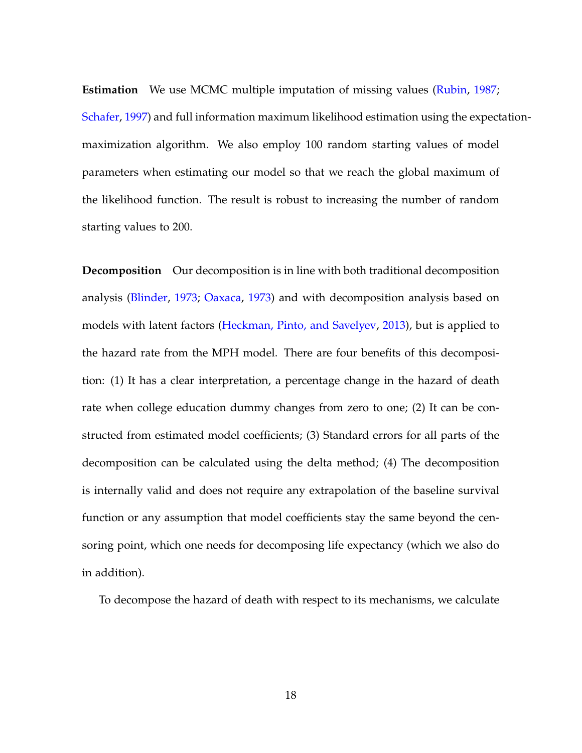**Estimation** We use MCMC multiple imputation of missing values (Rubin, 1987; Schafer, 1997) and full information maximum likelihood estimation using the expectation-maximization algorithm. We also employ 100 random starting values of model parameters when estimating our model so that we reach the global maximum of the likelihood function. The result is robust to increasing the number of random starting values to 200.

**Decomposition** Our decomposition is in line with both traditional decomposition analysis (Blinder, 1973; Oaxaca, 1973) and with decomposition analysis based on models with latent factors (Heckman, Pinto, and Savelyev, 2013), but is applied to the hazard rate from the MPH model. There are four benefits of this decomposition: (1) It has a clear interpretation, a percentage change in the hazard of death rate when college education dummy changes from zero to one; (2) It can be constructed from estimated model coefficients; (3) Standard errors for all parts of the decomposition can be calculated using the delta method; (4) The decomposition is internally valid and does not require any extrapolation of the baseline survival function or any assumption that model coefficients stay the same beyond the censoring point, which one needs for decomposing life expectancy (which we also do in addition).

To decompose the hazard of death with respect to its mechanisms, we calculate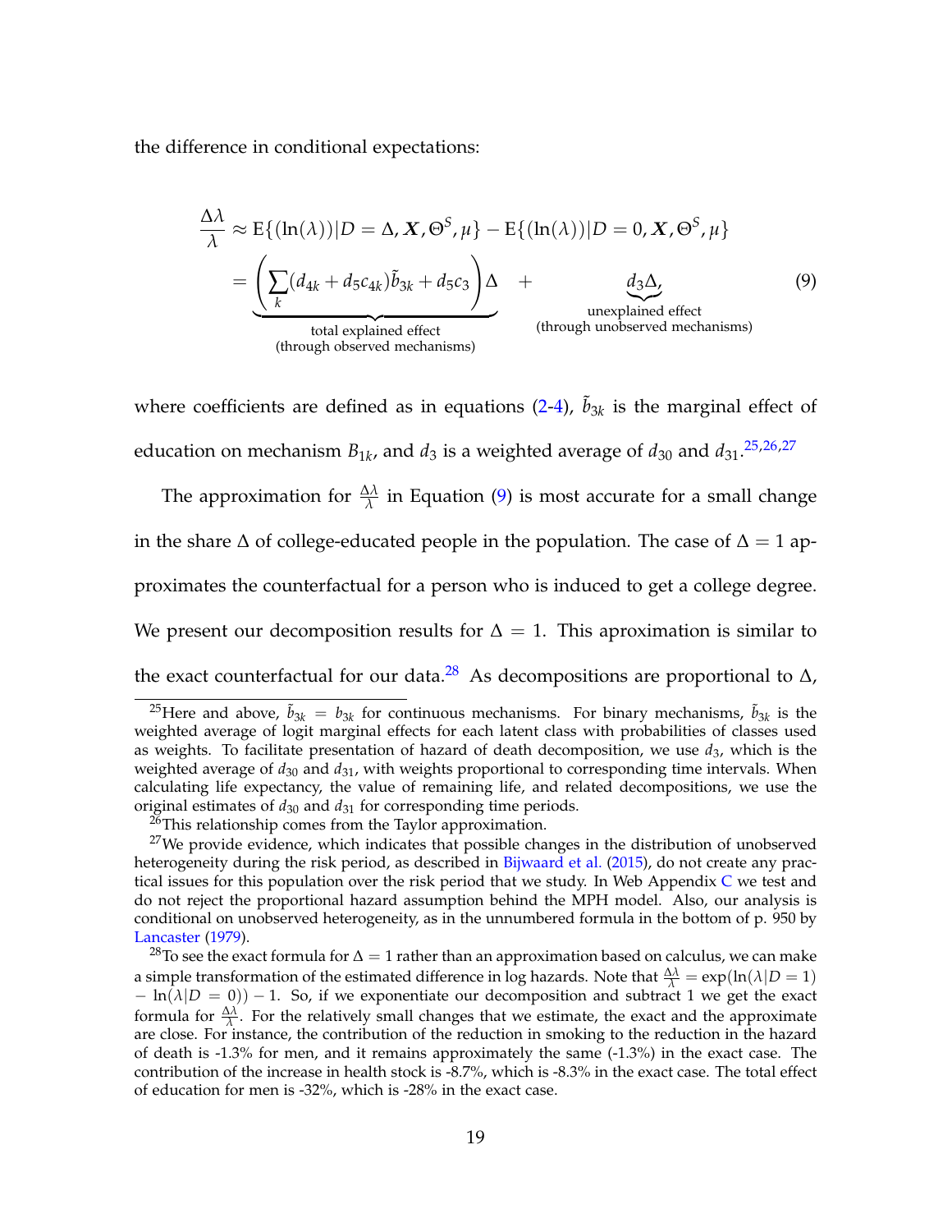the difference in conditional expectations:

$$\frac{\Delta\lambda}{\lambda} \approx \mathrm{E}\{(\ln(\lambda))|D = \Delta, \boldsymbol{X}, \Theta^S, \mu\} - \mathrm{E}\{(\ln(\lambda))|D = 0, \boldsymbol{X}, \Theta^S, \mu\}$$
$$= \underbrace{\left(\sum_k (d_{4k} + d_5 c_{4k})\tilde{b}_{3k} + d_5 c_3\right)\Delta}_{\substack{\text{total explained effect} \\ \text{(through observed mechanisms)}}} + \underbrace{d_3\Delta,}_{\substack{\text{unexplained effect} \\ \text{(through unobserved mechanisms)}}} \tag{9}$$

where coefficients are defined as in equations (2-4), $\tilde{b}_{3k}$ is the marginal effect of education on mechanism $B_{1k}$, and $d_3$ is a weighted average of $d_{30}$ and $d_{31}$.[25,26,27]

The approximation for $\frac{\Delta\lambda}{\lambda}$ in Equation (9) is most accurate for a small change in the share $\Delta$ of college-educated people in the population. The case of $\Delta = 1$ approximates the counterfactual for a person who is induced to get a college degree. We present our decomposition results for $\Delta = 1$. This aproximation is similar to the exact counterfactual for our data.[28] As decompositions are proportional to $\Delta$,

---

[25] Here and above, $\tilde{b}_{3k} = b_{3k}$ for continuous mechanisms. For binary mechanisms, $\tilde{b}_{3k}$ is the weighted average of logit marginal effects for each latent class with probabilities of classes used as weights. To facilitate presentation of hazard of death decomposition, we use $d_3$, which is the weighted average of $d_{30}$ and $d_{31}$, with weights proportional to corresponding time intervals. When calculating life expectancy, the value of remaining life, and related decompositions, we use the original estimates of $d_{30}$ and $d_{31}$ for corresponding time periods.

[26] This relationship comes from the Taylor approximation.

[27] We provide evidence, which indicates that possible changes in the distribution of unobserved heterogeneity during the risk period, as described in Bijwaard et al. (2015), do not create any practical issues for this population over the risk period that we study. In Web Appendix C we test and do not reject the proportional hazard assumption behind the MPH model. Also, our analysis is conditional on unobserved heterogeneity, as in the unnumbered formula in the bottom of p. 950 by Lancaster (1979).

[28] To see the exact formula for $\Delta = 1$ rather than an approximation based on calculus, we can make a simple transformation of the estimated difference in log hazards. Note that $\frac{\Delta\lambda}{\lambda} = \exp(\ln(\lambda|D = 1) - \ln(\lambda|D = 0)) - 1$. So, if we exponentiate our decomposition and subtract 1 we get the exact formula for $\frac{\Delta\lambda}{\lambda}$. For the relatively small changes that we estimate, the exact and the approximate are close. For instance, the contribution of the reduction in smoking to the reduction in the hazard of death is -1.3% for men, and it remains approximately the same (-1.3%) in the exact case. The contribution of the increase in health stock is -8.7%, which is -8.3% in the exact case. The total effect of education for men is -32%, which is -28% in the exact case.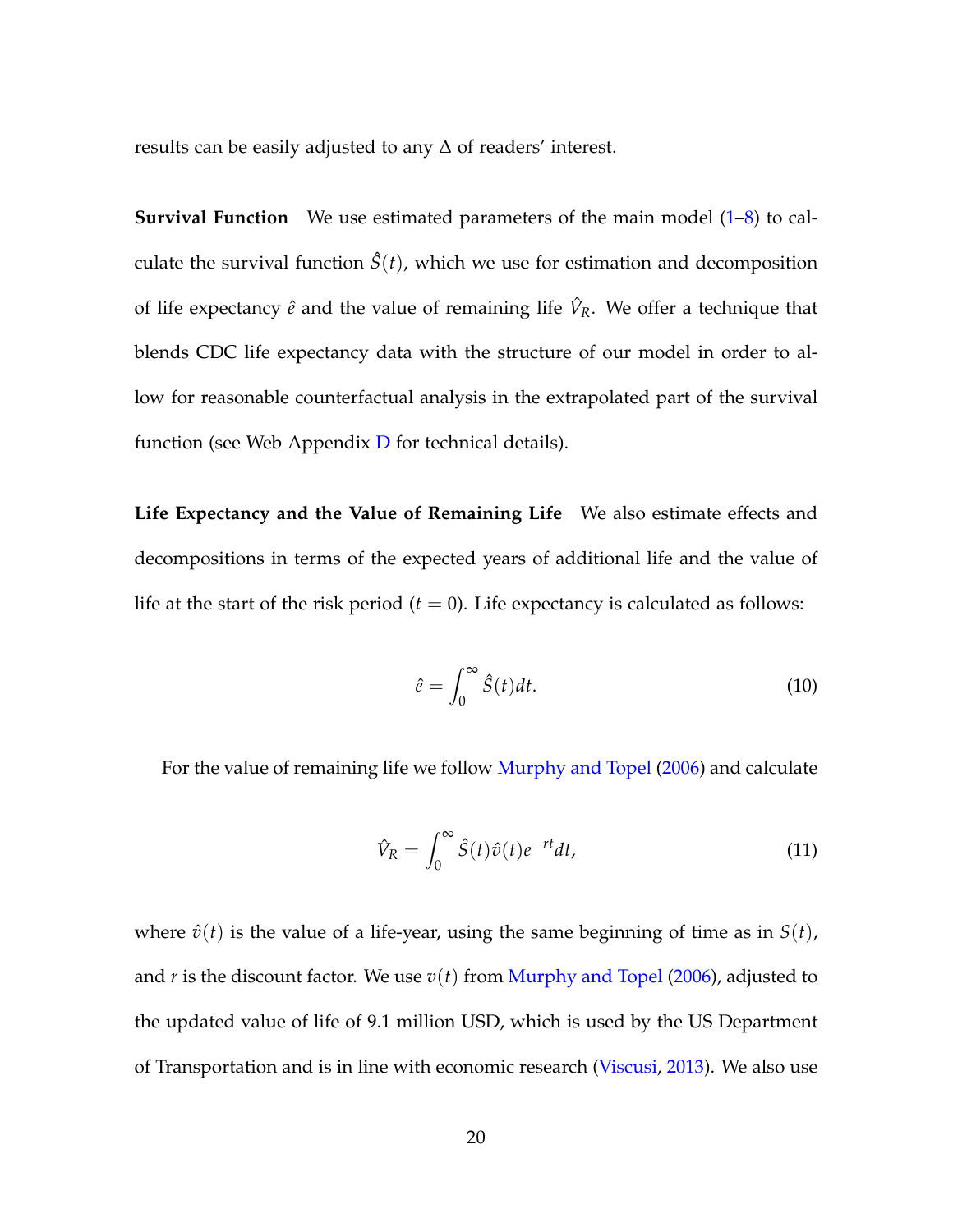results can be easily adjusted to any $\Delta$ of readers' interest.

**Survival Function** We use estimated parameters of the main model (1–8) to calculate the survival function $\hat{S}(t)$, which we use for estimation and decomposition of life expectancy $\hat{e}$ and the value of remaining life $\hat{V}_R$. We offer a technique that blends CDC life expectancy data with the structure of our model in order to allow for reasonable counterfactual analysis in the extrapolated part of the survival function (see Web Appendix D for technical details).

**Life Expectancy and the Value of Remaining Life** We also estimate effects and decompositions in terms of the expected years of additional life and the value of life at the start of the risk period ($t = 0$). Life expectancy is calculated as follows:

$$\hat{e} = \int_0^\infty \hat{S}(t)dt. \tag{10}$$

For the value of remaining life we follow Murphy and Topel (2006) and calculate

$$\hat{V}_R = \int_0^\infty \hat{S}(t)\hat{v}(t)e^{-rt}dt, \tag{11}$$

where $\hat{v}(t)$ is the value of a life-year, using the same beginning of time as in $S(t)$, and $r$ is the discount factor. We use $v(t)$ from Murphy and Topel (2006), adjusted to the updated value of life of 9.1 million USD, which is used by the US Department of Transportation and is in line with economic research (Viscusi, 2013). We also use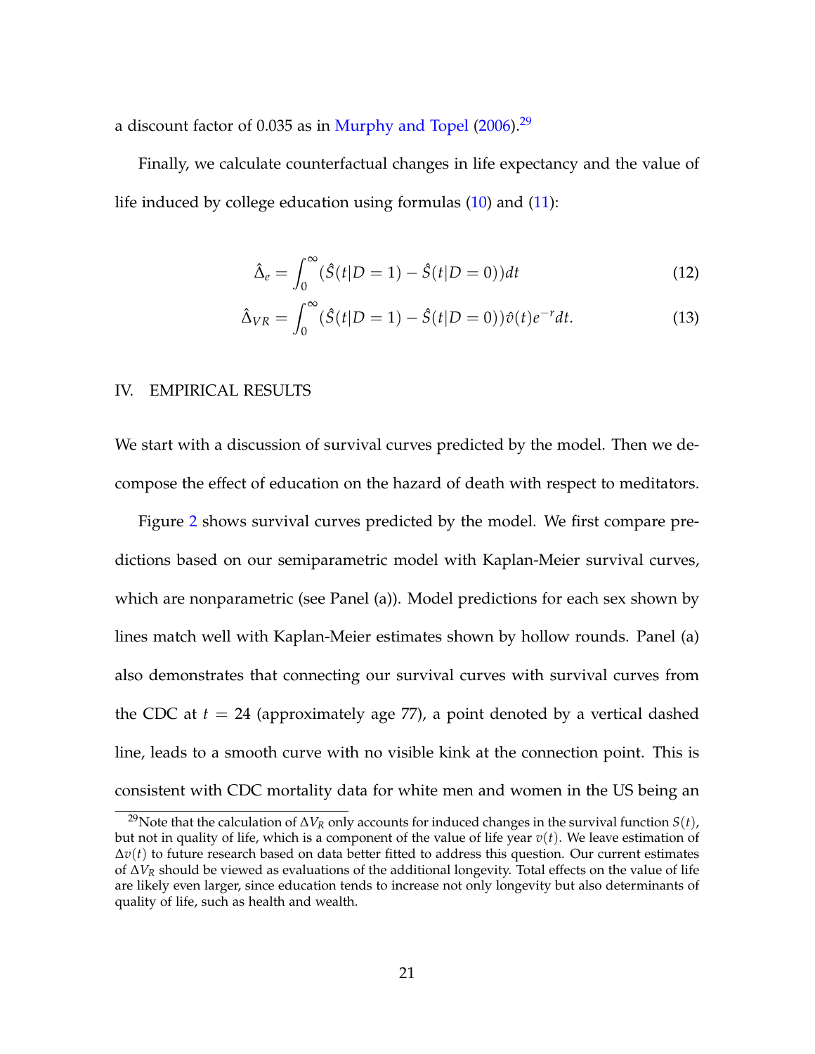a discount factor of 0.035 as in Murphy and Topel (2006).[29]

Finally, we calculate counterfactual changes in life expectancy and the value of life induced by college education using formulas (10) and (11):

$$\hat{\Delta}_e = \int_0^\infty (\hat{S}(t|D=1) - \hat{S}(t|D=0))dt \tag{12}$$

$$\hat{\Delta}_{VR} = \int_0^\infty (\hat{S}(t|D=1) - \hat{S}(t|D=0))\hat{v}(t)e^{-r}dt. \tag{13}$$

## IV. EMPIRICAL RESULTS

We start with a discussion of survival curves predicted by the model. Then we decompose the effect of education on the hazard of death with respect to meditators.

Figure 2 shows survival curves predicted by the model. We first compare predictions based on our semiparametric model with Kaplan-Meier survival curves, which are nonparametric (see Panel (a)). Model predictions for each sex shown by lines match well with Kaplan-Meier estimates shown by hollow rounds. Panel (a) also demonstrates that connecting our survival curves with survival curves from the CDC at $t = 24$ (approximately age 77), a point denoted by a vertical dashed line, leads to a smooth curve with no visible kink at the connection point. This is consistent with CDC mortality data for white men and women in the US being an

[29] Note that the calculation of $\Delta V_R$ only accounts for induced changes in the survival function $S(t)$, but not in quality of life, which is a component of the value of life year $v(t)$. We leave estimation of $\Delta v(t)$ to future research based on data better fitted to address this question. Our current estimates of $\Delta V_R$ should be viewed as evaluations of the additional longevity. Total effects on the value of life are likely even larger, since education tends to increase not only longevity but also determinants of quality of life, such as health and wealth.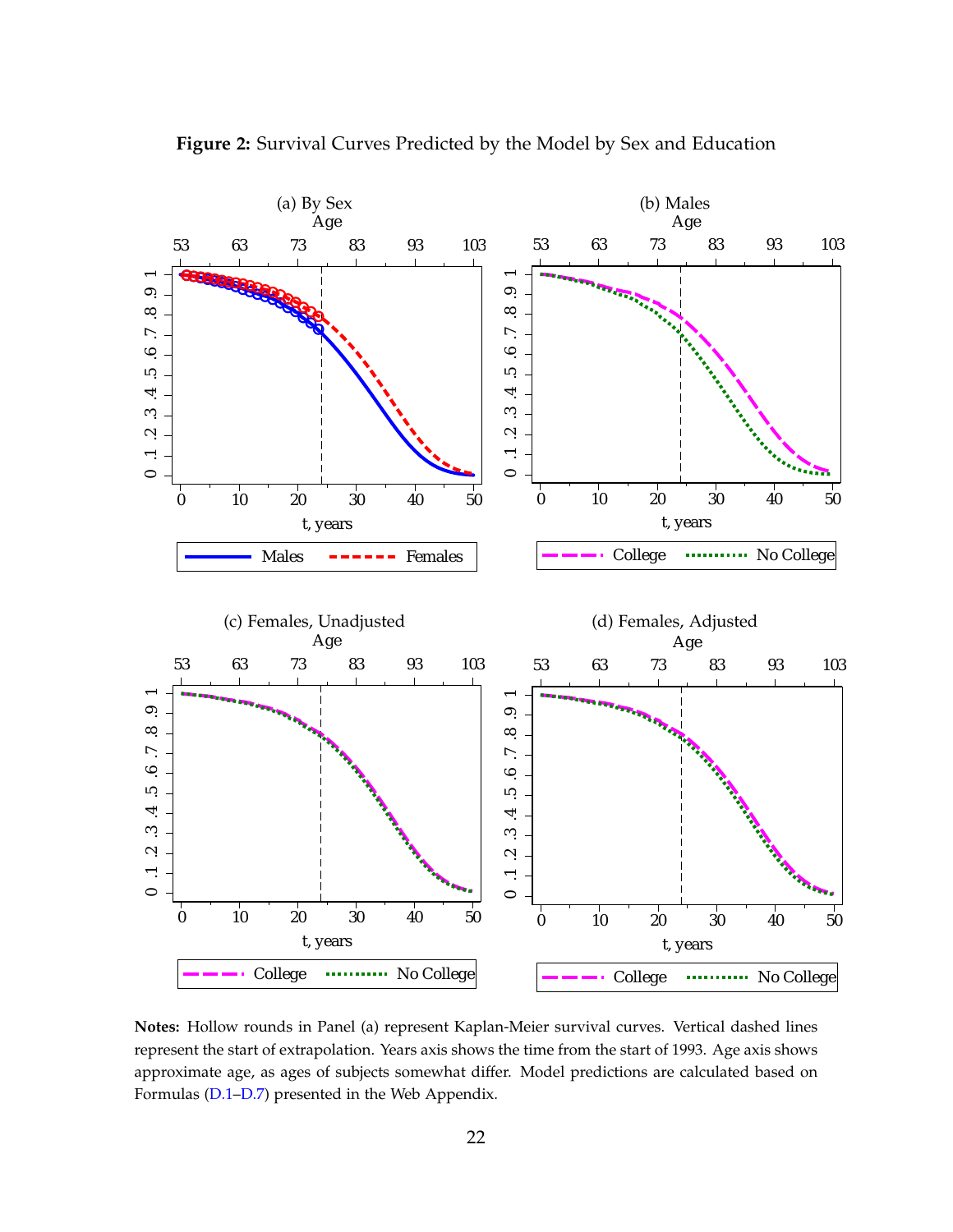**Figure 2:** Survival Curves Predicted by the Model by Sex and Education

**Notes:** Hollow rounds in Panel (a) represent Kaplan-Meier survival curves. Vertical dashed lines represent the start of extrapolation. Years axis shows the time from the start of 1993. Age axis shows approximate age, as ages of subjects somewhat differ. Model predictions are calculated based on Formulas (D.1–D.7) presented in the Web Appendix.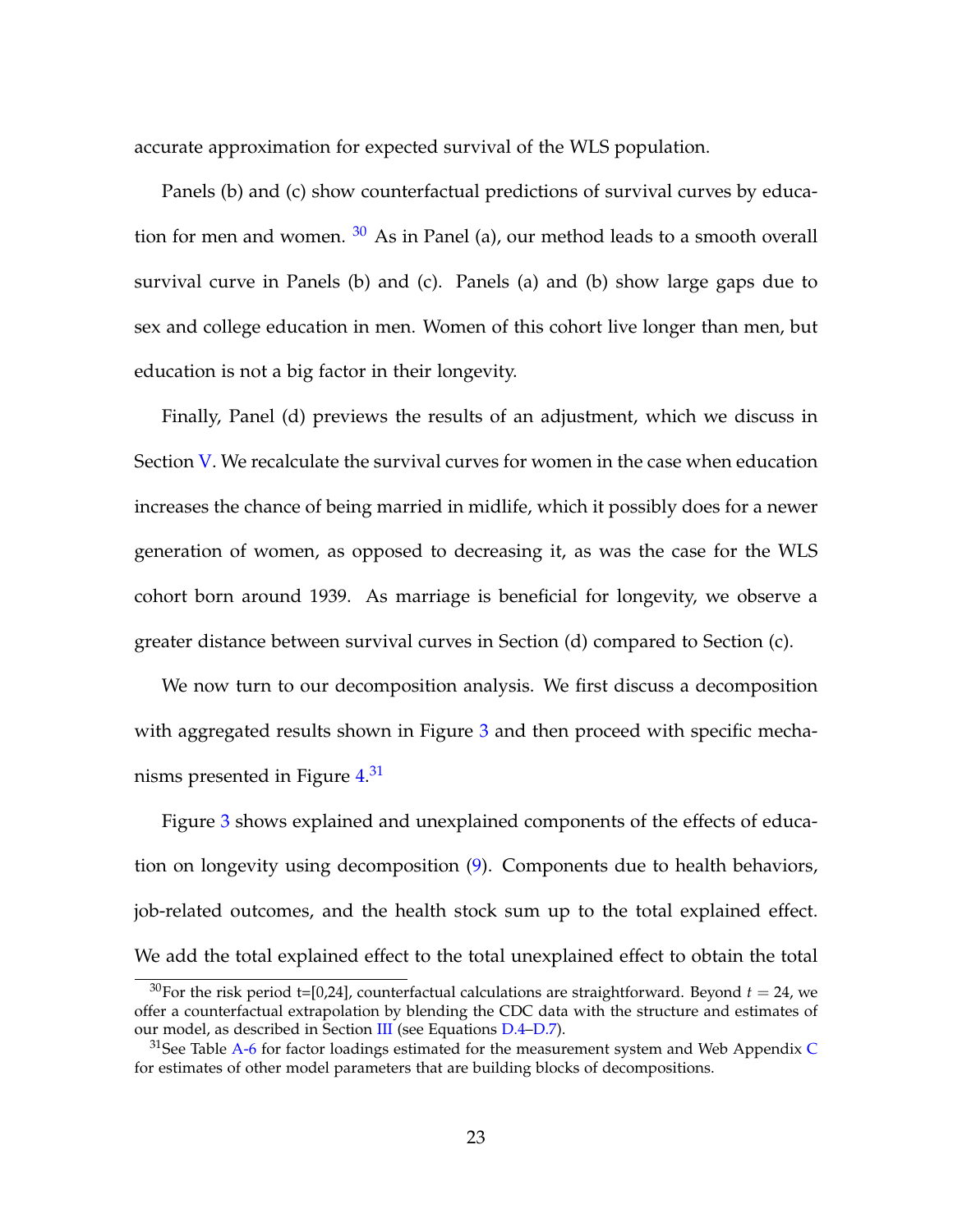accurate approximation for expected survival of the WLS population.

Panels (b) and (c) show counterfactual predictions of survival curves by education for men and women. [30] As in Panel (a), our method leads to a smooth overall survival curve in Panels (b) and (c). Panels (a) and (b) show large gaps due to sex and college education in men. Women of this cohort live longer than men, but education is not a big factor in their longevity.

Finally, Panel (d) previews the results of an adjustment, which we discuss in Section V. We recalculate the survival curves for women in the case when education increases the chance of being married in midlife, which it possibly does for a newer generation of women, as opposed to decreasing it, as was the case for the WLS cohort born around 1939. As marriage is beneficial for longevity, we observe a greater distance between survival curves in Section (d) compared to Section (c).

We now turn to our decomposition analysis. We first discuss a decomposition with aggregated results shown in Figure 3 and then proceed with specific mechanisms presented in Figure 4.[31]

Figure 3 shows explained and unexplained components of the effects of education on longevity using decomposition (9). Components due to health behaviors, job-related outcomes, and the health stock sum up to the total explained effect. We add the total explained effect to the total unexplained effect to obtain the total

[30] For the risk period t=[0,24], counterfactual calculations are straightforward. Beyond $t = 24$, we offer a counterfactual extrapolation by blending the CDC data with the structure and estimates of our model, as described in Section III (see Equations D.4–D.7).

[31] See Table A-6 for factor loadings estimated for the measurement system and Web Appendix C for estimates of other model parameters that are building blocks of decompositions.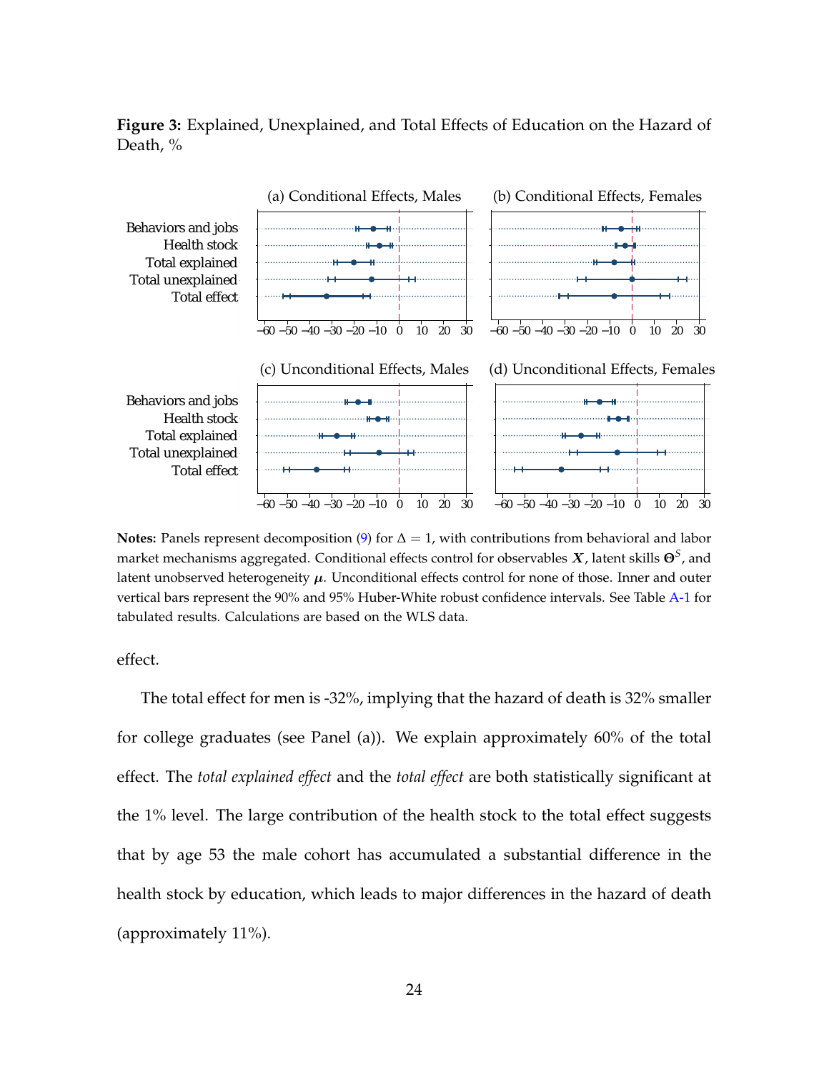**Figure 3:** Explained, Unexplained, and Total Effects of Education on the Hazard of Death, %

**Notes:** Panels represent decomposition (9) for $\Delta = 1$, with contributions from behavioral and labor market mechanisms aggregated. Conditional effects control for observables $\boldsymbol{X}$, latent skills $\boldsymbol{\Theta}^S$, and latent unobserved heterogeneity $\boldsymbol{\mu}$. Unconditional effects control for none of those. Inner and outer vertical bars represent the 90% and 95% Huber-White robust confidence intervals. See Table A-1 for tabulated results. Calculations are based on the WLS data.

effect.

The total effect for men is -32%, implying that the hazard of death is 32% smaller for college graduates (see Panel (a)). We explain approximately 60% of the total effect. The *total explained effect* and the *total effect* are both statistically significant at the 1% level. The large contribution of the health stock to the total effect suggests that by age 53 the male cohort has accumulated a substantial difference in the health stock by education, which leads to major differences in the hazard of death (approximately 11%).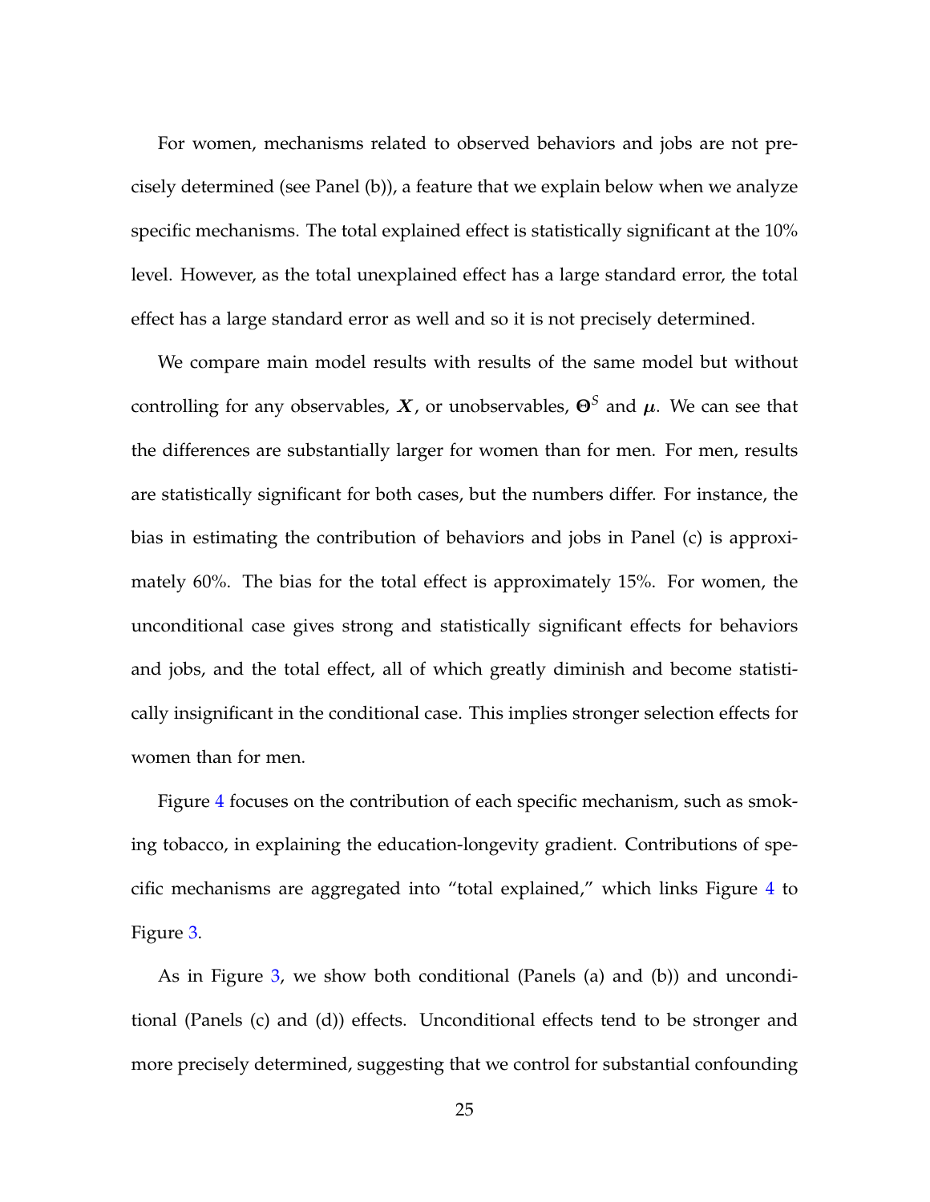For women, mechanisms related to observed behaviors and jobs are not precisely determined (see Panel (b)), a feature that we explain below when we analyze specific mechanisms. The total explained effect is statistically significant at the 10% level. However, as the total unexplained effect has a large standard error, the total effect has a large standard error as well and so it is not precisely determined.

We compare main model results with results of the same model but without controlling for any observables, $\boldsymbol{X}$, or unobservables, $\boldsymbol{\Theta}^S$ and $\boldsymbol{\mu}$. We can see that the differences are substantially larger for women than for men. For men, results are statistically significant for both cases, but the numbers differ. For instance, the bias in estimating the contribution of behaviors and jobs in Panel (c) is approximately 60%. The bias for the total effect is approximately 15%. For women, the unconditional case gives strong and statistically significant effects for behaviors and jobs, and the total effect, all of which greatly diminish and become statistically insignificant in the conditional case. This implies stronger selection effects for women than for men.

Figure 4 focuses on the contribution of each specific mechanism, such as smoking tobacco, in explaining the education-longevity gradient. Contributions of specific mechanisms are aggregated into "total explained," which links Figure 4 to Figure 3.

As in Figure 3, we show both conditional (Panels (a) and (b)) and unconditional (Panels (c) and (d)) effects. Unconditional effects tend to be stronger and more precisely determined, suggesting that we control for substantial confounding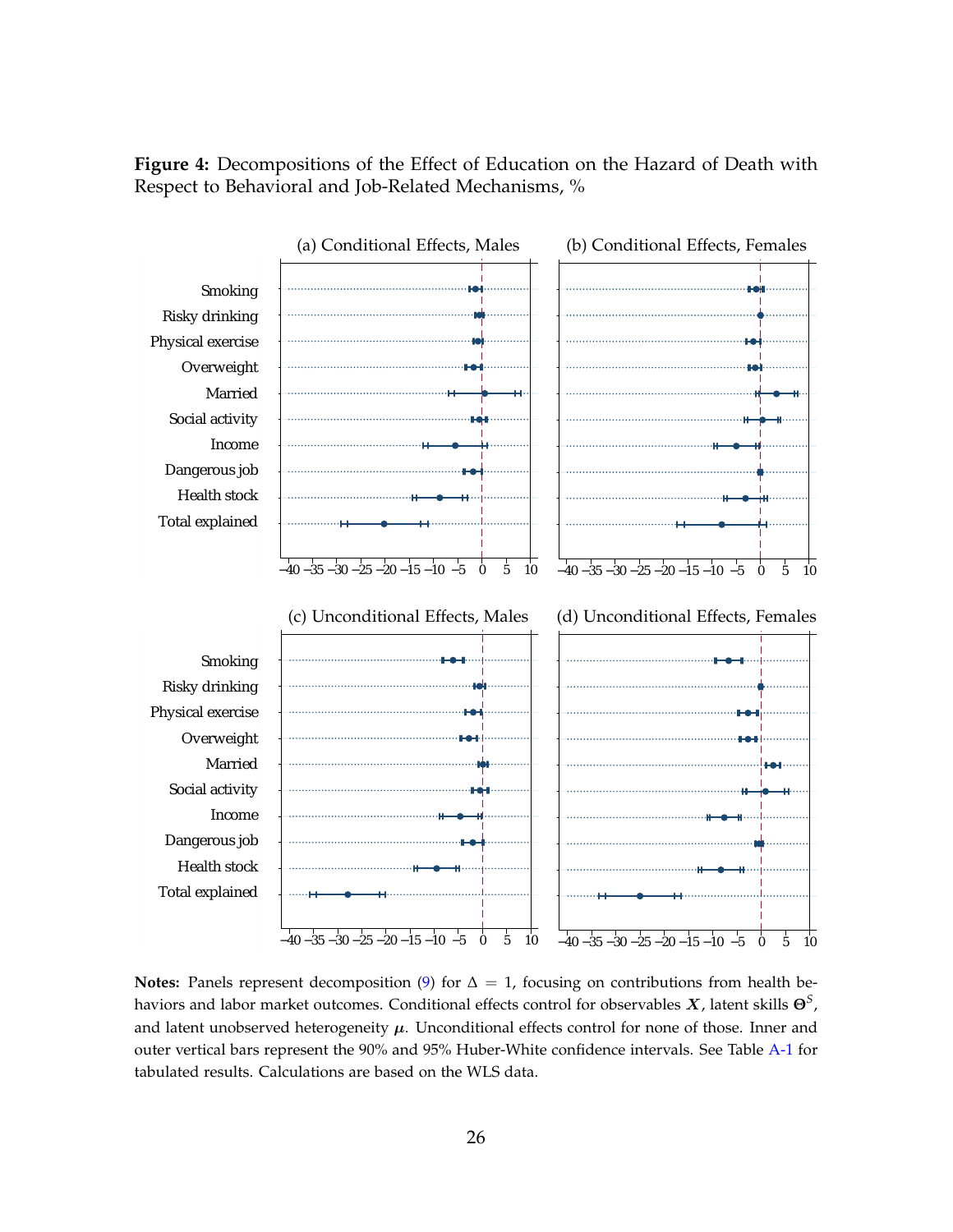**Figure 4:** Decompositions of the Effect of Education on the Hazard of Death with Respect to Behavioral and Job-Related Mechanisms, %

**Notes:** Panels represent decomposition (9) for $\Delta = 1$, focusing on contributions from health behaviors and labor market outcomes. Conditional effects control for observables $\boldsymbol{X}$, latent skills $\boldsymbol{\Theta}^S$, and latent unobserved heterogeneity $\boldsymbol{\mu}$. Unconditional effects control for none of those. Inner and outer vertical bars represent the 90% and 95% Huber-White confidence intervals. See Table A-1 for tabulated results. Calculations are based on the WLS data.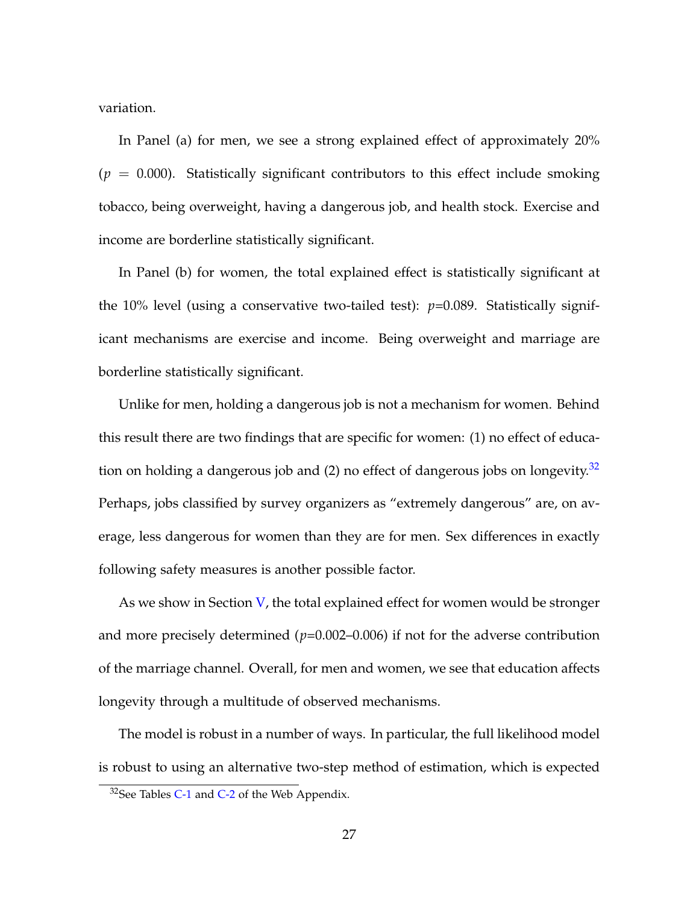variation.

In Panel (a) for men, we see a strong explained effect of approximately 20% ($p = 0.000$). Statistically significant contributors to this effect include smoking tobacco, being overweight, having a dangerous job, and health stock. Exercise and income are borderline statistically significant.

In Panel (b) for women, the total explained effect is statistically significant at the 10% level (using a conservative two-tailed test): $p$=0.089. Statistically significant mechanisms are exercise and income. Being overweight and marriage are borderline statistically significant.

Unlike for men, holding a dangerous job is not a mechanism for women. Behind this result there are two findings that are specific for women: (1) no effect of education on holding a dangerous job and (2) no effect of dangerous jobs on longevity.[32] Perhaps, jobs classified by survey organizers as "extremely dangerous" are, on average, less dangerous for women than they are for men. Sex differences in exactly following safety measures is another possible factor.

As we show in Section V, the total explained effect for women would be stronger and more precisely determined ($p$=0.002–0.006) if not for the adverse contribution of the marriage channel. Overall, for men and women, we see that education affects longevity through a multitude of observed mechanisms.

The model is robust in a number of ways. In particular, the full likelihood model is robust to using an alternative two-step method of estimation, which is expected

[32] See Tables C-1 and C-2 of the Web Appendix.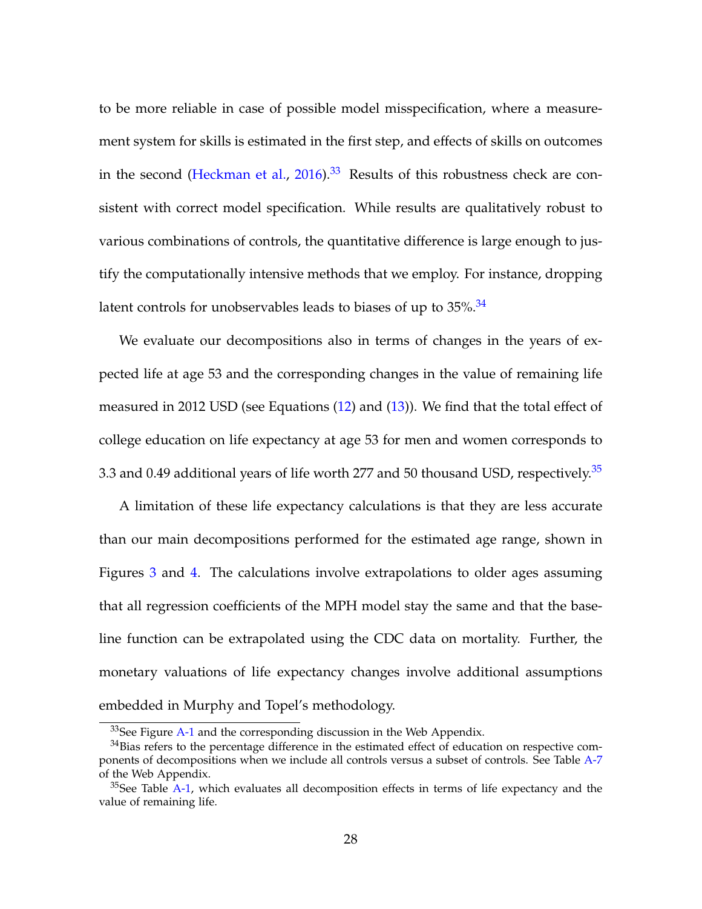to be more reliable in case of possible model misspecification, where a measurement system for skills is estimated in the first step, and effects of skills on outcomes in the second (Heckman et al., 2016).[33] Results of this robustness check are consistent with correct model specification. While results are qualitatively robust to various combinations of controls, the quantitative difference is large enough to justify the computationally intensive methods that we employ. For instance, dropping latent controls for unobservables leads to biases of up to 35%.[34]

We evaluate our decompositions also in terms of changes in the years of expected life at age 53 and the corresponding changes in the value of remaining life measured in 2012 USD (see Equations (12) and (13)). We find that the total effect of college education on life expectancy at age 53 for men and women corresponds to 3.3 and 0.49 additional years of life worth 277 and 50 thousand USD, respectively.[35]

A limitation of these life expectancy calculations is that they are less accurate than our main decompositions performed for the estimated age range, shown in Figures 3 and 4. The calculations involve extrapolations to older ages assuming that all regression coefficients of the MPH model stay the same and that the baseline function can be extrapolated using the CDC data on mortality. Further, the monetary valuations of life expectancy changes involve additional assumptions embedded in Murphy and Topel's methodology.

---

[33] See Figure A-1 and the corresponding discussion in the Web Appendix.

[34] Bias refers to the percentage difference in the estimated effect of education on respective components of decompositions when we include all controls versus a subset of controls. See Table A-7 of the Web Appendix.

[35] See Table A-1, which evaluates all decomposition effects in terms of life expectancy and the value of remaining life.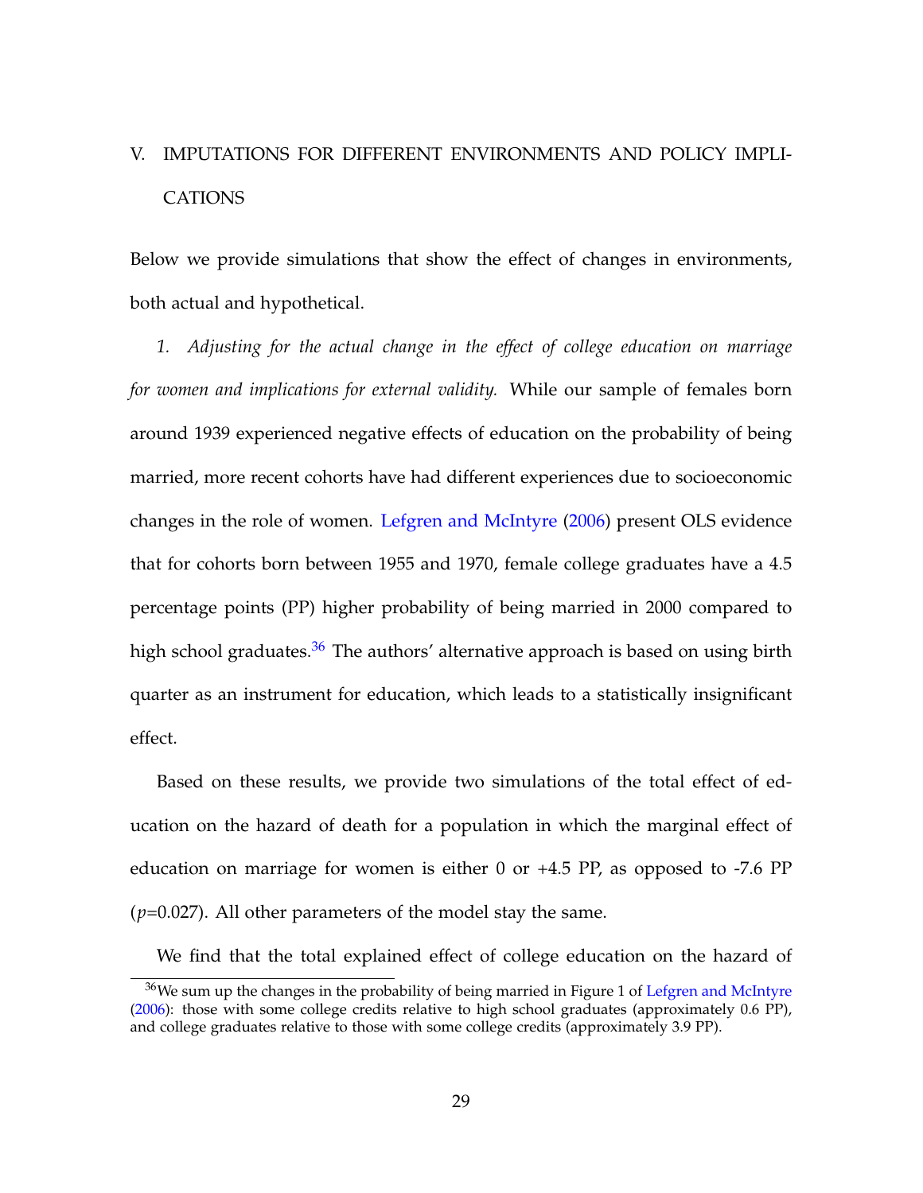## V. IMPUTATIONS FOR DIFFERENT ENVIRONMENTS AND POLICY IMPLICATIONS

Below we provide simulations that show the effect of changes in environments, both actual and hypothetical.

*1. Adjusting for the actual change in the effect of college education on marriage for women and implications for external validity.* While our sample of females born around 1939 experienced negative effects of education on the probability of being married, more recent cohorts have had different experiences due to socioeconomic changes in the role of women. Lefgren and McIntyre (2006) present OLS evidence that for cohorts born between 1955 and 1970, female college graduates have a 4.5 percentage points (PP) higher probability of being married in 2000 compared to high school graduates.[36] The authors' alternative approach is based on using birth quarter as an instrument for education, which leads to a statistically insignificant effect.

Based on these results, we provide two simulations of the total effect of education on the hazard of death for a population in which the marginal effect of education on marriage for women is either 0 or +4.5 PP, as opposed to -7.6 PP ($p$=0.027). All other parameters of the model stay the same.

We find that the total explained effect of college education on the hazard of

[36] We sum up the changes in the probability of being married in Figure 1 of Lefgren and McIntyre (2006): those with some college credits relative to high school graduates (approximately 0.6 PP), and college graduates relative to those with some college credits (approximately 3.9 PP).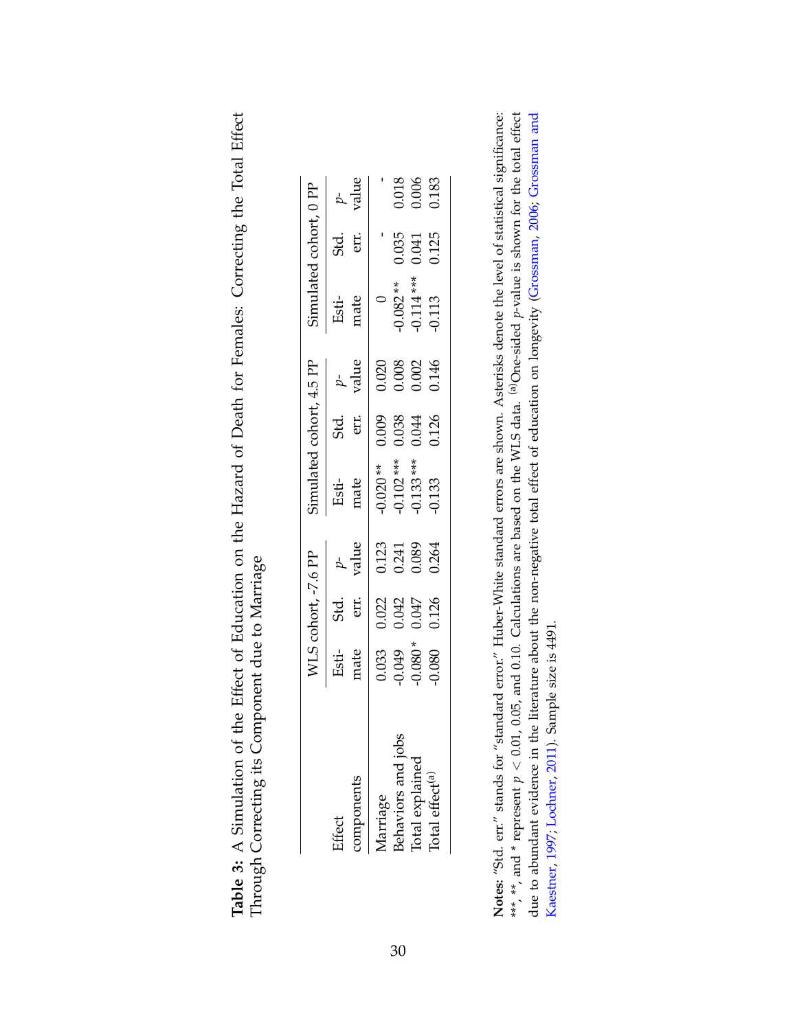**Table 3:** A Simulation of the Effect of Education on the Hazard of Death for Females: Correcting the Total Effect Through Correcting its Component due to Marriage

| Effect components | WLS cohort, -7.6 PP | | | Simulated cohort, 4.5 PP | | | Simulated cohort, 0 PP | | |
|---|---|---|---|---|---|---|---|---|---|
| | Esti-mate | Std. err. | $p$-value | Esti-mate | Std. err. | $p$-value | Esti-mate | Std. err. | $p$-value |
| Marriage | 0.033 | 0.022 | 0.123 | -0.020 ** | 0.009 | 0.020 | 0 | - | - |
| Behaviors and jobs | -0.049 | 0.042 | 0.241 | -0.102 *** | 0.038 | 0.008 | -0.082 ** | 0.035 | 0.018 |
| Total explained | -0.080 * | 0.047 | 0.089 | -0.133 *** | 0.044 | 0.002 | -0.114 *** | 0.041 | 0.006 |
| Total effect[(a)] | -0.080 | 0.126 | 0.264 | -0.133 | 0.126 | 0.146 | -0.113 | 0.125 | 0.183 |

**Notes:** "Std. err." stands for "standard error." Huber-White standard errors are shown. Asterisks denote the level of statistical significance: ***, **, and * represent $p < 0.01$, 0.05, and 0.10. Calculations are based on the WLS data. [(a)]One-sided $p$-value is shown for the total effect due to abundant evidence in the literature about the non-negative total effect of education on longevity (Grossman, 2006; Grossman and Kaestner, 1997; Lochner, 2011). Sample size is 4491.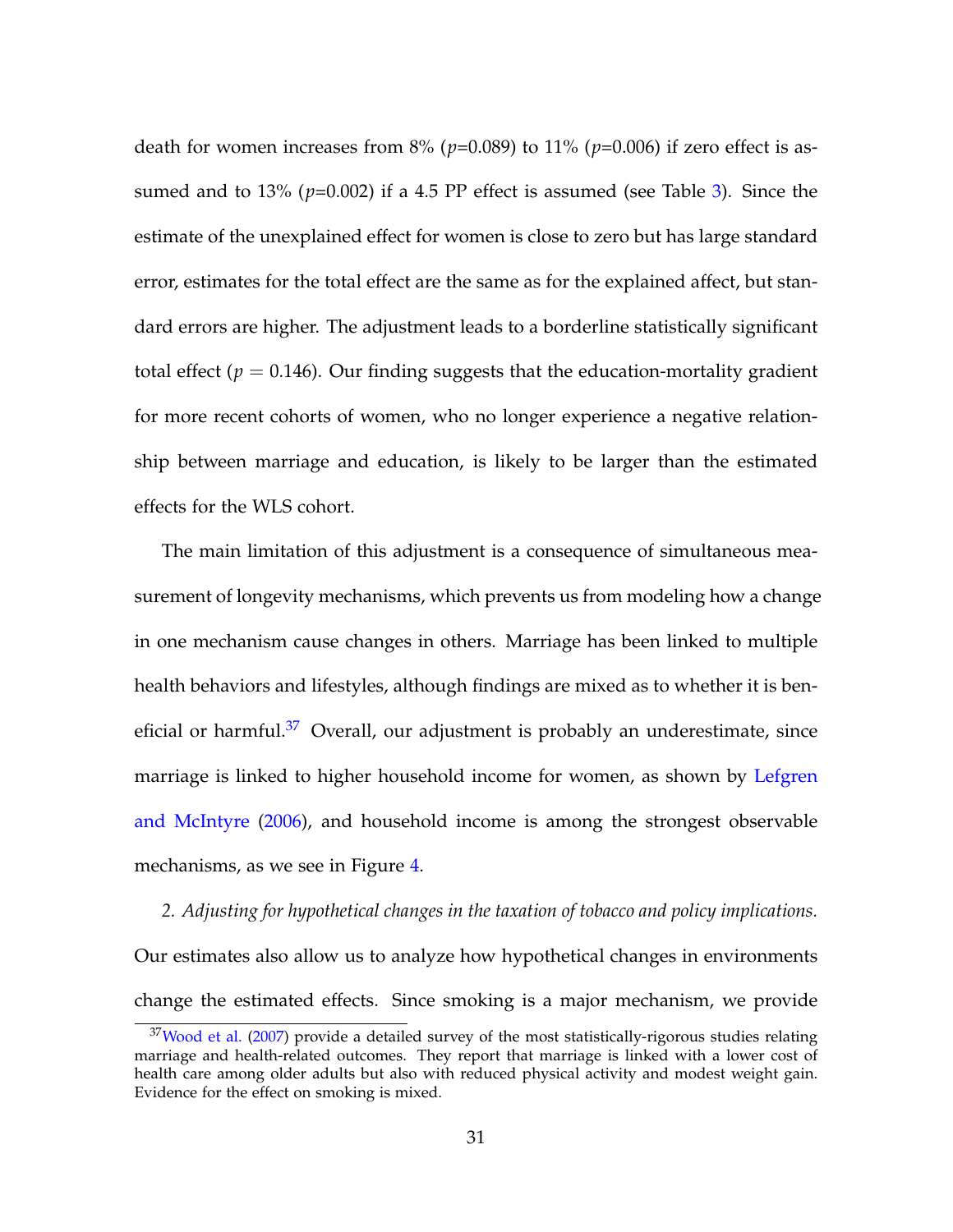death for women increases from 8% ($p$=0.089) to 11% ($p$=0.006) if zero effect is assumed and to 13% ($p$=0.002) if a 4.5 PP effect is assumed (see Table 3). Since the estimate of the unexplained effect for women is close to zero but has large standard error, estimates for the total effect are the same as for the explained affect, but standard errors are higher. The adjustment leads to a borderline statistically significant total effect ($p = 0.146$). Our finding suggests that the education-mortality gradient for more recent cohorts of women, who no longer experience a negative relationship between marriage and education, is likely to be larger than the estimated effects for the WLS cohort.

The main limitation of this adjustment is a consequence of simultaneous measurement of longevity mechanisms, which prevents us from modeling how a change in one mechanism cause changes in others. Marriage has been linked to multiple health behaviors and lifestyles, although findings are mixed as to whether it is beneficial or harmful.[37] Overall, our adjustment is probably an underestimate, since marriage is linked to higher household income for women, as shown by Lefgren and McIntyre (2006), and household income is among the strongest observable mechanisms, as we see in Figure 4.

*2. Adjusting for hypothetical changes in the taxation of tobacco and policy implications.* Our estimates also allow us to analyze how hypothetical changes in environments change the estimated effects. Since smoking is a major mechanism, we provide

[37] Wood et al. (2007) provide a detailed survey of the most statistically-rigorous studies relating marriage and health-related outcomes. They report that marriage is linked with a lower cost of health care among older adults but also with reduced physical activity and modest weight gain. Evidence for the effect on smoking is mixed.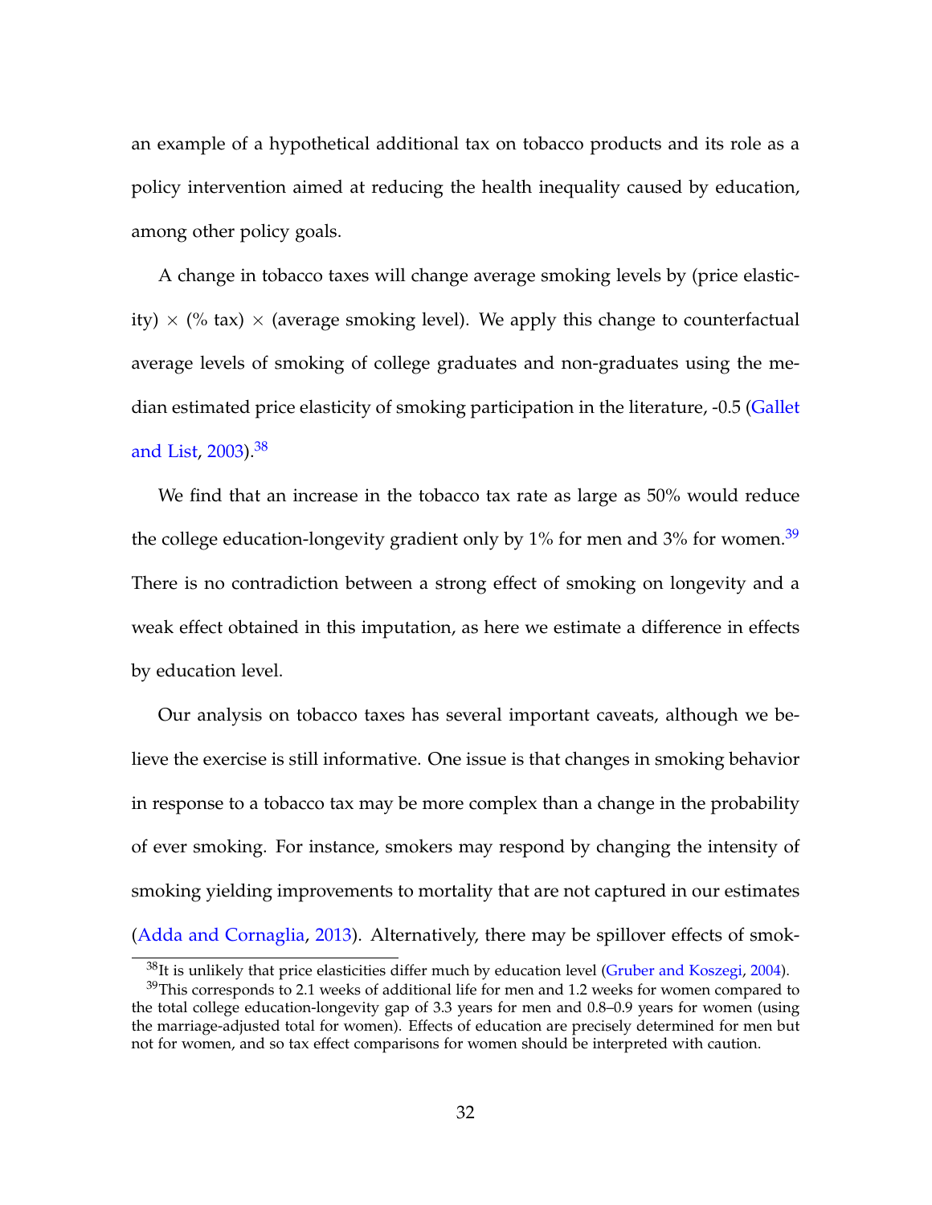an example of a hypothetical additional tax on tobacco products and its role as a policy intervention aimed at reducing the health inequality caused by education, among other policy goals.

A change in tobacco taxes will change average smoking levels by (price elasticity) × (% tax) × (average smoking level). We apply this change to counterfactual average levels of smoking of college graduates and non-graduates using the median estimated price elasticity of smoking participation in the literature, -0.5 (Gallet and List, 2003).[38]

We find that an increase in the tobacco tax rate as large as 50% would reduce the college education-longevity gradient only by 1% for men and 3% for women.[39] There is no contradiction between a strong effect of smoking on longevity and a weak effect obtained in this imputation, as here we estimate a difference in effects by education level.

Our analysis on tobacco taxes has several important caveats, although we believe the exercise is still informative. One issue is that changes in smoking behavior in response to a tobacco tax may be more complex than a change in the probability of ever smoking. For instance, smokers may respond by changing the intensity of smoking yielding improvements to mortality that are not captured in our estimates (Adda and Cornaglia, 2013). Alternatively, there may be spillover effects of smok-

[38] It is unlikely that price elasticities differ much by education level (Gruber and Koszegi, 2004).

[39] This corresponds to 2.1 weeks of additional life for men and 1.2 weeks for women compared to the total college education-longevity gap of 3.3 years for men and 0.8–0.9 years for women (using the marriage-adjusted total for women). Effects of education are precisely determined for men but not for women, and so tax effect comparisons for women should be interpreted with caution.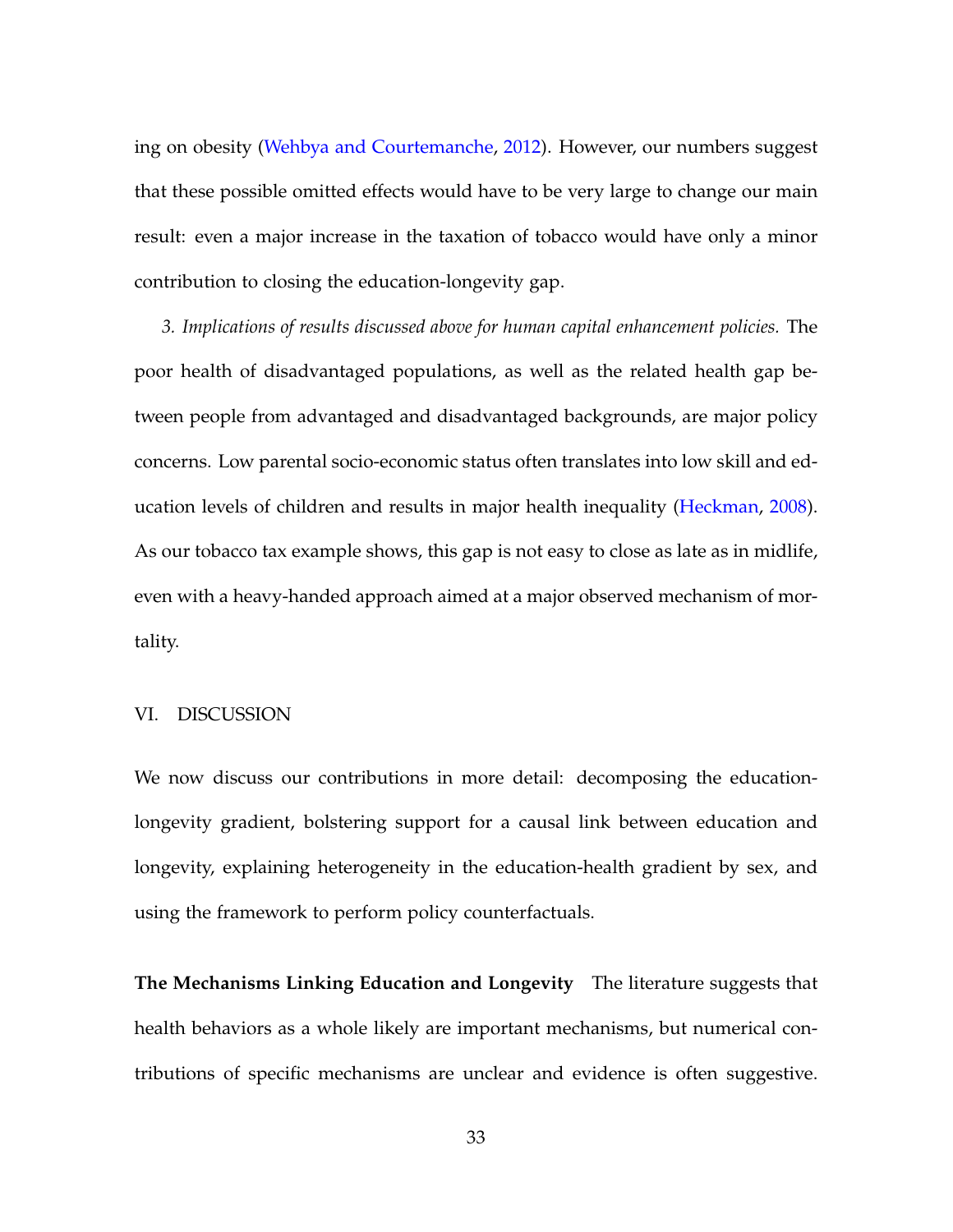ing on obesity (Wehbya and Courtemanche, 2012). However, our numbers suggest that these possible omitted effects would have to be very large to change our main result: even a major increase in the taxation of tobacco would have only a minor contribution to closing the education-longevity gap.

*3. Implications of results discussed above for human capital enhancement policies.* The poor health of disadvantaged populations, as well as the related health gap between people from advantaged and disadvantaged backgrounds, are major policy concerns. Low parental socio-economic status often translates into low skill and education levels of children and results in major health inequality (Heckman, 2008). As our tobacco tax example shows, this gap is not easy to close as late as in midlife, even with a heavy-handed approach aimed at a major observed mechanism of mortality.

## VI. DISCUSSION

We now discuss our contributions in more detail: decomposing the education-longevity gradient, bolstering support for a causal link between education and longevity, explaining heterogeneity in the education-health gradient by sex, and using the framework to perform policy counterfactuals.

**The Mechanisms Linking Education and Longevity** The literature suggests that health behaviors as a whole likely are important mechanisms, but numerical contributions of specific mechanisms are unclear and evidence is often suggestive.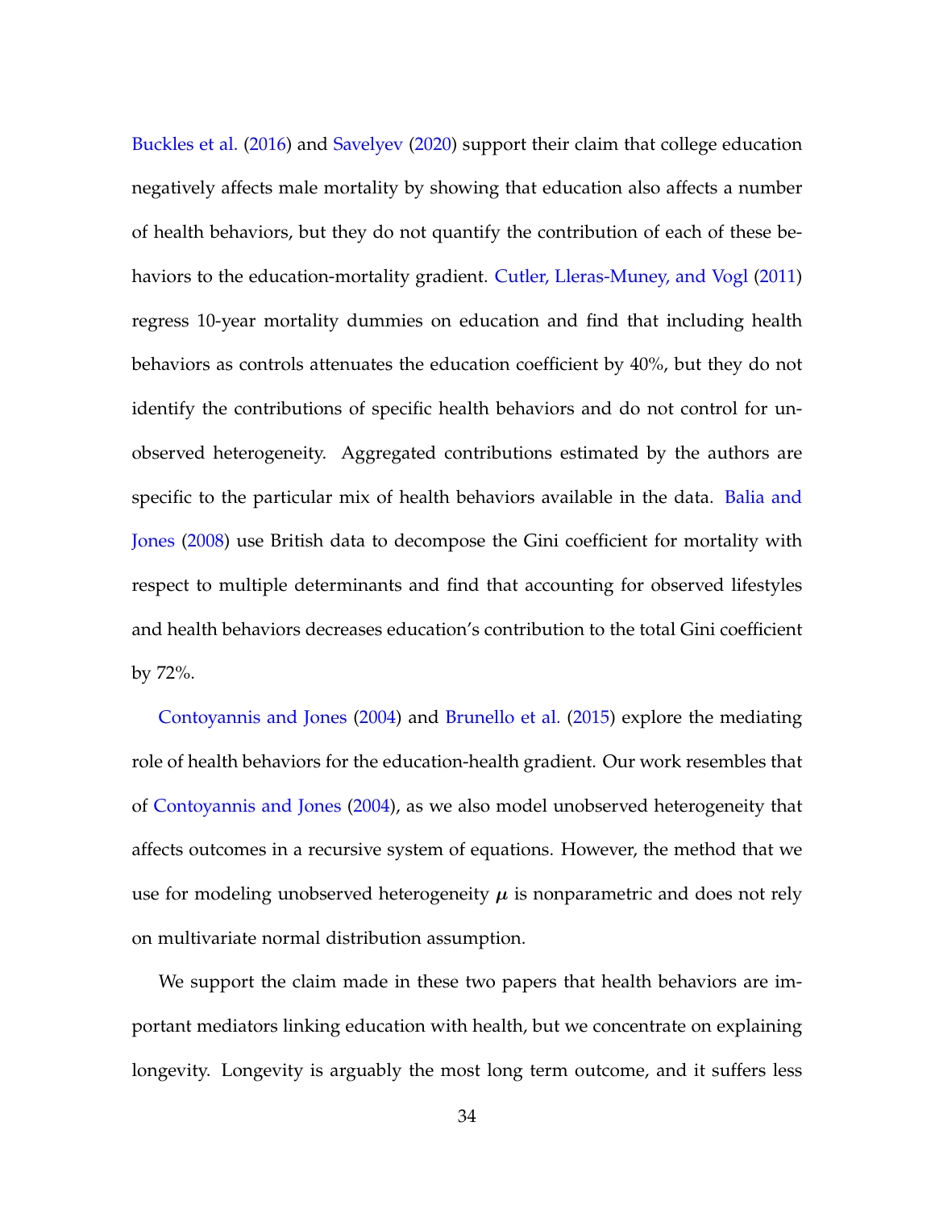Buckles et al. (2016) and Savelyev (2020) support their claim that college education negatively affects male mortality by showing that education also affects a number of health behaviors, but they do not quantify the contribution of each of these behaviors to the education-mortality gradient. Cutler, Lleras-Muney, and Vogl (2011) regress 10-year mortality dummies on education and find that including health behaviors as controls attenuates the education coefficient by 40%, but they do not identify the contributions of specific health behaviors and do not control for unobserved heterogeneity. Aggregated contributions estimated by the authors are specific to the particular mix of health behaviors available in the data. Balia and Jones (2008) use British data to decompose the Gini coefficient for mortality with respect to multiple determinants and find that accounting for observed lifestyles and health behaviors decreases education's contribution to the total Gini coefficient by 72%.

Contoyannis and Jones (2004) and Brunello et al. (2015) explore the mediating role of health behaviors for the education-health gradient. Our work resembles that of Contoyannis and Jones (2004), as we also model unobserved heterogeneity that affects outcomes in a recursive system of equations. However, the method that we use for modeling unobserved heterogeneity $\boldsymbol{\mu}$ is nonparametric and does not rely on multivariate normal distribution assumption.

We support the claim made in these two papers that health behaviors are important mediators linking education with health, but we concentrate on explaining longevity. Longevity is arguably the most long term outcome, and it suffers less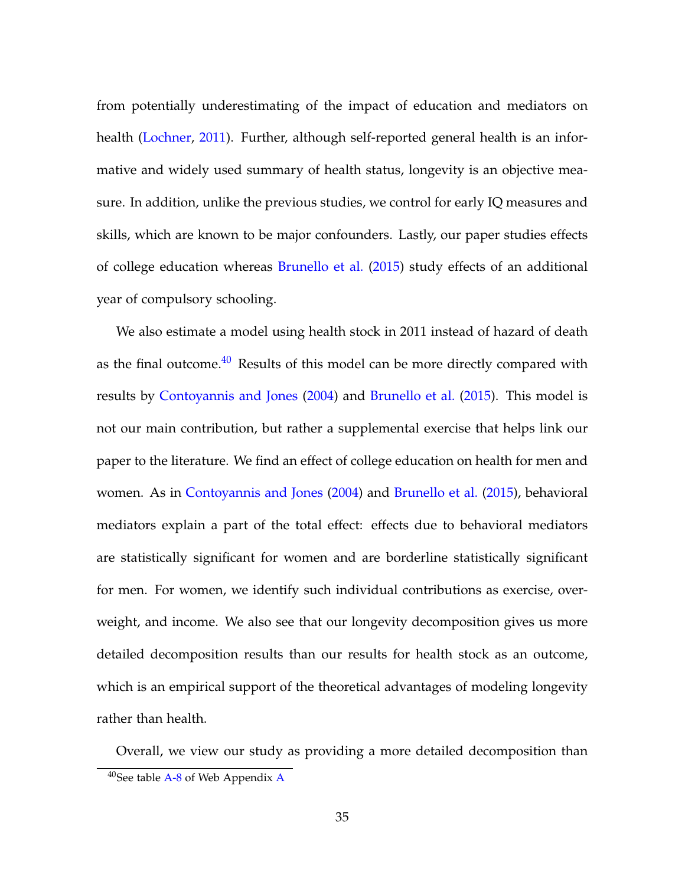from potentially underestimating of the impact of education and mediators on health (Lochner, 2011). Further, although self-reported general health is an informative and widely used summary of health status, longevity is an objective measure. In addition, unlike the previous studies, we control for early IQ measures and skills, which are known to be major confounders. Lastly, our paper studies effects of college education whereas Brunello et al. (2015) study effects of an additional year of compulsory schooling.

We also estimate a model using health stock in 2011 instead of hazard of death as the final outcome.[40] Results of this model can be more directly compared with results by Contoyannis and Jones (2004) and Brunello et al. (2015). This model is not our main contribution, but rather a supplemental exercise that helps link our paper to the literature. We find an effect of college education on health for men and women. As in Contoyannis and Jones (2004) and Brunello et al. (2015), behavioral mediators explain a part of the total effect: effects due to behavioral mediators are statistically significant for women and are borderline statistically significant for men. For women, we identify such individual contributions as exercise, overweight, and income. We also see that our longevity decomposition gives us more detailed decomposition results than our results for health stock as an outcome, which is an empirical support of the theoretical advantages of modeling longevity rather than health.

Overall, we view our study as providing a more detailed decomposition than

[40] See table A-8 of Web Appendix A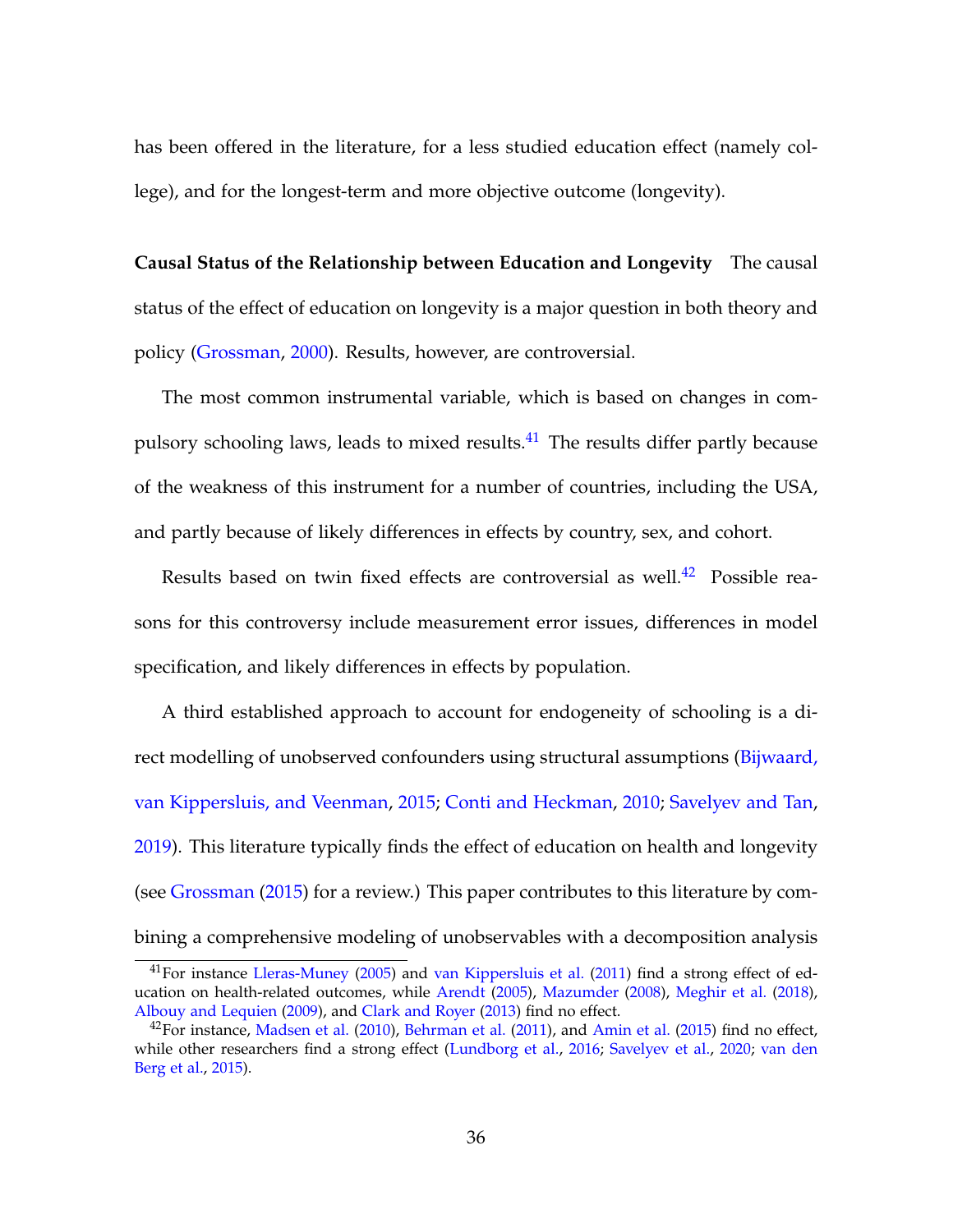has been offered in the literature, for a less studied education effect (namely college), and for the longest-term and more objective outcome (longevity).

**Causal Status of the Relationship between Education and Longevity** The causal status of the effect of education on longevity is a major question in both theory and policy (Grossman, 2000). Results, however, are controversial.

The most common instrumental variable, which is based on changes in compulsory schooling laws, leads to mixed results.[41] The results differ partly because of the weakness of this instrument for a number of countries, including the USA, and partly because of likely differences in effects by country, sex, and cohort.

Results based on twin fixed effects are controversial as well.[42] Possible reasons for this controversy include measurement error issues, differences in model specification, and likely differences in effects by population.

A third established approach to account for endogeneity of schooling is a direct modelling of unobserved confounders using structural assumptions (Bijwaard, van Kippersluis, and Veenman, 2015; Conti and Heckman, 2010; Savelyev and Tan, 2019). This literature typically finds the effect of education on health and longevity (see Grossman (2015) for a review.) This paper contributes to this literature by combining a comprehensive modeling of unobservables with a decomposition analysis

[41] For instance Lleras-Muney (2005) and van Kippersluis et al. (2011) find a strong effect of education on health-related outcomes, while Arendt (2005), Mazumder (2008), Meghir et al. (2018), Albouy and Lequien (2009), and Clark and Royer (2013) find no effect.

[42] For instance, Madsen et al. (2010), Behrman et al. (2011), and Amin et al. (2015) find no effect, while other researchers find a strong effect (Lundborg et al., 2016; Savelyev et al., 2020; van den Berg et al., 2015).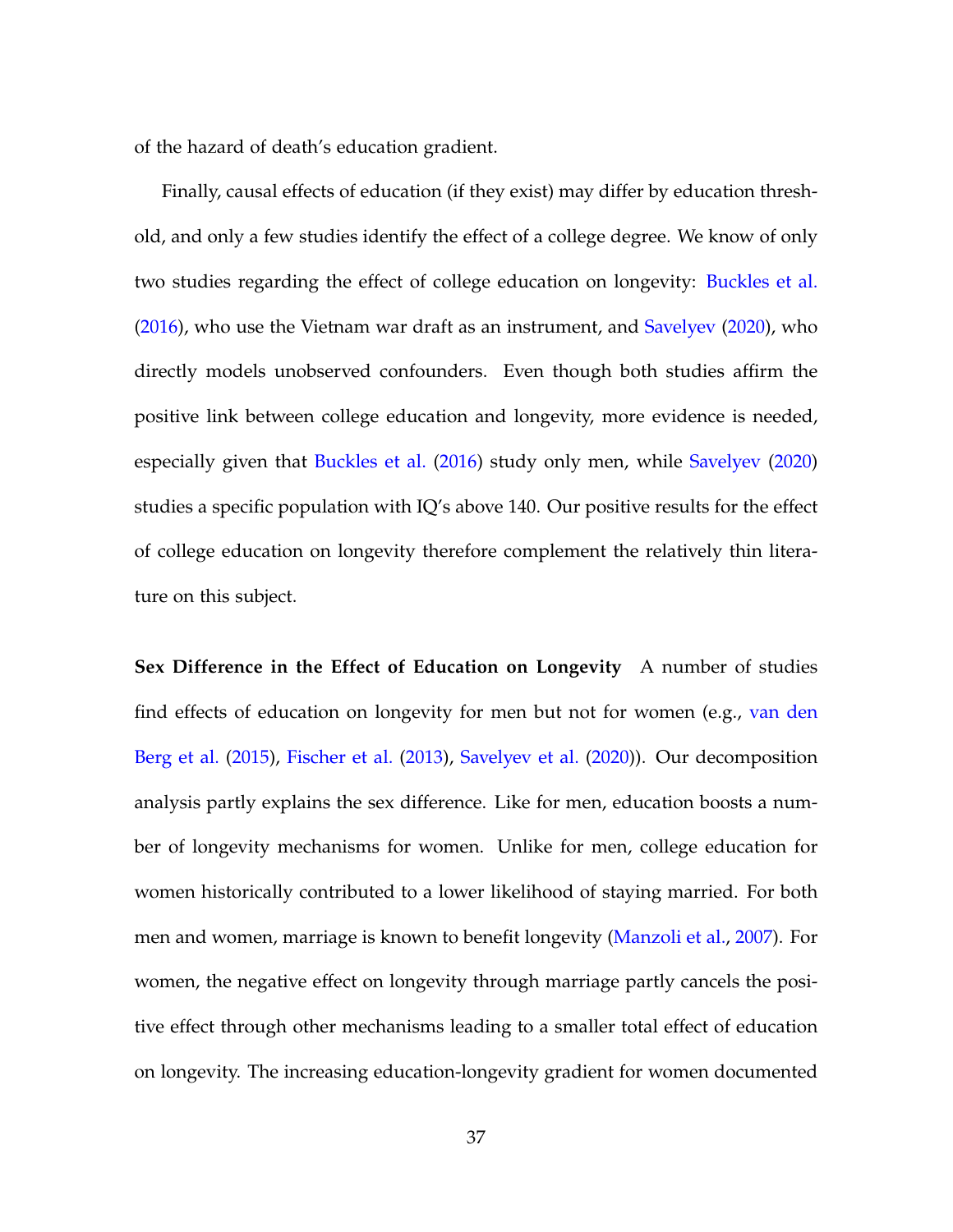of the hazard of death's education gradient.

Finally, causal effects of education (if they exist) may differ by education threshold, and only a few studies identify the effect of a college degree. We know of only two studies regarding the effect of college education on longevity: Buckles et al. (2016), who use the Vietnam war draft as an instrument, and Savelyev (2020), who directly models unobserved confounders. Even though both studies affirm the positive link between college education and longevity, more evidence is needed, especially given that Buckles et al. (2016) study only men, while Savelyev (2020) studies a specific population with IQ's above 140. Our positive results for the effect of college education on longevity therefore complement the relatively thin literature on this subject.

**Sex Difference in the Effect of Education on Longevity** A number of studies find effects of education on longevity for men but not for women (e.g., van den Berg et al. (2015), Fischer et al. (2013), Savelyev et al. (2020)). Our decomposition analysis partly explains the sex difference. Like for men, education boosts a number of longevity mechanisms for women. Unlike for men, college education for women historically contributed to a lower likelihood of staying married. For both men and women, marriage is known to benefit longevity (Manzoli et al., 2007). For women, the negative effect on longevity through marriage partly cancels the positive effect through other mechanisms leading to a smaller total effect of education on longevity. The increasing education-longevity gradient for women documented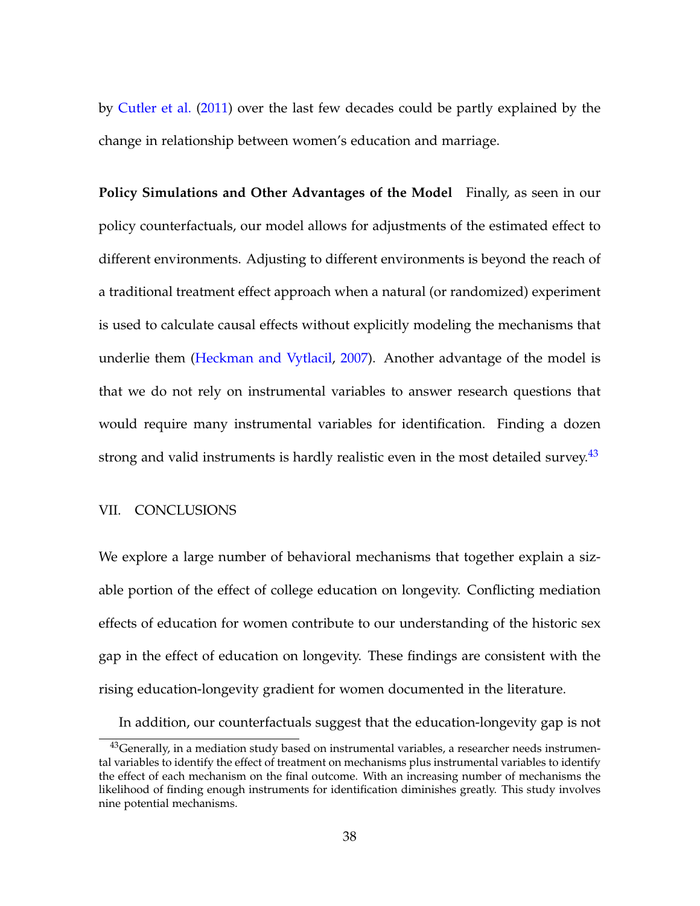by Cutler et al. (2011) over the last few decades could be partly explained by the change in relationship between women's education and marriage.

**Policy Simulations and Other Advantages of the Model** Finally, as seen in our policy counterfactuals, our model allows for adjustments of the estimated effect to different environments. Adjusting to different environments is beyond the reach of a traditional treatment effect approach when a natural (or randomized) experiment is used to calculate causal effects without explicitly modeling the mechanisms that underlie them (Heckman and Vytlacil, 2007). Another advantage of the model is that we do not rely on instrumental variables to answer research questions that would require many instrumental variables for identification. Finding a dozen strong and valid instruments is hardly realistic even in the most detailed survey.[43]

## VII. CONCLUSIONS

We explore a large number of behavioral mechanisms that together explain a sizable portion of the effect of college education on longevity. Conflicting mediation effects of education for women contribute to our understanding of the historic sex gap in the effect of education on longevity. These findings are consistent with the rising education-longevity gradient for women documented in the literature.

In addition, our counterfactuals suggest that the education-longevity gap is not

[43] Generally, in a mediation study based on instrumental variables, a researcher needs instrumental variables to identify the effect of treatment on mechanisms plus instrumental variables to identify the effect of each mechanism on the final outcome. With an increasing number of mechanisms the likelihood of finding enough instruments for identification diminishes greatly. This study involves nine potential mechanisms.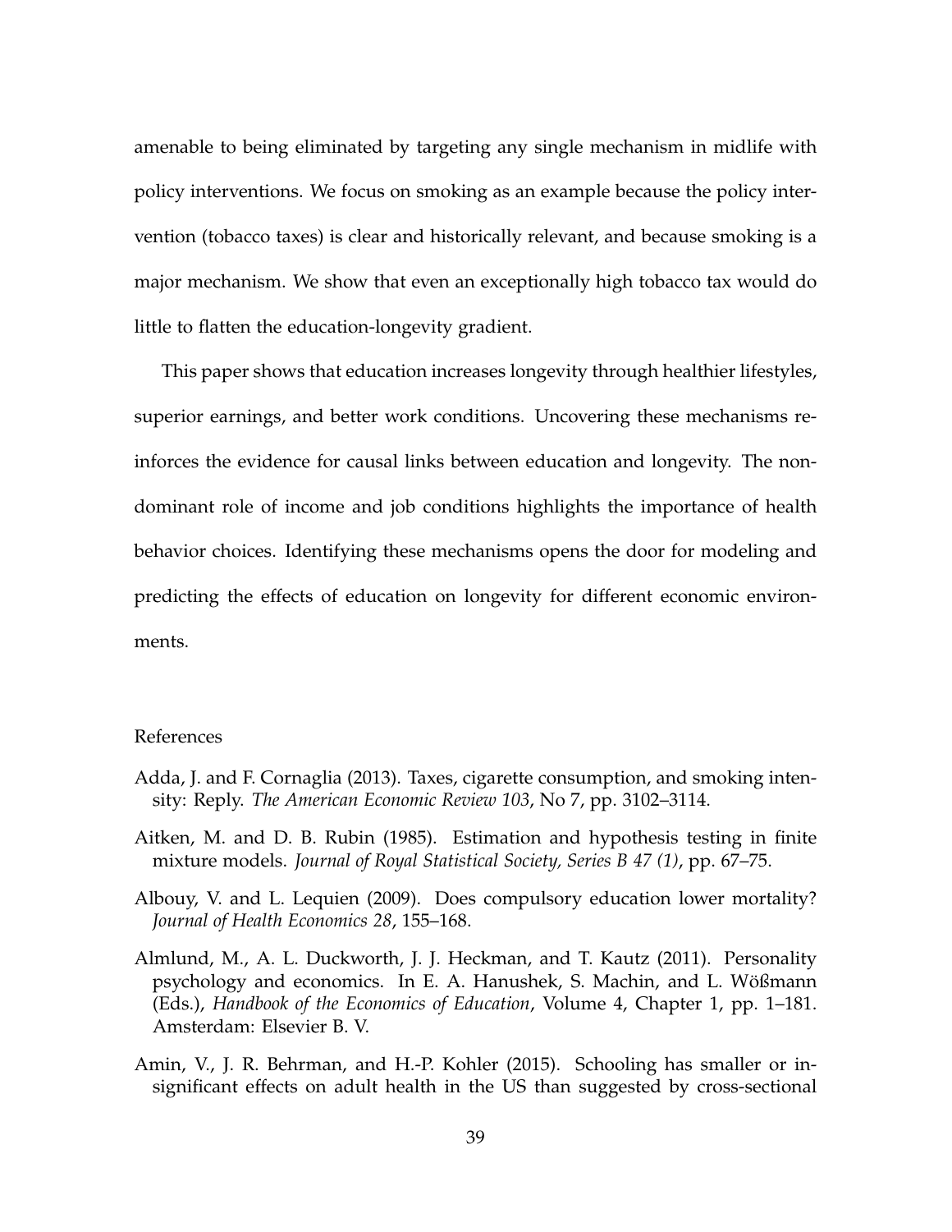amenable to being eliminated by targeting any single mechanism in midlife with policy interventions. We focus on smoking as an example because the policy intervention (tobacco taxes) is clear and historically relevant, and because smoking is a major mechanism. We show that even an exceptionally high tobacco tax would do little to flatten the education-longevity gradient.

This paper shows that education increases longevity through healthier lifestyles, superior earnings, and better work conditions. Uncovering these mechanisms reinforces the evidence for causal links between education and longevity. The non-dominant role of income and job conditions highlights the importance of health behavior choices. Identifying these mechanisms opens the door for modeling and predicting the effects of education on longevity for different economic environments.

## References

Adda, J. and F. Cornaglia (2013). Taxes, cigarette consumption, and smoking intensity: Reply. *The American Economic Review 103*, No 7, pp. 3102–3114.

Aitken, M. and D. B. Rubin (1985). Estimation and hypothesis testing in finite mixture models. *Journal of Royal Statistical Society, Series B 47 (1)*, pp. 67–75.

Albouy, V. and L. Lequien (2009). Does compulsory education lower mortality? *Journal of Health Economics 28*, 155–168.

Almlund, M., A. L. Duckworth, J. J. Heckman, and T. Kautz (2011). Personality psychology and economics. In E. A. Hanushek, S. Machin, and L. Wößmann (Eds.), *Handbook of the Economics of Education*, Volume 4, Chapter 1, pp. 1–181. Amsterdam: Elsevier B. V.

Amin, V., J. R. Behrman, and H.-P. Kohler (2015). Schooling has smaller or insignificant effects on adult health in the US than suggested by cross-sectional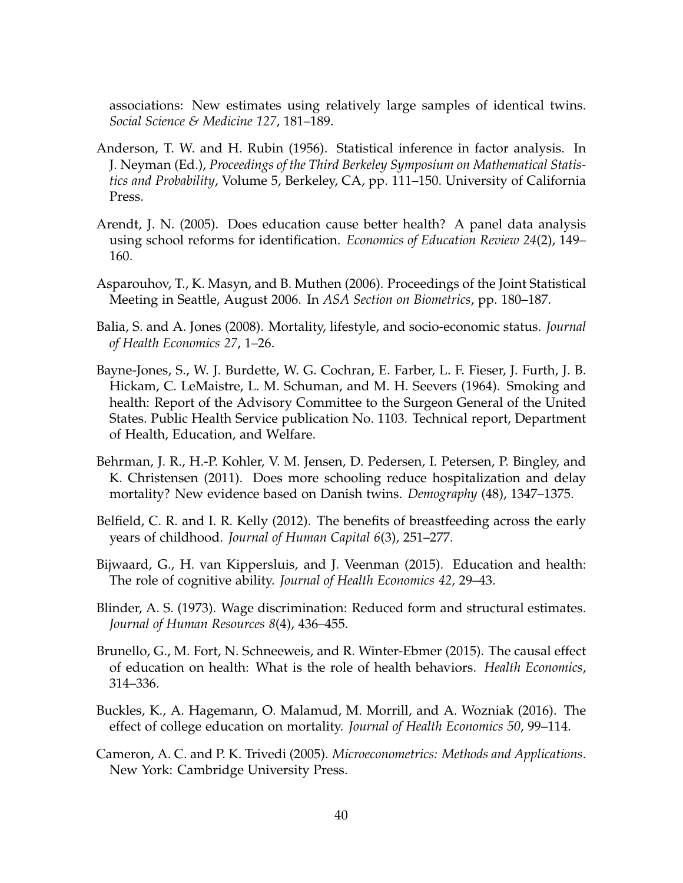associations: New estimates using relatively large samples of identical twins. *Social Science & Medicine 127*, 181–189.

Anderson, T. W. and H. Rubin (1956). Statistical inference in factor analysis. In J. Neyman (Ed.), *Proceedings of the Third Berkeley Symposium on Mathematical Statistics and Probability*, Volume 5, Berkeley, CA, pp. 111–150. University of California Press.

Arendt, J. N. (2005). Does education cause better health? A panel data analysis using school reforms for identification. *Economics of Education Review 24*(2), 149–160.

Asparouhov, T., K. Masyn, and B. Muthen (2006). Proceedings of the Joint Statistical Meeting in Seattle, August 2006. In *ASA Section on Biometrics*, pp. 180–187.

Balia, S. and A. Jones (2008). Mortality, lifestyle, and socio-economic status. *Journal of Health Economics 27*, 1–26.

Bayne-Jones, S., W. J. Burdette, W. G. Cochran, E. Farber, L. F. Fieser, J. Furth, J. B. Hickam, C. LeMaistre, L. M. Schuman, and M. H. Seevers (1964). Smoking and health: Report of the Advisory Committee to the Surgeon General of the United States. Public Health Service publication No. 1103. Technical report, Department of Health, Education, and Welfare.

Behrman, J. R., H.-P. Kohler, V. M. Jensen, D. Pedersen, I. Petersen, P. Bingley, and K. Christensen (2011). Does more schooling reduce hospitalization and delay mortality? New evidence based on Danish twins. *Demography* (48), 1347–1375.

Belfield, C. R. and I. R. Kelly (2012). The benefits of breastfeeding across the early years of childhood. *Journal of Human Capital 6*(3), 251–277.

Bijwaard, G., H. van Kippersluis, and J. Veenman (2015). Education and health: The role of cognitive ability. *Journal of Health Economics 42*, 29–43.

Blinder, A. S. (1973). Wage discrimination: Reduced form and structural estimates. *Journal of Human Resources 8*(4), 436–455.

Brunello, G., M. Fort, N. Schneeweis, and R. Winter-Ebmer (2015). The causal effect of education on health: What is the role of health behaviors. *Health Economics*, 314–336.

Buckles, K., A. Hagemann, O. Malamud, M. Morrill, and A. Wozniak (2016). The effect of college education on mortality. *Journal of Health Economics 50*, 99–114.

Cameron, A. C. and P. K. Trivedi (2005). *Microeconometrics: Methods and Applications*. New York: Cambridge University Press.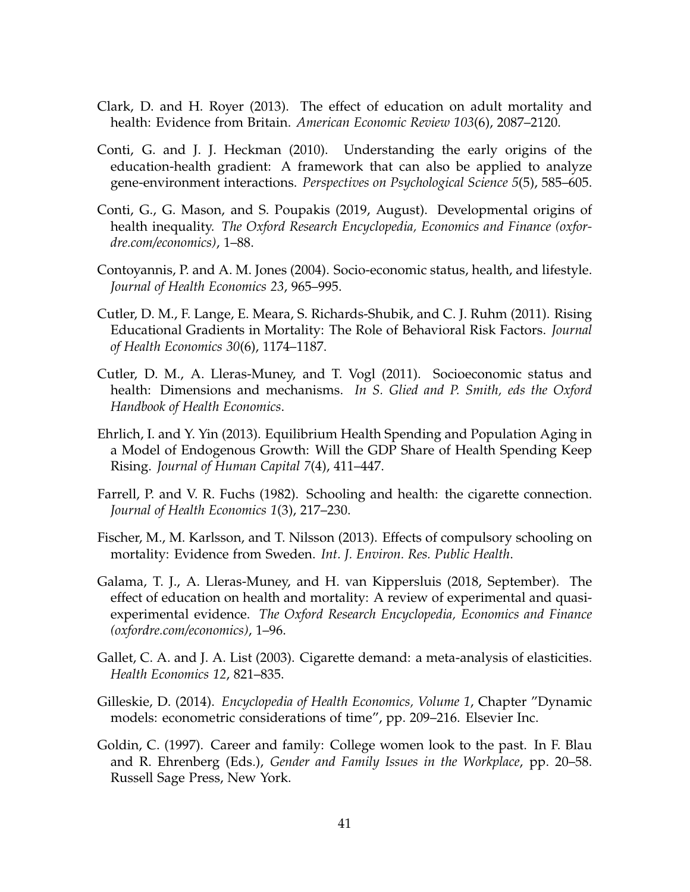Clark, D. and H. Royer (2013). The effect of education on adult mortality and health: Evidence from Britain. *American Economic Review 103*(6), 2087–2120.

Conti, G. and J. J. Heckman (2010). Understanding the early origins of the education-health gradient: A framework that can also be applied to analyze gene-environment interactions. *Perspectives on Psychological Science 5*(5), 585–605.

Conti, G., G. Mason, and S. Poupakis (2019, August). Developmental origins of health inequality. *The Oxford Research Encyclopedia, Economics and Finance (oxfordre.com/economics)*, 1–88.

Contoyannis, P. and A. M. Jones (2004). Socio-economic status, health, and lifestyle. *Journal of Health Economics 23*, 965–995.

Cutler, D. M., F. Lange, E. Meara, S. Richards-Shubik, and C. J. Ruhm (2011). Rising Educational Gradients in Mortality: The Role of Behavioral Risk Factors. *Journal of Health Economics 30*(6), 1174–1187.

Cutler, D. M., A. Lleras-Muney, and T. Vogl (2011). Socioeconomic status and health: Dimensions and mechanisms. *In S. Glied and P. Smith, eds the Oxford Handbook of Health Economics*.

Ehrlich, I. and Y. Yin (2013). Equilibrium Health Spending and Population Aging in a Model of Endogenous Growth: Will the GDP Share of Health Spending Keep Rising. *Journal of Human Capital 7*(4), 411–447.

Farrell, P. and V. R. Fuchs (1982). Schooling and health: the cigarette connection. *Journal of Health Economics 1*(3), 217–230.

Fischer, M., M. Karlsson, and T. Nilsson (2013). Effects of compulsory schooling on mortality: Evidence from Sweden. *Int. J. Environ. Res. Public Health*.

Galama, T. J., A. Lleras-Muney, and H. van Kippersluis (2018, September). The effect of education on health and mortality: A review of experimental and quasi-experimental evidence. *The Oxford Research Encyclopedia, Economics and Finance (oxfordre.com/economics)*, 1–96.

Gallet, C. A. and J. A. List (2003). Cigarette demand: a meta-analysis of elasticities. *Health Economics 12*, 821–835.

Gilleskie, D. (2014). *Encyclopedia of Health Economics, Volume 1*, Chapter "Dynamic models: econometric considerations of time", pp. 209–216. Elsevier Inc.

Goldin, C. (1997). Career and family: College women look to the past. In F. Blau and R. Ehrenberg (Eds.), *Gender and Family Issues in the Workplace*, pp. 20–58. Russell Sage Press, New York.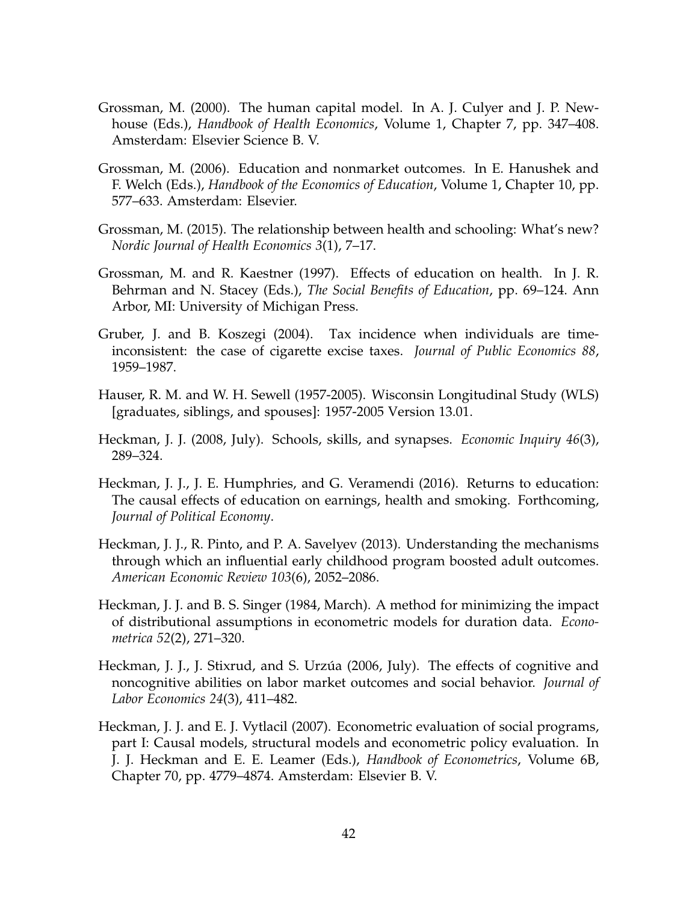Grossman, M. (2000). The human capital model. In A. J. Culyer and J. P. Newhouse (Eds.), *Handbook of Health Economics*, Volume 1, Chapter 7, pp. 347–408. Amsterdam: Elsevier Science B. V.

Grossman, M. (2006). Education and nonmarket outcomes. In E. Hanushek and F. Welch (Eds.), *Handbook of the Economics of Education*, Volume 1, Chapter 10, pp. 577–633. Amsterdam: Elsevier.

Grossman, M. (2015). The relationship between health and schooling: What's new? *Nordic Journal of Health Economics 3*(1), 7–17.

Grossman, M. and R. Kaestner (1997). Effects of education on health. In J. R. Behrman and N. Stacey (Eds.), *The Social Benefits of Education*, pp. 69–124. Ann Arbor, MI: University of Michigan Press.

Gruber, J. and B. Koszegi (2004). Tax incidence when individuals are time-inconsistent: the case of cigarette excise taxes. *Journal of Public Economics 88*, 1959–1987.

Hauser, R. M. and W. H. Sewell (1957-2005). Wisconsin Longitudinal Study (WLS) [graduates, siblings, and spouses]: 1957-2005 Version 13.01.

Heckman, J. J. (2008, July). Schools, skills, and synapses. *Economic Inquiry 46*(3), 289–324.

Heckman, J. J., J. E. Humphries, and G. Veramendi (2016). Returns to education: The causal effects of education on earnings, health and smoking. Forthcoming, *Journal of Political Economy*.

Heckman, J. J., R. Pinto, and P. A. Savelyev (2013). Understanding the mechanisms through which an influential early childhood program boosted adult outcomes. *American Economic Review 103*(6), 2052–2086.

Heckman, J. J. and B. S. Singer (1984, March). A method for minimizing the impact of distributional assumptions in econometric models for duration data. *Econometrica 52*(2), 271–320.

Heckman, J. J., J. Stixrud, and S. Urzúa (2006, July). The effects of cognitive and noncognitive abilities on labor market outcomes and social behavior. *Journal of Labor Economics 24*(3), 411–482.

Heckman, J. J. and E. J. Vytlacil (2007). Econometric evaluation of social programs, part I: Causal models, structural models and econometric policy evaluation. In J. J. Heckman and E. E. Leamer (Eds.), *Handbook of Econometrics*, Volume 6B, Chapter 70, pp. 4779–4874. Amsterdam: Elsevier B. V.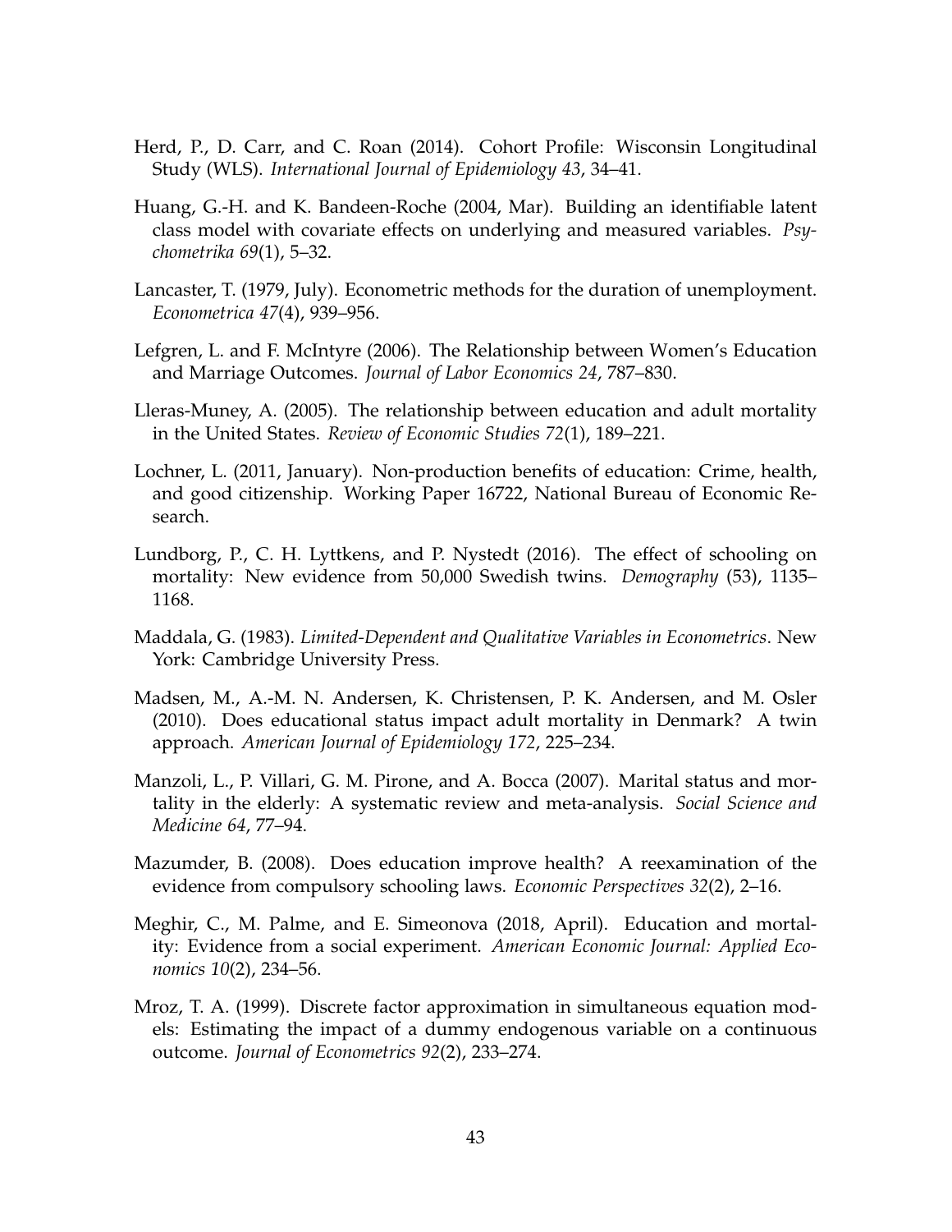Herd, P., D. Carr, and C. Roan (2014). Cohort Profile: Wisconsin Longitudinal Study (WLS). *International Journal of Epidemiology 43*, 34–41.

Huang, G.-H. and K. Bandeen-Roche (2004, Mar). Building an identifiable latent class model with covariate effects on underlying and measured variables. *Psychometrika 69*(1), 5–32.

Lancaster, T. (1979, July). Econometric methods for the duration of unemployment. *Econometrica 47*(4), 939–956.

Lefgren, L. and F. McIntyre (2006). The Relationship between Women's Education and Marriage Outcomes. *Journal of Labor Economics 24*, 787–830.

Lleras-Muney, A. (2005). The relationship between education and adult mortality in the United States. *Review of Economic Studies 72*(1), 189–221.

Lochner, L. (2011, January). Non-production benefits of education: Crime, health, and good citizenship. Working Paper 16722, National Bureau of Economic Research.

Lundborg, P., C. H. Lyttkens, and P. Nystedt (2016). The effect of schooling on mortality: New evidence from 50,000 Swedish twins. *Demography* (53), 1135–1168.

Maddala, G. (1983). *Limited-Dependent and Qualitative Variables in Econometrics*. New York: Cambridge University Press.

Madsen, M., A.-M. N. Andersen, K. Christensen, P. K. Andersen, and M. Osler (2010). Does educational status impact adult mortality in Denmark? A twin approach. *American Journal of Epidemiology 172*, 225–234.

Manzoli, L., P. Villari, G. M. Pirone, and A. Bocca (2007). Marital status and mortality in the elderly: A systematic review and meta-analysis. *Social Science and Medicine 64*, 77–94.

Mazumder, B. (2008). Does education improve health? A reexamination of the evidence from compulsory schooling laws. *Economic Perspectives 32*(2), 2–16.

Meghir, C., M. Palme, and E. Simeonova (2018, April). Education and mortality: Evidence from a social experiment. *American Economic Journal: Applied Economics 10*(2), 234–56.

Mroz, T. A. (1999). Discrete factor approximation in simultaneous equation models: Estimating the impact of a dummy endogenous variable on a continuous outcome. *Journal of Econometrics 92*(2), 233–274.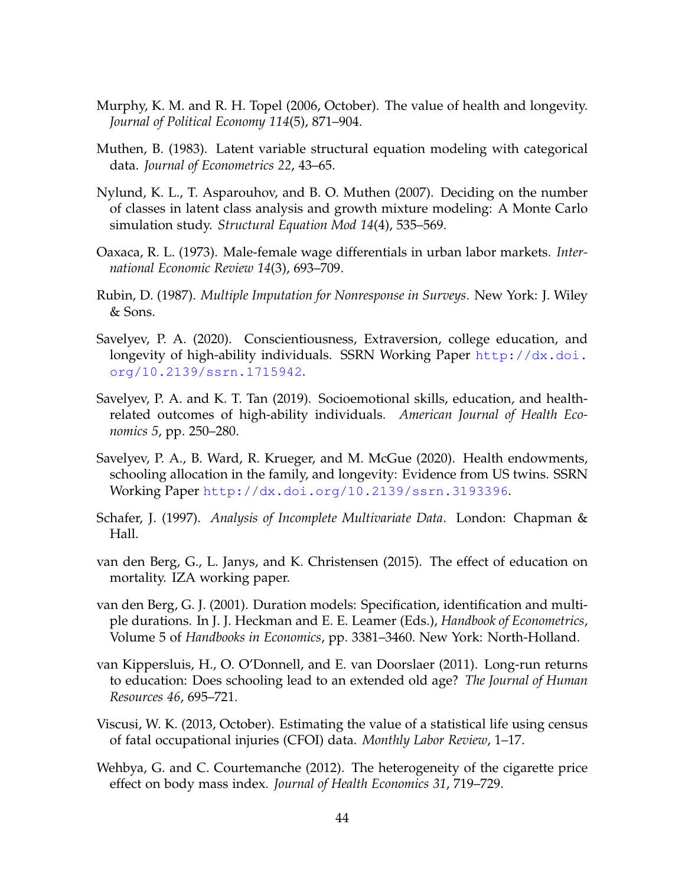Murphy, K. M. and R. H. Topel (2006, October). The value of health and longevity. *Journal of Political Economy 114*(5), 871–904.

Muthen, B. (1983). Latent variable structural equation modeling with categorical data. *Journal of Econometrics 22*, 43–65.

Nylund, K. L., T. Asparouhov, and B. O. Muthen (2007). Deciding on the number of classes in latent class analysis and growth mixture modeling: A Monte Carlo simulation study. *Structural Equation Mod 14*(4), 535–569.

Oaxaca, R. L. (1973). Male-female wage differentials in urban labor markets. *International Economic Review 14*(3), 693–709.

Rubin, D. (1987). *Multiple Imputation for Nonresponse in Surveys*. New York: J. Wiley & Sons.

Savelyev, P. A. (2020). Conscientiousness, Extraversion, college education, and longevity of high-ability individuals. SSRN Working Paper http://dx.doi.org/10.2139/ssrn.1715942.

Savelyev, P. A. and K. T. Tan (2019). Socioemotional skills, education, and health-related outcomes of high-ability individuals. *American Journal of Health Economics 5*, pp. 250–280.

Savelyev, P. A., B. Ward, R. Krueger, and M. McGue (2020). Health endowments, schooling allocation in the family, and longevity: Evidence from US twins. SSRN Working Paper http://dx.doi.org/10.2139/ssrn.3193396.

Schafer, J. (1997). *Analysis of Incomplete Multivariate Data*. London: Chapman & Hall.

van den Berg, G., L. Janys, and K. Christensen (2015). The effect of education on mortality. IZA working paper.

van den Berg, G. J. (2001). Duration models: Specification, identification and multiple durations. In J. J. Heckman and E. E. Leamer (Eds.), *Handbook of Econometrics*, Volume 5 of *Handbooks in Economics*, pp. 3381–3460. New York: North-Holland.

van Kippersluis, H., O. O'Donnell, and E. van Doorslaer (2011). Long-run returns to education: Does schooling lead to an extended old age? *The Journal of Human Resources 46*, 695–721.

Viscusi, W. K. (2013, October). Estimating the value of a statistical life using census of fatal occupational injuries (CFOI) data. *Monthly Labor Review*, 1–17.

Wehbya, G. and C. Courtemanche (2012). The heterogeneity of the cigarette price effect on body mass index. *Journal of Health Economics 31*, 719–729.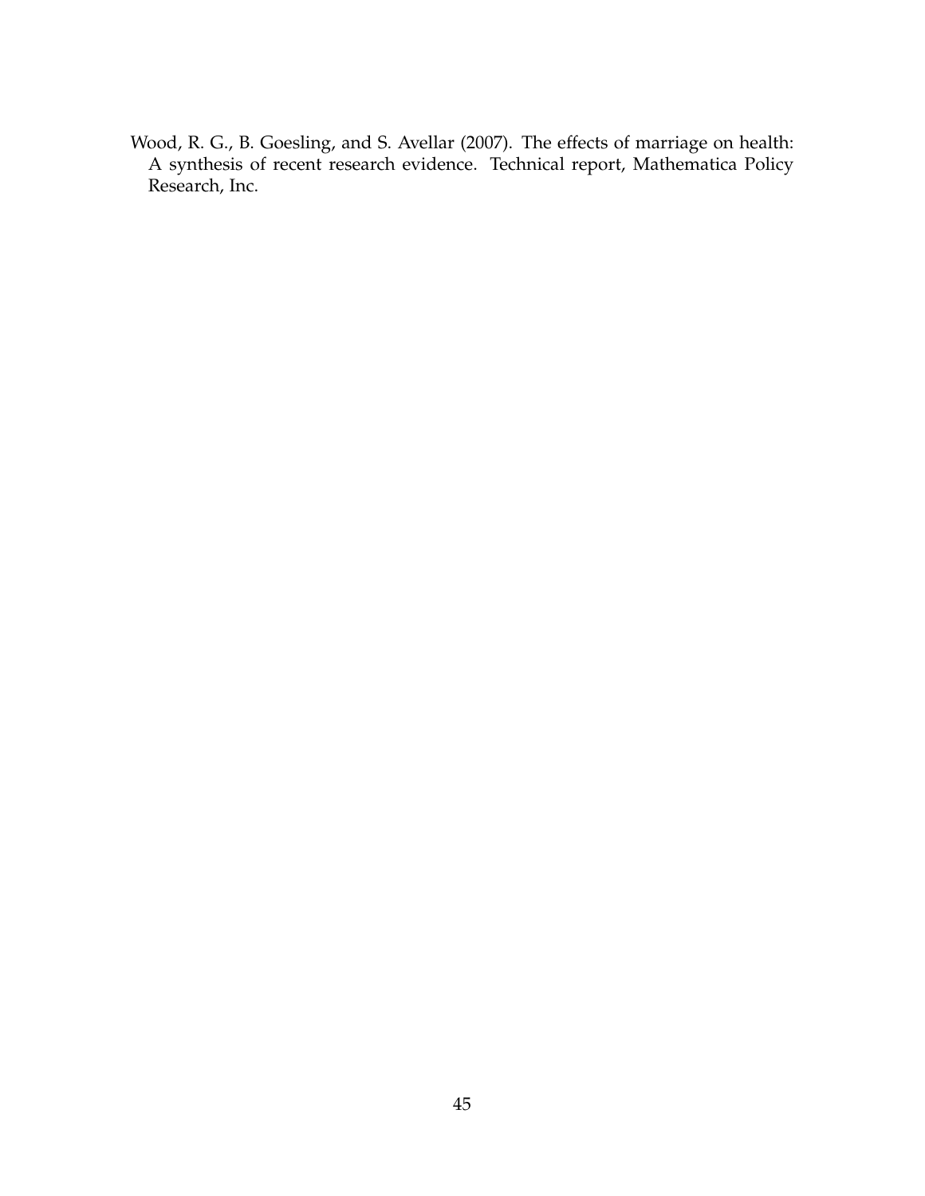Wood, R. G., B. Goesling, and S. Avellar (2007). The effects of marriage on health: A synthesis of recent research evidence. Technical report, Mathematica Policy Research, Inc.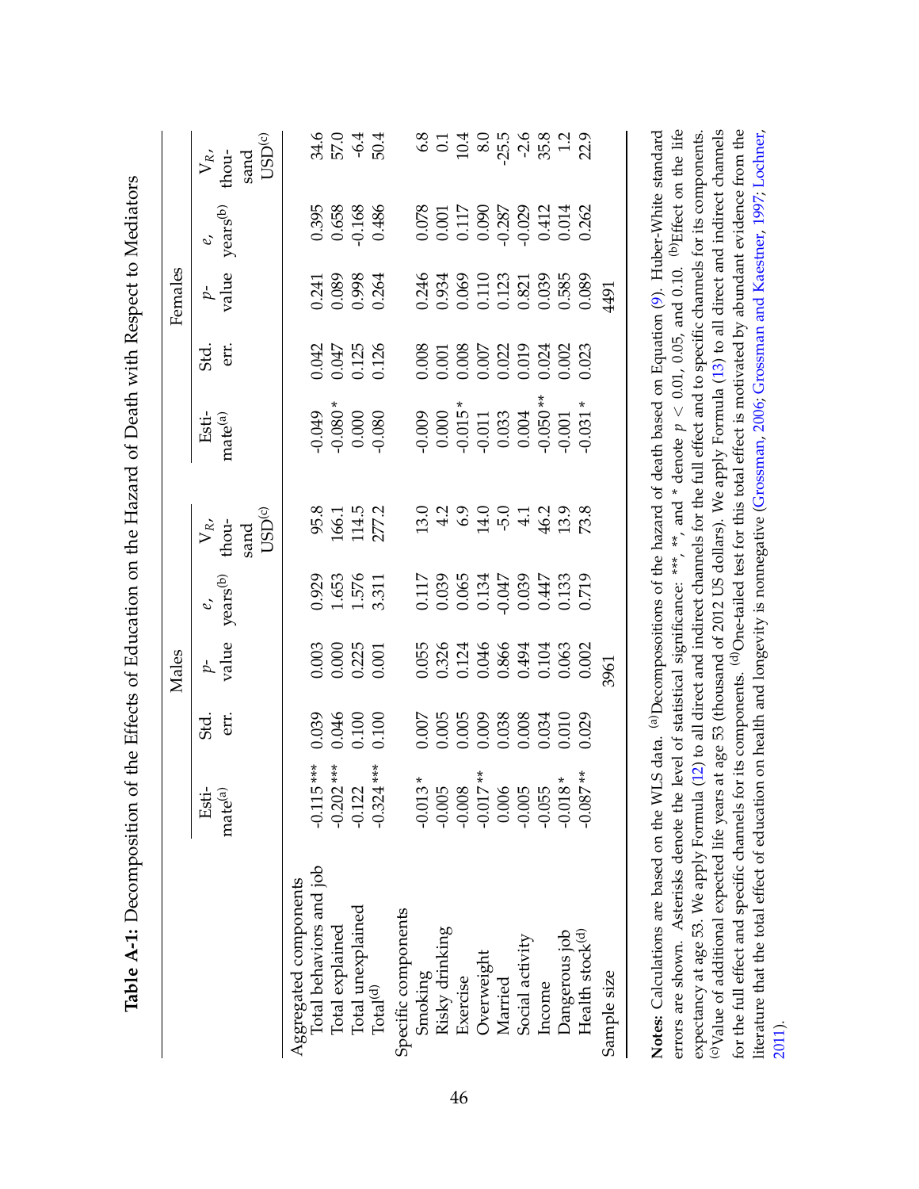**Table A-1:** Decomposition of the Effects of Education on the Hazard of Death with Respect to Mediators

| | Males | | | | | Females | | | | |
|---|---|---|---|---|---|---|---|---|---|---|
| | Esti-mate[(a)] | Std. err. | $p$-value | $e$, years[(b)] | $V_R$, thousand USD[(c)] | Esti-mate[(a)] | Std. err. | $p$-value | $e$, years[(b)] | $V_R$, thousand USD[(c)] |
| Aggregated components | | | | | | | | | | |
| Total behaviors and job | -0.115 *** | 0.039 | 0.003 | 0.929 | 95.8 | -0.049 | 0.042 | 0.241 | 0.395 | 34.6 |
| Total explained | -0.202 *** | 0.046 | 0.000 | 1.653 | 166.1 | -0.080 * | 0.047 | 0.089 | 0.658 | 57.0 |
| Total unexplained | -0.122 | 0.100 | 0.225 | 1.576 | 114.5 | 0.000 | 0.125 | 0.998 | -0.168 | -6.4 |
| Total[(d)] | -0.324 *** | 0.100 | 0.001 | 3.311 | 277.2 | -0.080 | 0.126 | 0.264 | 0.486 | 50.4 |
| Specific components | | | | | | | | | | |
| Smoking | -0.013 * | 0.007 | 0.055 | 0.117 | 13.0 | -0.009 | 0.008 | 0.246 | 0.078 | 6.8 |
| Risky drinking | -0.005 | 0.005 | 0.326 | 0.039 | 4.2 | 0.000 | 0.001 | 0.934 | 0.001 | 0.1 |
| Exercise | -0.008 | 0.005 | 0.124 | 0.065 | 6.9 | -0.015 * | 0.008 | 0.069 | 0.117 | 10.4 |
| Overweight | -0.017 ** | 0.009 | 0.046 | 0.134 | 14.0 | -0.011 | 0.007 | 0.110 | 0.090 | 8.0 |
| Married | 0.006 | 0.038 | 0.866 | -0.047 | -5.0 | 0.033 | 0.022 | 0.123 | -0.287 | -25.5 |
| Social activity | -0.005 | 0.008 | 0.494 | 0.039 | 4.1 | 0.004 | 0.019 | 0.821 | -0.029 | -2.6 |
| Income | -0.055 | 0.034 | 0.104 | 0.447 | 46.2 | -0.050 ** | 0.024 | 0.039 | 0.412 | 35.8 |
| Dangerous job | -0.018 * | 0.010 | 0.063 | 0.133 | 13.9 | -0.001 | 0.002 | 0.585 | 0.014 | 1.2 |
| Health stock[(d)] | -0.087 ** | 0.029 | 0.002 | 0.719 | 73.8 | -0.031 * | 0.023 | 0.089 | 0.262 | 22.9 |
| Sample size | | | 3961 | | | | | 4491 | | |

**Notes:** Calculations are based on the WLS data. [(a)]Decomposoitions of the hazard of death based on Equation (9). Huber-White standard errors are shown. Asterisks denote the level of statistical significance: ***, **, and * denote $p < 0.01$, 0.05, and 0.10. [(b)]Effect on the life expectancy at age 53. We apply Formula (12) to all direct and indirect channels for the full effect and to specific channels for its components. [(c)]Value of additional expected life years at age 53 (thousand of 2012 US dollars). We apply Formula (13) to all direct and indirect channels for the full effect and specific channels for its components. [(d)]One-tailed test for this total effect is motivated by abundant evidence from the literature that the total effect of education on health and longevity is nonnegative (Grossman, 2006; Grossman and Kaestner, 1997; Lochner, 2011).